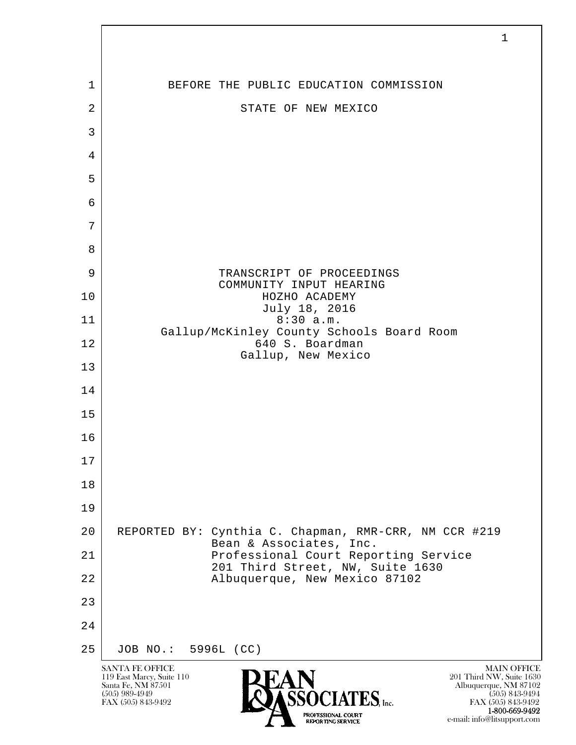BEFORE THE PUBLIC EDUCATION COMMISSION

STATE OF NEW MEXICO

TRANSCRIPT OF PROCEEDINGS
COMMUNITY INPUT HEARING
HOZHO ACADEMY
July 18, 2016
8:30 a.m.
Gallup/McKinley County Schools Board Room
640 S. Boardman
Gallup, New Mexico

REPORTED BY: Cynthia C. Chapman, RMR-CRR, NM CCR #219
Bean & Associates, Inc.
Professional Court Reporting Service
201 Third Street, NW, Suite 1630
Albuquerque, New Mexico 87102

JOB NO.: 5996L (CC)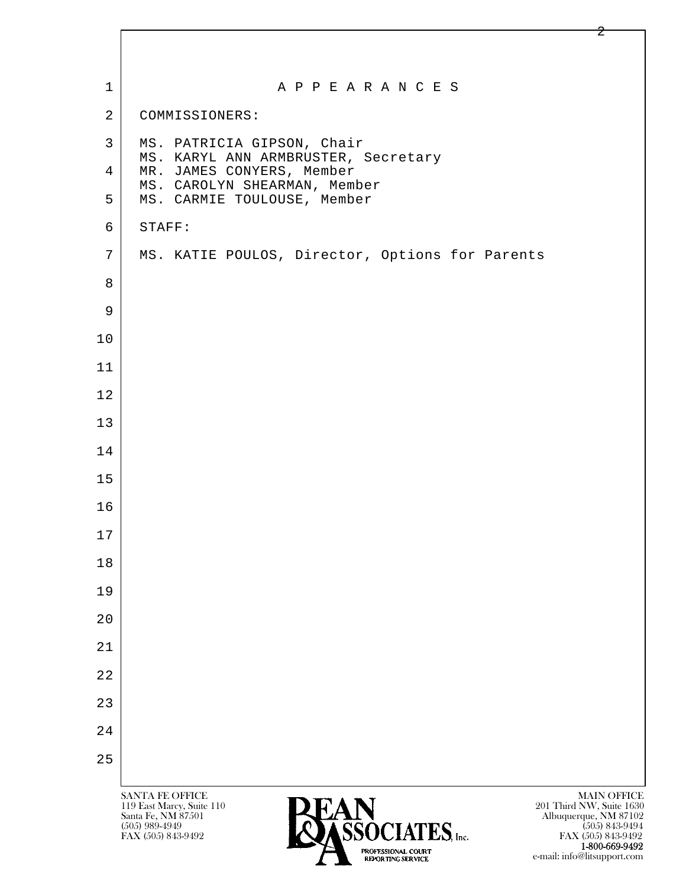# A P P E A R A N C E S

COMMISSIONERS:

MS. PATRICIA GIPSON, Chair
MS. KARYL ANN ARMBRUSTER, Secretary
MR. JAMES CONYERS, Member
MS. CAROLYN SHEARMAN, Member
MS. CARMIE TOULOUSE, Member

STAFF:

MS. KATIE POULOS, Director, Options for Parents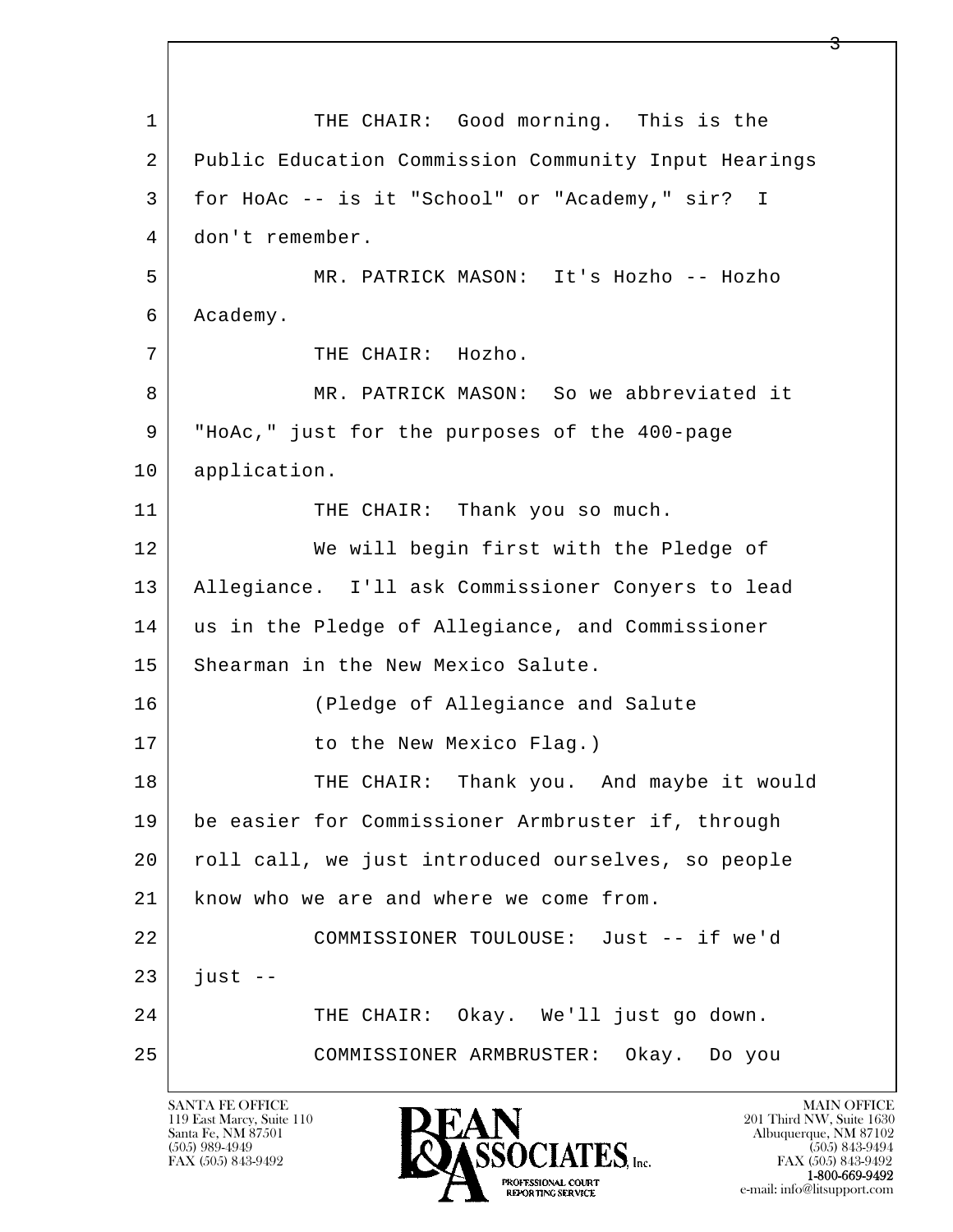THE CHAIR: Good morning. This is the Public Education Commission Community Input Hearings for HoAc -- is it "School" or "Academy," sir? I don't remember.

MR. PATRICK MASON: It's Hozho -- Hozho Academy.

THE CHAIR: Hozho.

MR. PATRICK MASON: So we abbreviated it "HoAc," just for the purposes of the 400-page application.

THE CHAIR: Thank you so much.

We will begin first with the Pledge of Allegiance. I'll ask Commissioner Conyers to lead us in the Pledge of Allegiance, and Commissioner Shearman in the New Mexico Salute.

(Pledge of Allegiance and Salute to the New Mexico Flag.)

THE CHAIR: Thank you. And maybe it would be easier for Commissioner Armbruster if, through roll call, we just introduced ourselves, so people know who we are and where we come from.

COMMISSIONER TOULOUSE: Just -- if we'd just --

THE CHAIR: Okay. We'll just go down.

COMMISSIONER ARMBRUSTER: Okay. Do you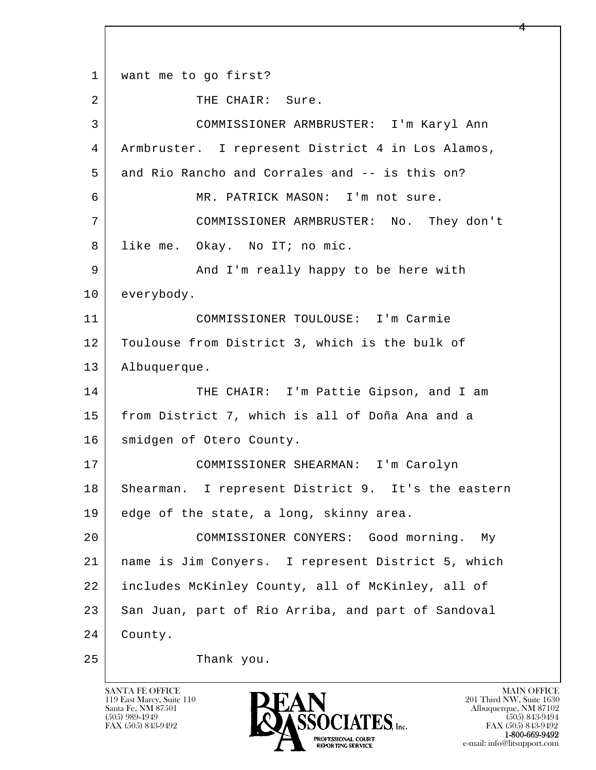1 want me to go first?

2 THE CHAIR: Sure.

3 COMMISSIONER ARMBRUSTER: I'm Karyl Ann

4 Armbruster. I represent District 4 in Los Alamos,

5 and Rio Rancho and Corrales and -- is this on?

6 MR. PATRICK MASON: I'm not sure.

7 COMMISSIONER ARMBRUSTER: No. They don't

8 like me. Okay. No IT; no mic.

9 And I'm really happy to be here with

10 everybody.

11 COMMISSIONER TOULOUSE: I'm Carmie

12 Toulouse from District 3, which is the bulk of

13 Albuquerque.

14 THE CHAIR: I'm Pattie Gipson, and I am

15 from District 7, which is all of Doña Ana and a

16 smidgen of Otero County.

17 COMMISSIONER SHEARMAN: I'm Carolyn

18 Shearman. I represent District 9. It's the eastern

19 edge of the state, a long, skinny area.

20 COMMISSIONER CONYERS: Good morning. My

21 name is Jim Conyers. I represent District 5, which

22 includes McKinley County, all of McKinley, all of

23 San Juan, part of Rio Arriba, and part of Sandoval

24 County.

25 Thank you.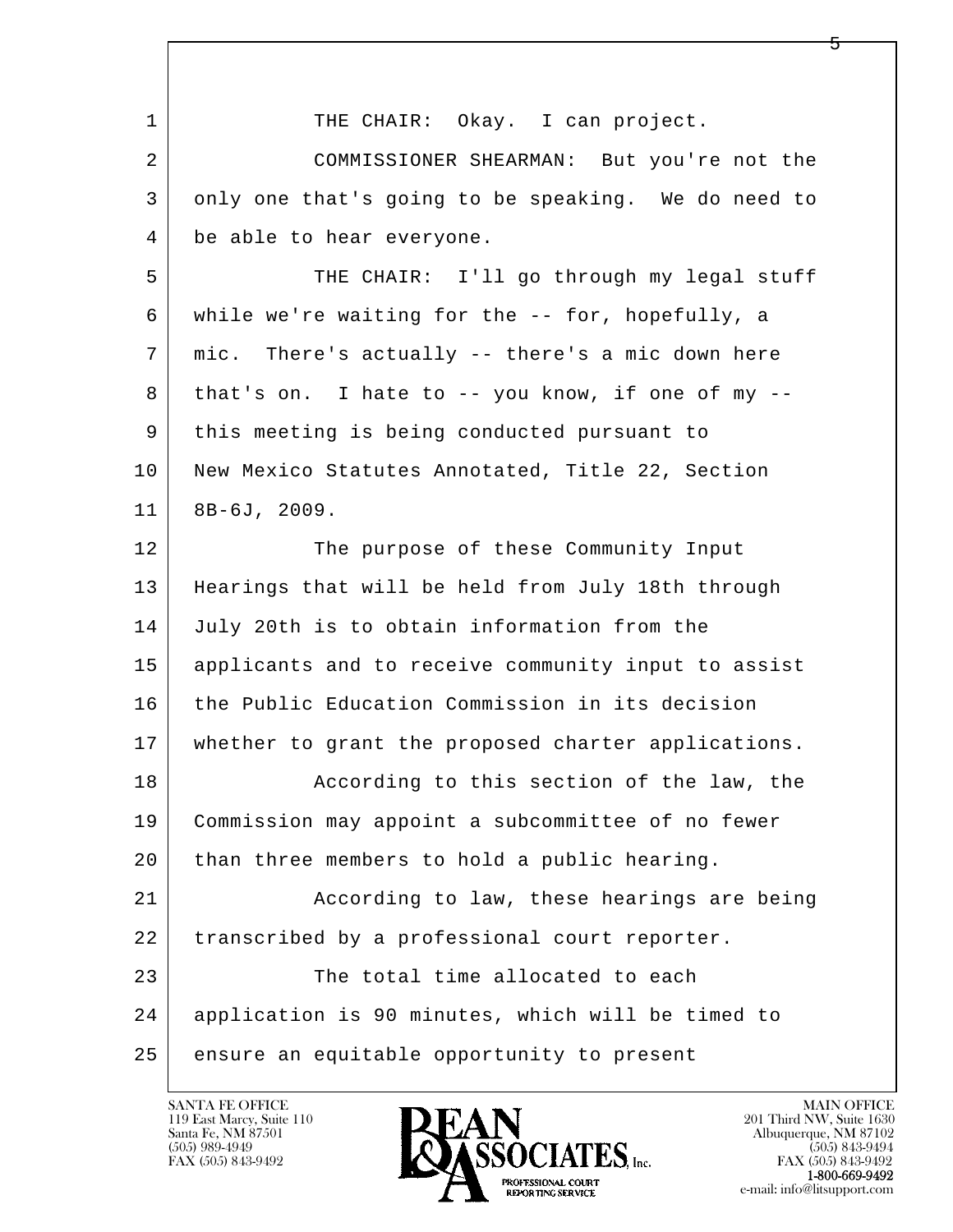THE CHAIR: Okay. I can project.

COMMISSIONER SHEARMAN: But you're not the only one that's going to be speaking. We do need to be able to hear everyone.

THE CHAIR: I'll go through my legal stuff while we're waiting for the -- for, hopefully, a mic. There's actually -- there's a mic down here that's on. I hate to -- you know, if one of my -- this meeting is being conducted pursuant to New Mexico Statutes Annotated, Title 22, Section 8B-6J, 2009.

The purpose of these Community Input Hearings that will be held from July 18th through July 20th is to obtain information from the applicants and to receive community input to assist the Public Education Commission in its decision whether to grant the proposed charter applications.

According to this section of the law, the Commission may appoint a subcommittee of no fewer than three members to hold a public hearing.

According to law, these hearings are being transcribed by a professional court reporter.

The total time allocated to each application is 90 minutes, which will be timed to ensure an equitable opportunity to present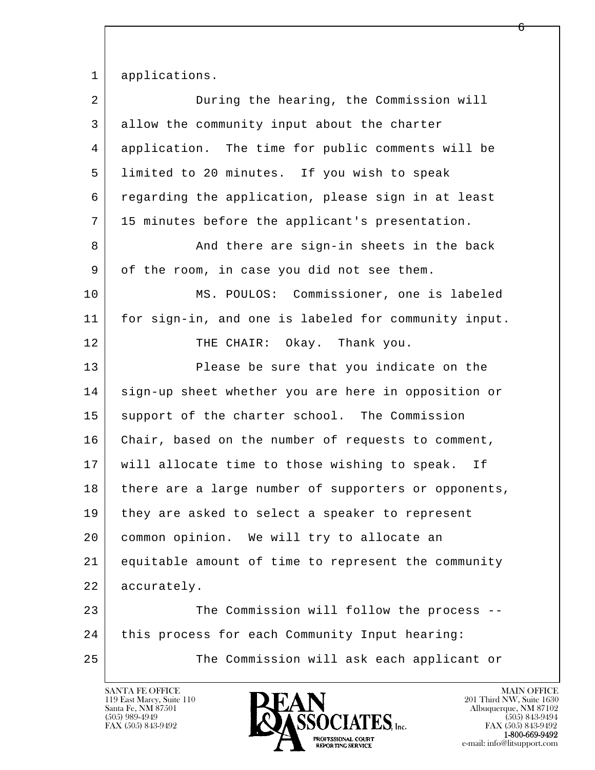applications.

During the hearing, the Commission will allow the community input about the charter application. The time for public comments will be limited to 20 minutes. If you wish to speak regarding the application, please sign in at least 15 minutes before the applicant's presentation.

And there are sign-in sheets in the back of the room, in case you did not see them.

MS. POULOS: Commissioner, one is labeled for sign-in, and one is labeled for community input.

THE CHAIR: Okay. Thank you.

Please be sure that you indicate on the sign-up sheet whether you are here in opposition or support of the charter school. The Commission Chair, based on the number of requests to comment, will allocate time to those wishing to speak. If there are a large number of supporters or opponents, they are asked to select a speaker to represent common opinion. We will try to allocate an equitable amount of time to represent the community accurately.

The Commission will follow the process -- this process for each Community Input hearing:

The Commission will ask each applicant or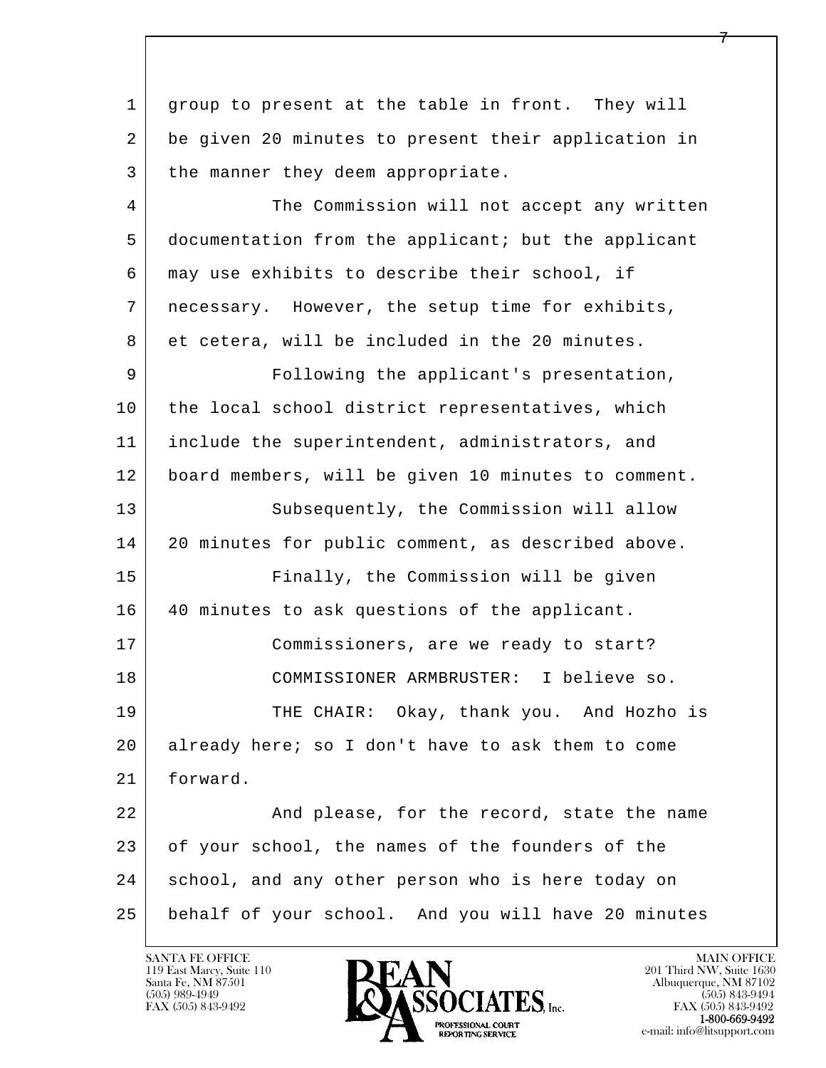group to present at the table in front. They will be given 20 minutes to present their application in the manner they deem appropriate.

The Commission will not accept any written documentation from the applicant; but the applicant may use exhibits to describe their school, if necessary. However, the setup time for exhibits, et cetera, will be included in the 20 minutes.

Following the applicant's presentation, the local school district representatives, which include the superintendent, administrators, and board members, will be given 10 minutes to comment.

Subsequently, the Commission will allow 20 minutes for public comment, as described above.

Finally, the Commission will be given 40 minutes to ask questions of the applicant.

Commissioners, are we ready to start?

COMMISSIONER ARMBRUSTER: I believe so.

THE CHAIR: Okay, thank you. And Hozho is already here; so I don't have to ask them to come forward.

And please, for the record, state the name of your school, the names of the founders of the school, and any other person who is here today on behalf of your school. And you will have 20 minutes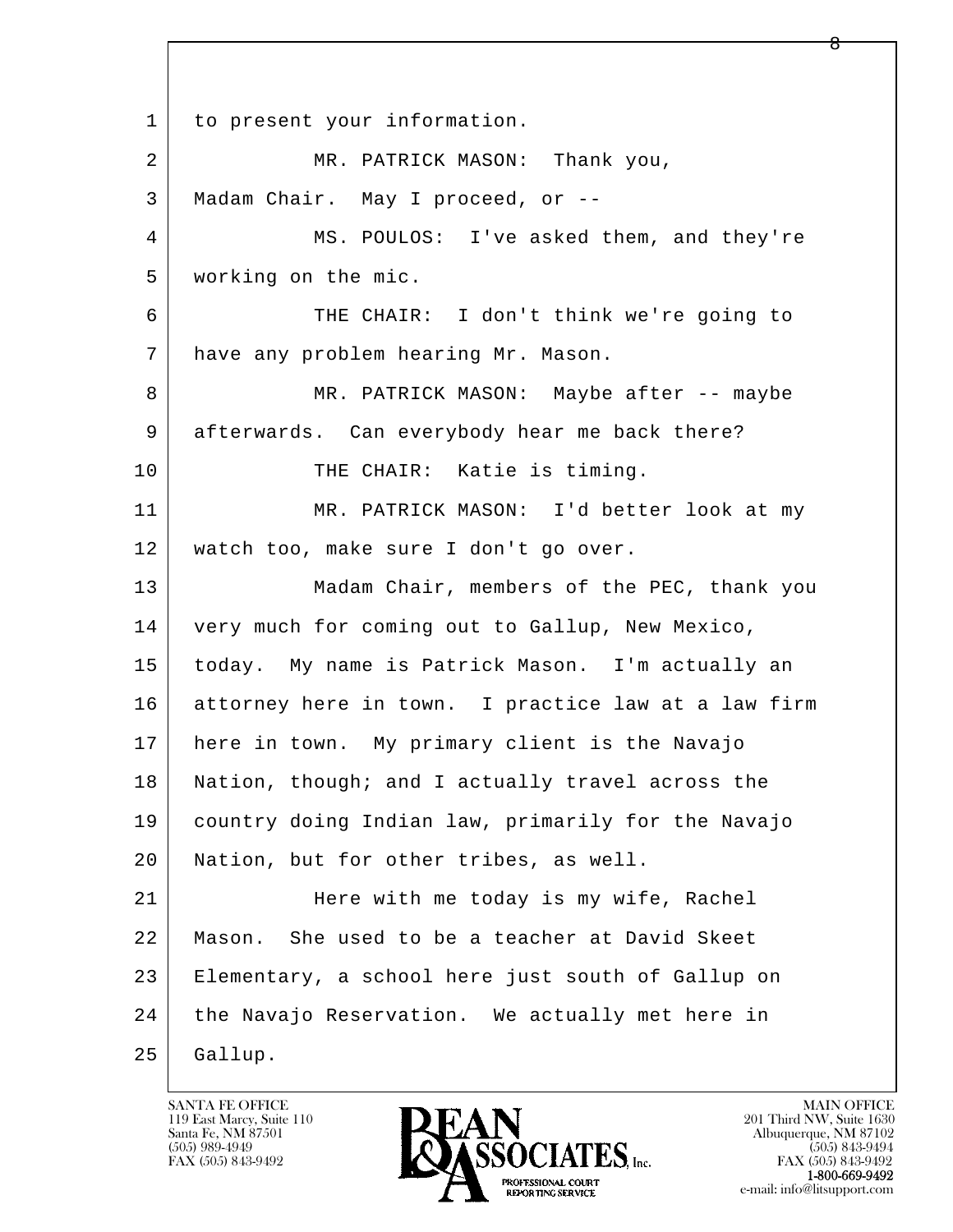1 to present your information.

2 MR. PATRICK MASON: Thank you,

3 Madam Chair. May I proceed, or --

4 MS. POULOS: I've asked them, and they're

5 working on the mic.

6 THE CHAIR: I don't think we're going to

7 have any problem hearing Mr. Mason.

8 MR. PATRICK MASON: Maybe after -- maybe

9 afterwards. Can everybody hear me back there?

10 THE CHAIR: Katie is timing.

11 MR. PATRICK MASON: I'd better look at my

12 watch too, make sure I don't go over.

13 Madam Chair, members of the PEC, thank you

14 very much for coming out to Gallup, New Mexico,

15 today. My name is Patrick Mason. I'm actually an

16 attorney here in town. I practice law at a law firm

17 here in town. My primary client is the Navajo

18 Nation, though; and I actually travel across the

19 country doing Indian law, primarily for the Navajo

20 Nation, but for other tribes, as well.

21 Here with me today is my wife, Rachel

22 Mason. She used to be a teacher at David Skeet

23 Elementary, a school here just south of Gallup on

24 the Navajo Reservation. We actually met here in

25 Gallup.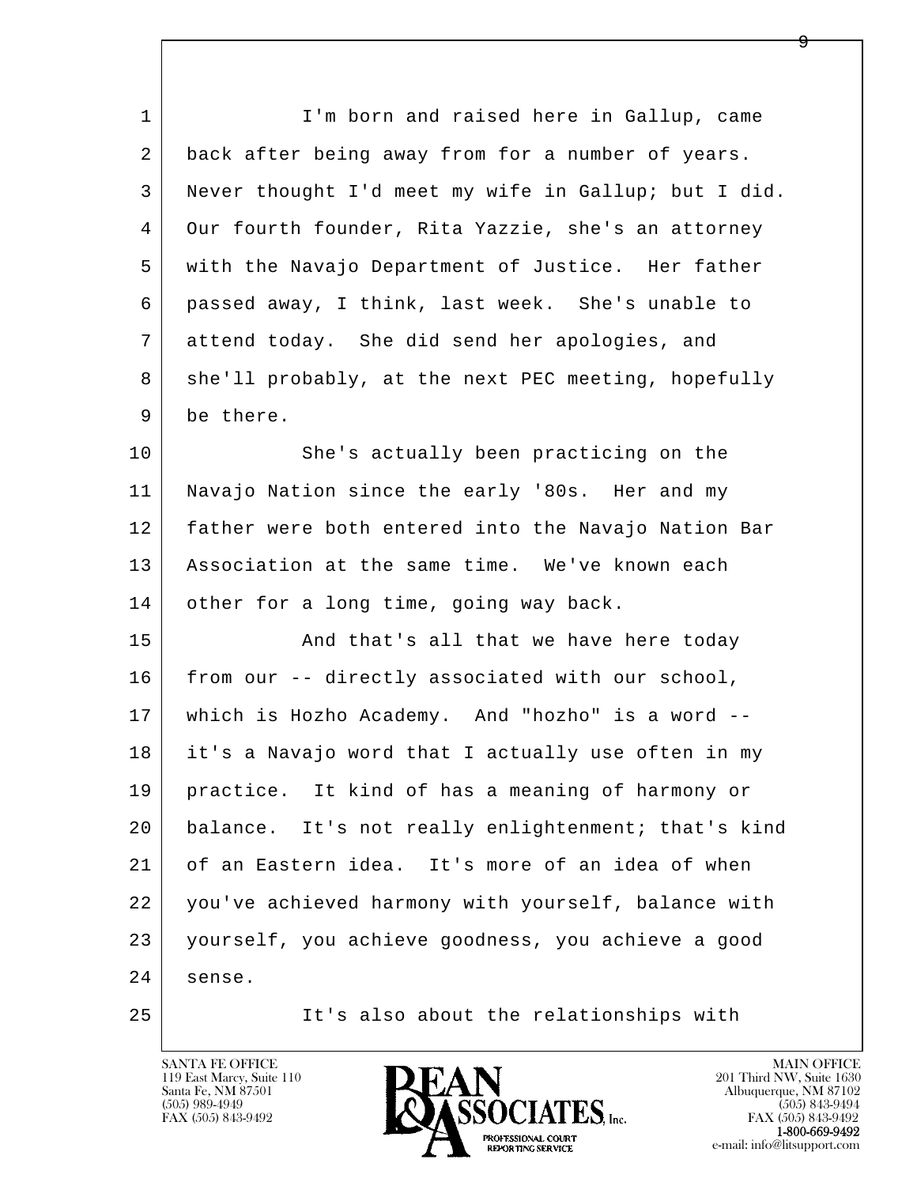I'm born and raised here in Gallup, came back after being away from for a number of years. Never thought I'd meet my wife in Gallup; but I did. Our fourth founder, Rita Yazzie, she's an attorney with the Navajo Department of Justice. Her father passed away, I think, last week. She's unable to attend today. She did send her apologies, and she'll probably, at the next PEC meeting, hopefully be there.

She's actually been practicing on the Navajo Nation since the early '80s. Her and my father were both entered into the Navajo Nation Bar Association at the same time. We've known each other for a long time, going way back.

And that's all that we have here today from our -- directly associated with our school, which is Hozho Academy. And "hozho" is a word -- it's a Navajo word that I actually use often in my practice. It kind of has a meaning of harmony or balance. It's not really enlightenment; that's kind of an Eastern idea. It's more of an idea of when you've achieved harmony with yourself, balance with yourself, you achieve goodness, you achieve a good sense.

It's also about the relationships with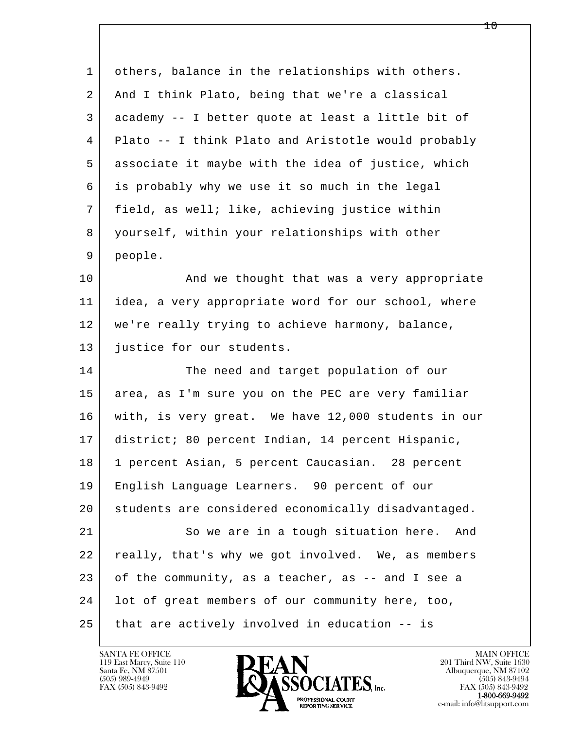others, balance in the relationships with others. And I think Plato, being that we're a classical academy -- I better quote at least a little bit of Plato -- I think Plato and Aristotle would probably associate it maybe with the idea of justice, which is probably why we use it so much in the legal field, as well; like, achieving justice within yourself, within your relationships with other people.

And we thought that was a very appropriate idea, a very appropriate word for our school, where we're really trying to achieve harmony, balance, justice for our students.

The need and target population of our area, as I'm sure you on the PEC are very familiar with, is very great. We have 12,000 students in our district; 80 percent Indian, 14 percent Hispanic, 1 percent Asian, 5 percent Caucasian. 28 percent English Language Learners. 90 percent of our students are considered economically disadvantaged.

So we are in a tough situation here. And really, that's why we got involved. We, as members of the community, as a teacher, as -- and I see a lot of great members of our community here, too, that are actively involved in education -- is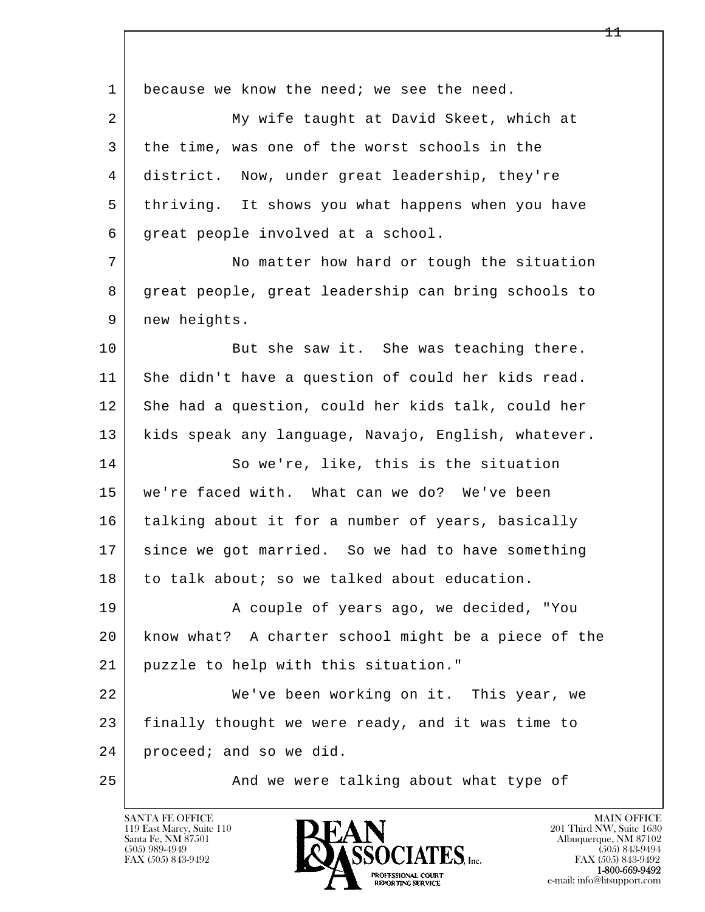because we know the need; we see the need.

My wife taught at David Skeet, which at the time, was one of the worst schools in the district. Now, under great leadership, they're thriving. It shows you what happens when you have great people involved at a school.

No matter how hard or tough the situation great people, great leadership can bring schools to new heights.

But she saw it. She was teaching there. She didn't have a question of could her kids read. She had a question, could her kids talk, could her kids speak any language, Navajo, English, whatever.

So we're, like, this is the situation we're faced with. What can we do? We've been talking about it for a number of years, basically since we got married. So we had to have something to talk about; so we talked about education.

A couple of years ago, we decided, "You know what? A charter school might be a piece of the puzzle to help with this situation."

We've been working on it. This year, we finally thought we were ready, and it was time to proceed; and so we did.

And we were talking about what type of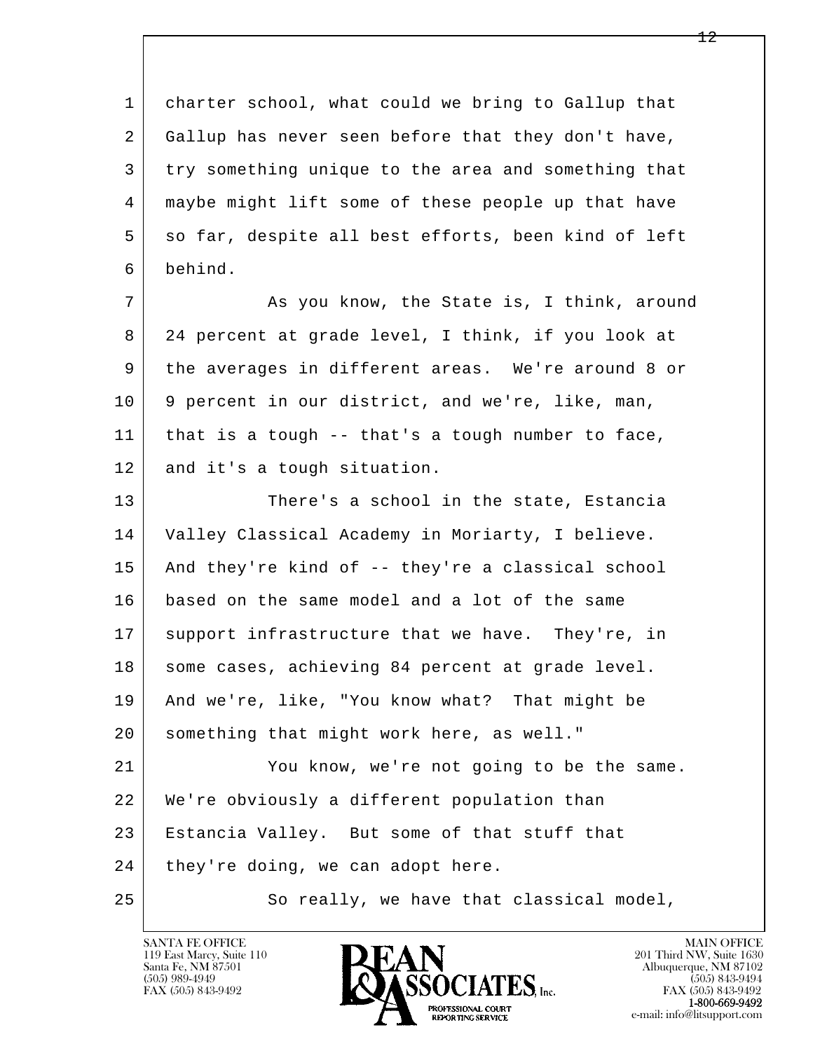charter school, what could we bring to Gallup that Gallup has never seen before that they don't have, try something unique to the area and something that maybe might lift some of these people up that have so far, despite all best efforts, been kind of left behind.

As you know, the State is, I think, around 24 percent at grade level, I think, if you look at the averages in different areas. We're around 8 or 9 percent in our district, and we're, like, man, that is a tough -- that's a tough number to face, and it's a tough situation.

There's a school in the state, Estancia Valley Classical Academy in Moriarty, I believe. And they're kind of -- they're a classical school based on the same model and a lot of the same support infrastructure that we have. They're, in some cases, achieving 84 percent at grade level. And we're, like, "You know what? That might be something that might work here, as well."

You know, we're not going to be the same. We're obviously a different population than Estancia Valley. But some of that stuff that they're doing, we can adopt here.

So really, we have that classical model,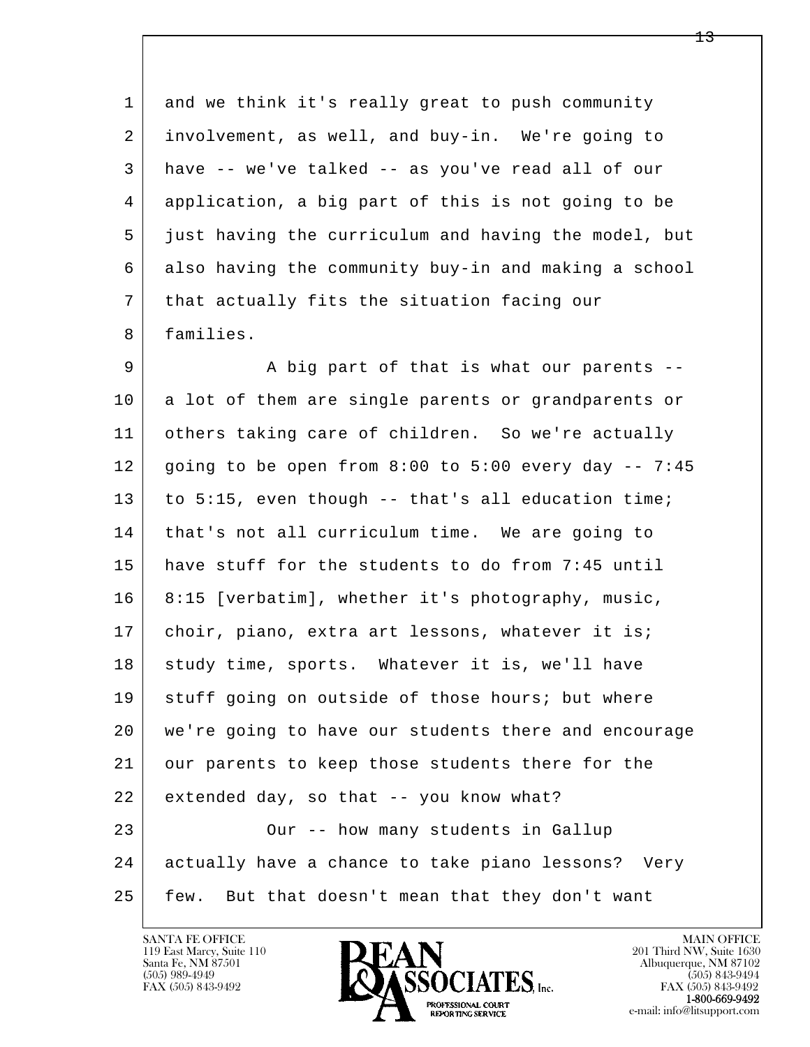1 and we think it's really great to push community
2 involvement, as well, and buy-in. We're going to
3 have -- we've talked -- as you've read all of our
4 application, a big part of this is not going to be
5 just having the curriculum and having the model, but
6 also having the community buy-in and making a school
7 that actually fits the situation facing our
8 families.

9 A big part of that is what our parents --
10 a lot of them are single parents or grandparents or
11 others taking care of children. So we're actually
12 going to be open from 8:00 to 5:00 every day -- 7:45
13 to 5:15, even though -- that's all education time;
14 that's not all curriculum time. We are going to
15 have stuff for the students to do from 7:45 until
16 8:15 [verbatim], whether it's photography, music,
17 choir, piano, extra art lessons, whatever it is;
18 study time, sports. Whatever it is, we'll have
19 stuff going on outside of those hours; but where
20 we're going to have our students there and encourage
21 our parents to keep those students there for the
22 extended day, so that -- you know what?

23 Our -- how many students in Gallup
24 actually have a chance to take piano lessons? Very
25 few. But that doesn't mean that they don't want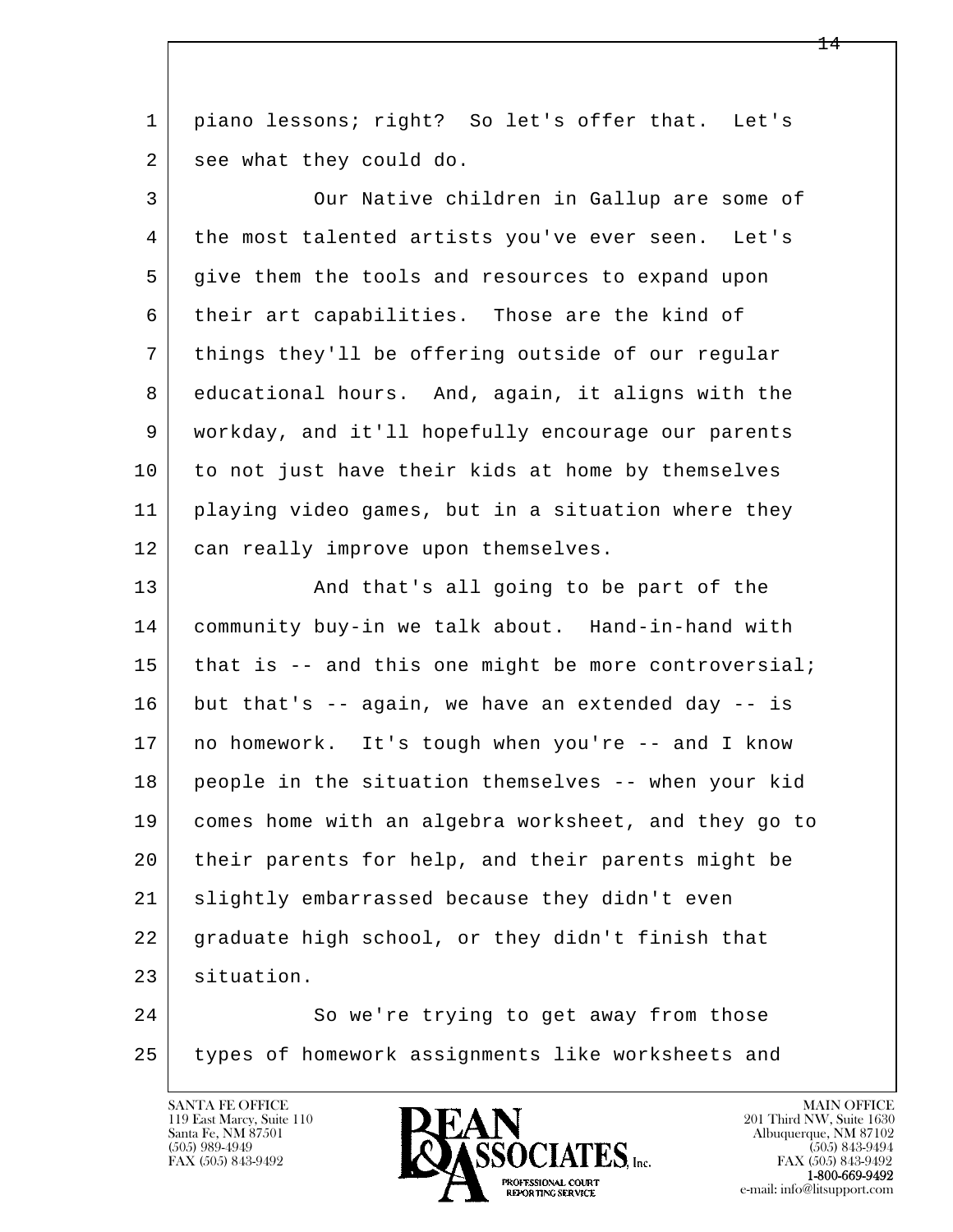piano lessons; right? So let's offer that. Let's see what they could do.

Our Native children in Gallup are some of the most talented artists you've ever seen. Let's give them the tools and resources to expand upon their art capabilities. Those are the kind of things they'll be offering outside of our regular educational hours. And, again, it aligns with the workday, and it'll hopefully encourage our parents to not just have their kids at home by themselves playing video games, but in a situation where they can really improve upon themselves.

And that's all going to be part of the community buy-in we talk about. Hand-in-hand with that is -- and this one might be more controversial; but that's -- again, we have an extended day -- is no homework. It's tough when you're -- and I know people in the situation themselves -- when your kid comes home with an algebra worksheet, and they go to their parents for help, and their parents might be slightly embarrassed because they didn't even graduate high school, or they didn't finish that situation.

So we're trying to get away from those types of homework assignments like worksheets and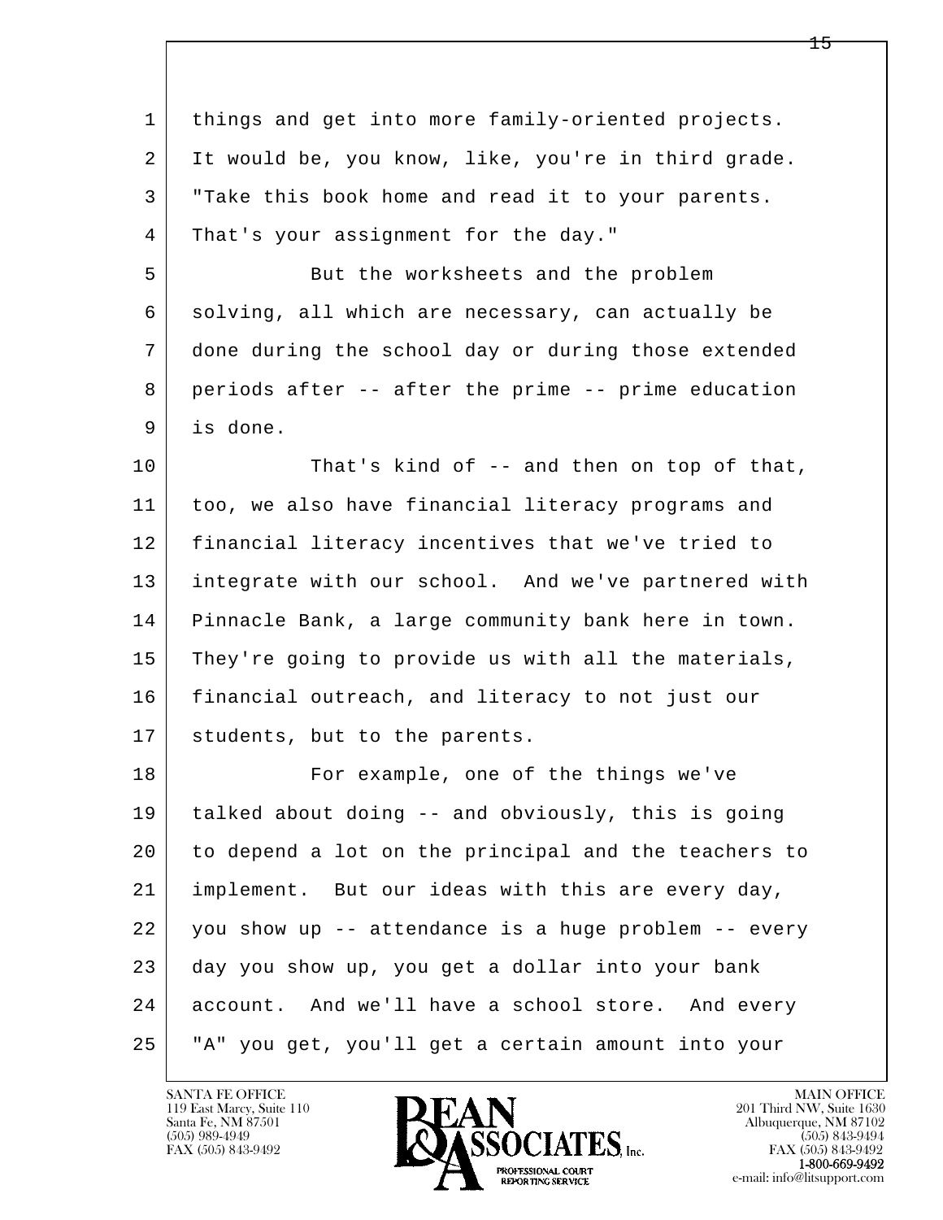things and get into more family-oriented projects. It would be, you know, like, you're in third grade. "Take this book home and read it to your parents. That's your assignment for the day."

But the worksheets and the problem solving, all which are necessary, can actually be done during the school day or during those extended periods after -- after the prime -- prime education is done.

That's kind of -- and then on top of that, too, we also have financial literacy programs and financial literacy incentives that we've tried to integrate with our school. And we've partnered with Pinnacle Bank, a large community bank here in town. They're going to provide us with all the materials, financial outreach, and literacy to not just our students, but to the parents.

For example, one of the things we've talked about doing -- and obviously, this is going to depend a lot on the principal and the teachers to implement. But our ideas with this are every day, you show up -- attendance is a huge problem -- every day you show up, you get a dollar into your bank account. And we'll have a school store. And every "A" you get, you'll get a certain amount into your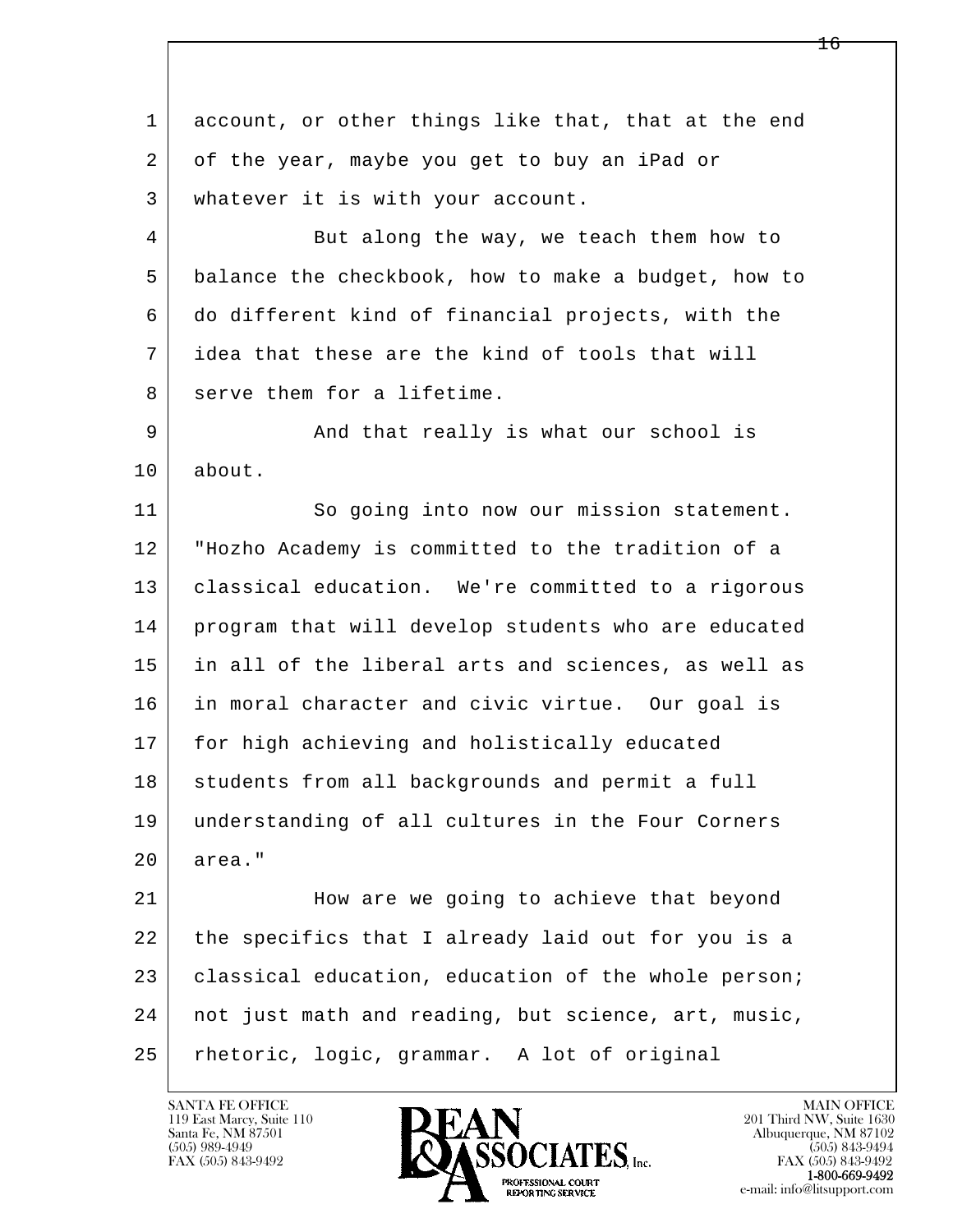account, or other things like that, that at the end of the year, maybe you get to buy an iPad or whatever it is with your account.

But along the way, we teach them how to balance the checkbook, how to make a budget, how to do different kind of financial projects, with the idea that these are the kind of tools that will serve them for a lifetime.

And that really is what our school is about.

So going into now our mission statement. "Hozho Academy is committed to the tradition of a classical education. We're committed to a rigorous program that will develop students who are educated in all of the liberal arts and sciences, as well as in moral character and civic virtue. Our goal is for high achieving and holistically educated students from all backgrounds and permit a full understanding of all cultures in the Four Corners area."

How are we going to achieve that beyond the specifics that I already laid out for you is a classical education, education of the whole person; not just math and reading, but science, art, music, rhetoric, logic, grammar. A lot of original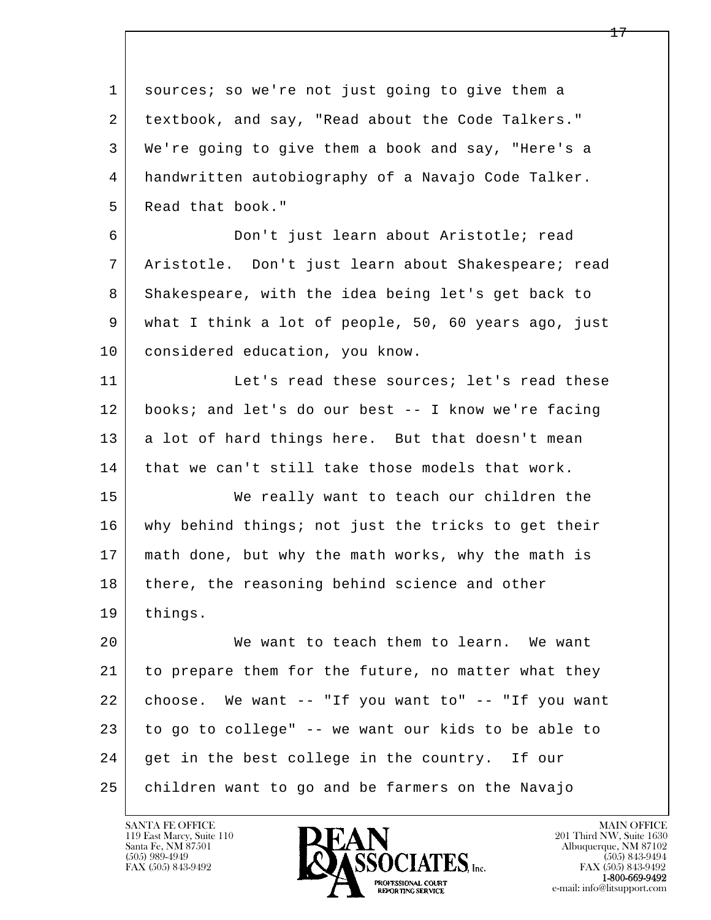sources; so we're not just going to give them a textbook, and say, "Read about the Code Talkers." We're going to give them a book and say, "Here's a handwritten autobiography of a Navajo Code Talker. Read that book."

Don't just learn about Aristotle; read Aristotle. Don't just learn about Shakespeare; read Shakespeare, with the idea being let's get back to what I think a lot of people, 50, 60 years ago, just considered education, you know.

Let's read these sources; let's read these books; and let's do our best -- I know we're facing a lot of hard things here. But that doesn't mean that we can't still take those models that work.

We really want to teach our children the why behind things; not just the tricks to get their math done, but why the math works, why the math is there, the reasoning behind science and other things.

We want to teach them to learn. We want to prepare them for the future, no matter what they choose. We want -- "If you want to" -- "If you want to go to college" -- we want our kids to be able to get in the best college in the country. If our children want to go and be farmers on the Navajo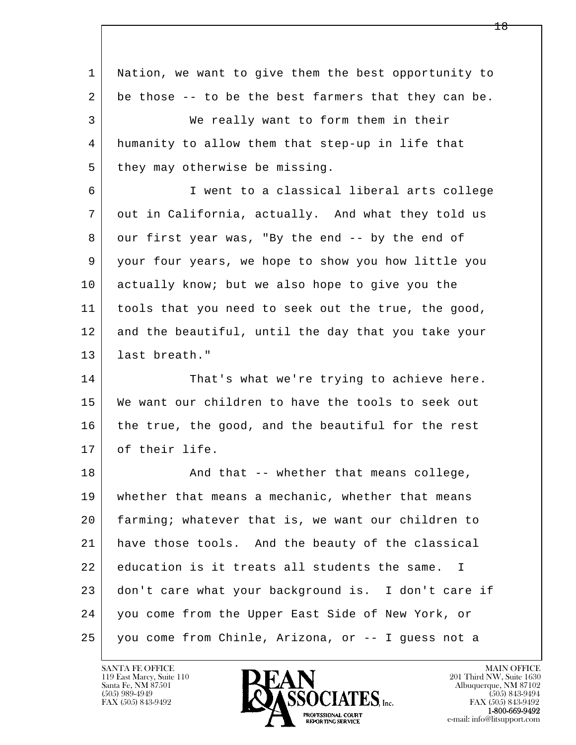Nation, we want to give them the best opportunity to be those -- to be the best farmers that they can be.

We really want to form them in their humanity to allow them that step-up in life that they may otherwise be missing.

I went to a classical liberal arts college out in California, actually. And what they told us our first year was, "By the end -- by the end of your four years, we hope to show you how little you actually know; but we also hope to give you the tools that you need to seek out the true, the good, and the beautiful, until the day that you take your last breath."

That's what we're trying to achieve here. We want our children to have the tools to seek out the true, the good, and the beautiful for the rest of their life.

And that -- whether that means college, whether that means a mechanic, whether that means farming; whatever that is, we want our children to have those tools. And the beauty of the classical education is it treats all students the same. I don't care what your background is. I don't care if you come from the Upper East Side of New York, or you come from Chinle, Arizona, or -- I guess not a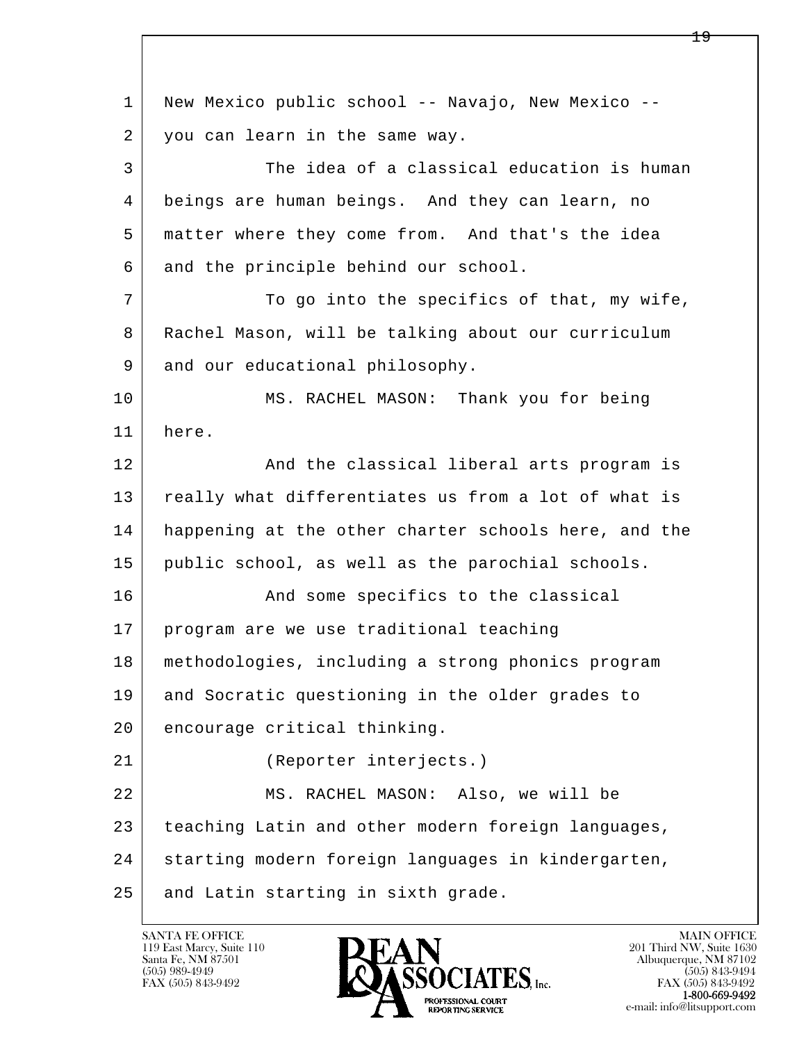1 New Mexico public school -- Navajo, New Mexico --
2 you can learn in the same way.
3 The idea of a classical education is human
4 beings are human beings. And they can learn, no
5 matter where they come from. And that's the idea
6 and the principle behind our school.
7 To go into the specifics of that, my wife,
8 Rachel Mason, will be talking about our curriculum
9 and our educational philosophy.
10 MS. RACHEL MASON: Thank you for being
11 here.
12 And the classical liberal arts program is
13 really what differentiates us from a lot of what is
14 happening at the other charter schools here, and the
15 public school, as well as the parochial schools.
16 And some specifics to the classical
17 program are we use traditional teaching
18 methodologies, including a strong phonics program
19 and Socratic questioning in the older grades to
20 encourage critical thinking.
21 (Reporter interjects.)
22 MS. RACHEL MASON: Also, we will be
23 teaching Latin and other modern foreign languages,
24 starting modern foreign languages in kindergarten,
25 and Latin starting in sixth grade.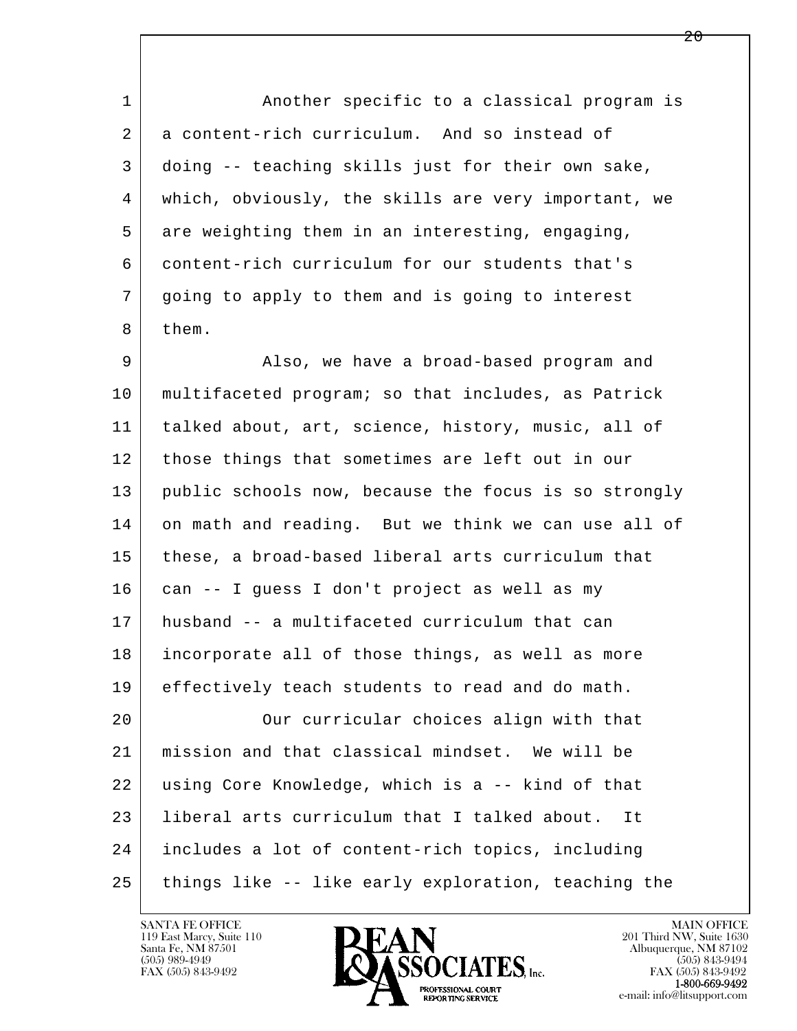Another specific to a classical program is a content-rich curriculum. And so instead of doing -- teaching skills just for their own sake, which, obviously, the skills are very important, we are weighting them in an interesting, engaging, content-rich curriculum for our students that's going to apply to them and is going to interest them.

Also, we have a broad-based program and multifaceted program; so that includes, as Patrick talked about, art, science, history, music, all of those things that sometimes are left out in our public schools now, because the focus is so strongly on math and reading. But we think we can use all of these, a broad-based liberal arts curriculum that can -- I guess I don't project as well as my husband -- a multifaceted curriculum that can incorporate all of those things, as well as more effectively teach students to read and do math.

Our curricular choices align with that mission and that classical mindset. We will be using Core Knowledge, which is a -- kind of that liberal arts curriculum that I talked about. It includes a lot of content-rich topics, including things like -- like early exploration, teaching the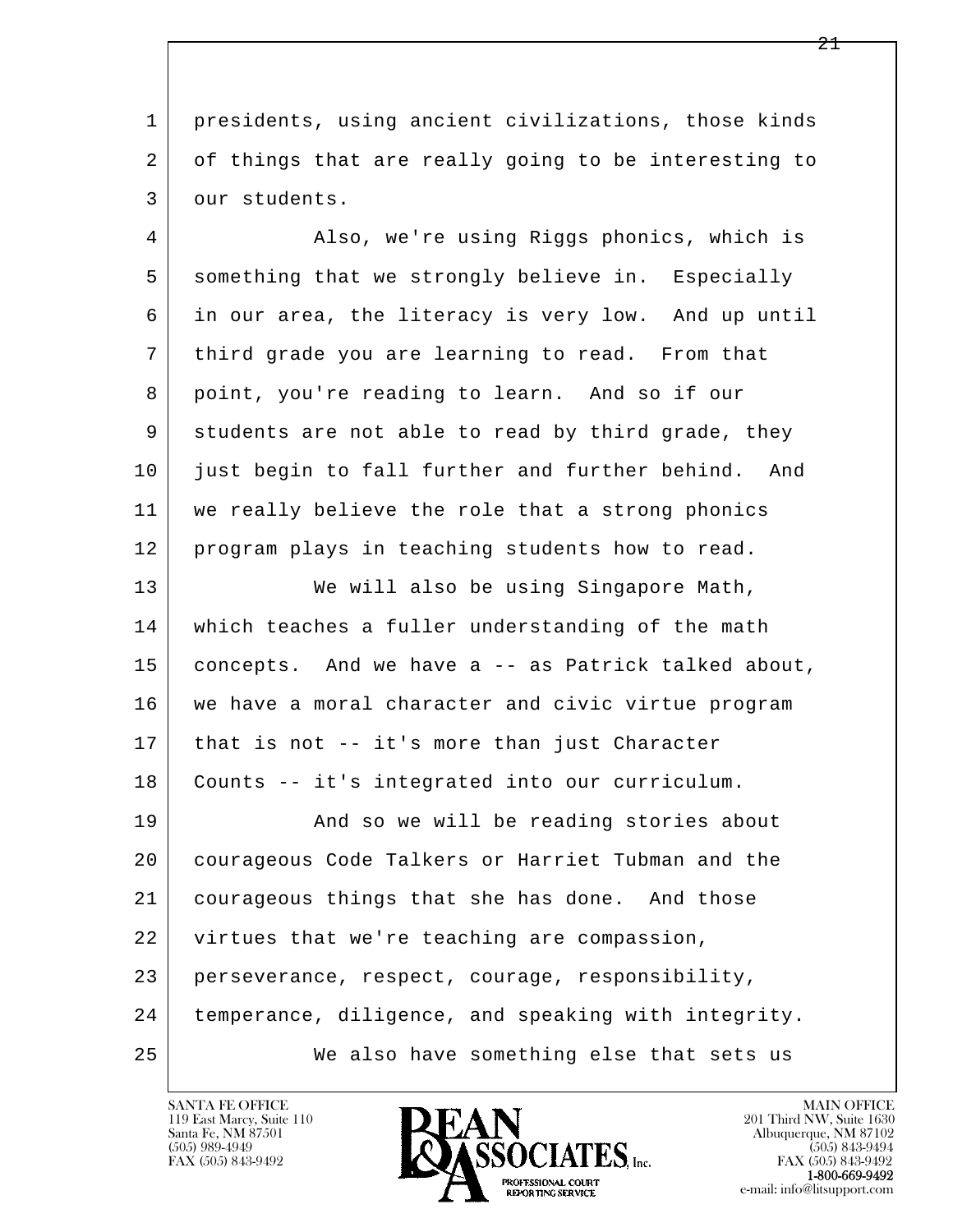1 presidents, using ancient civilizations, those kinds
2 of things that are really going to be interesting to
3 our students.

4 Also, we're using Riggs phonics, which is
5 something that we strongly believe in. Especially
6 in our area, the literacy is very low. And up until
7 third grade you are learning to read. From that
8 point, you're reading to learn. And so if our
9 students are not able to read by third grade, they
10 just begin to fall further and further behind. And
11 we really believe the role that a strong phonics
12 program plays in teaching students how to read.

13 We will also be using Singapore Math,
14 which teaches a fuller understanding of the math
15 concepts. And we have a -- as Patrick talked about,
16 we have a moral character and civic virtue program
17 that is not -- it's more than just Character
18 Counts -- it's integrated into our curriculum.

19 And so we will be reading stories about
20 courageous Code Talkers or Harriet Tubman and the
21 courageous things that she has done. And those
22 virtues that we're teaching are compassion,
23 perseverance, respect, courage, responsibility,
24 temperance, diligence, and speaking with integrity.

25 We also have something else that sets us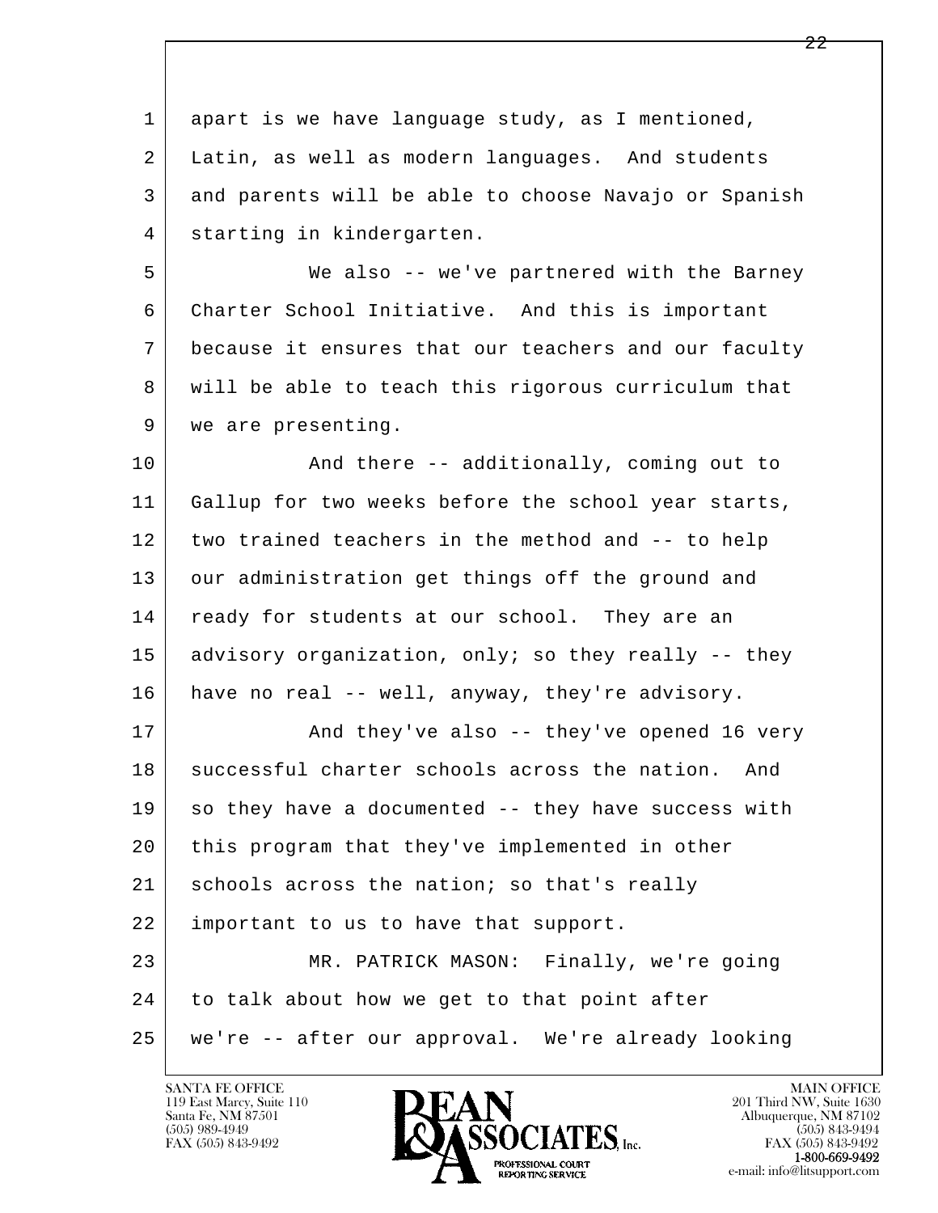1 apart is we have language study, as I mentioned,
2 Latin, as well as modern languages. And students
3 and parents will be able to choose Navajo or Spanish
4 starting in kindergarten.
5 We also -- we've partnered with the Barney
6 Charter School Initiative. And this is important
7 because it ensures that our teachers and our faculty
8 will be able to teach this rigorous curriculum that
9 we are presenting.
10 And there -- additionally, coming out to
11 Gallup for two weeks before the school year starts,
12 two trained teachers in the method and -- to help
13 our administration get things off the ground and
14 ready for students at our school. They are an
15 advisory organization, only; so they really -- they
16 have no real -- well, anyway, they're advisory.
17 And they've also -- they've opened 16 very
18 successful charter schools across the nation. And
19 so they have a documented -- they have success with
20 this program that they've implemented in other
21 schools across the nation; so that's really
22 important to us to have that support.
23 MR. PATRICK MASON: Finally, we're going
24 to talk about how we get to that point after
25 we're -- after our approval. We're already looking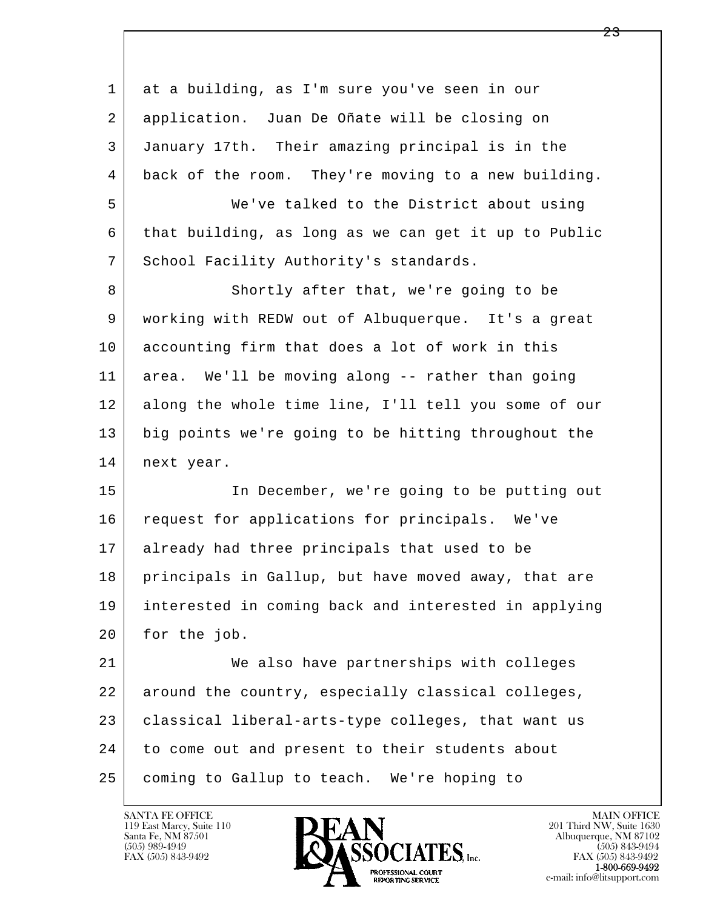at a building, as I'm sure you've seen in our application. Juan De Oñate will be closing on January 17th. Their amazing principal is in the back of the room. They're moving to a new building.

We've talked to the District about using that building, as long as we can get it up to Public School Facility Authority's standards.

Shortly after that, we're going to be working with REDW out of Albuquerque. It's a great accounting firm that does a lot of work in this area. We'll be moving along -- rather than going along the whole time line, I'll tell you some of our big points we're going to be hitting throughout the next year.

In December, we're going to be putting out request for applications for principals. We've already had three principals that used to be principals in Gallup, but have moved away, that are interested in coming back and interested in applying for the job.

We also have partnerships with colleges around the country, especially classical colleges, classical liberal-arts-type colleges, that want us to come out and present to their students about coming to Gallup to teach. We're hoping to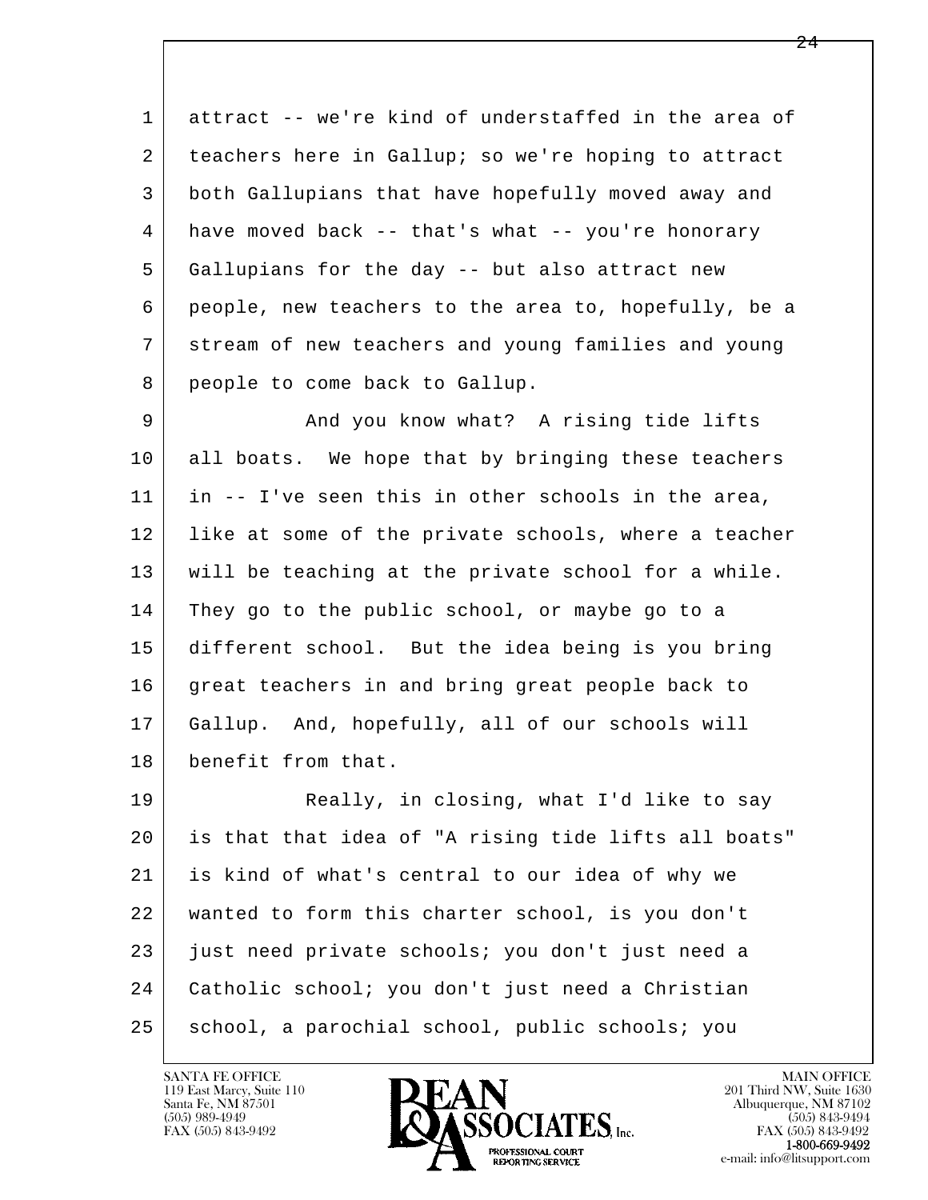1 attract -- we're kind of understaffed in the area of
2 teachers here in Gallup; so we're hoping to attract
3 both Gallupians that have hopefully moved away and
4 have moved back -- that's what -- you're honorary
5 Gallupians for the day -- but also attract new
6 people, new teachers to the area to, hopefully, be a
7 stream of new teachers and young families and young
8 people to come back to Gallup.

9 And you know what? A rising tide lifts
10 all boats. We hope that by bringing these teachers
11 in -- I've seen this in other schools in the area,
12 like at some of the private schools, where a teacher
13 will be teaching at the private school for a while.
14 They go to the public school, or maybe go to a
15 different school. But the idea being is you bring
16 great teachers in and bring great people back to
17 Gallup. And, hopefully, all of our schools will
18 benefit from that.

19 Really, in closing, what I'd like to say
20 is that that idea of "A rising tide lifts all boats"
21 is kind of what's central to our idea of why we
22 wanted to form this charter school, is you don't
23 just need private schools; you don't just need a
24 Catholic school; you don't just need a Christian
25 school, a parochial school, public schools; you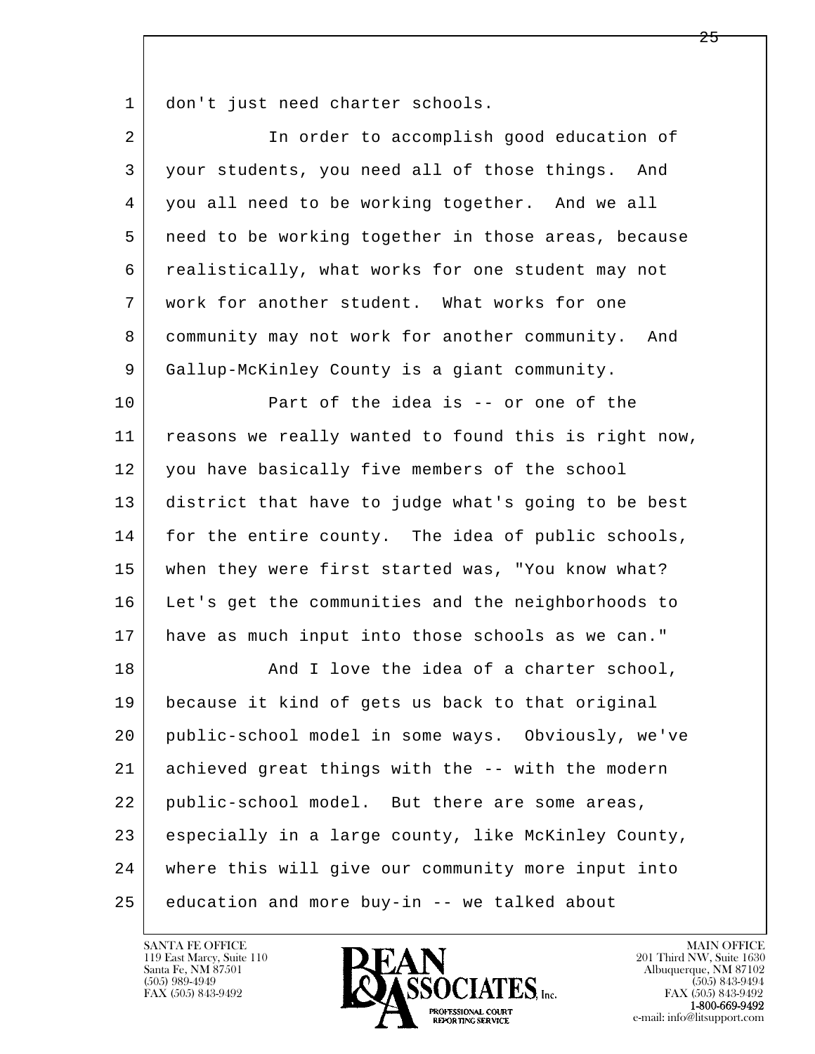don't just need charter schools.

In order to accomplish good education of your students, you need all of those things. And you all need to be working together. And we all need to be working together in those areas, because realistically, what works for one student may not work for another student. What works for one community may not work for another community. And Gallup-McKinley County is a giant community.

Part of the idea is -- or one of the reasons we really wanted to found this is right now, you have basically five members of the school district that have to judge what's going to be best for the entire county. The idea of public schools, when they were first started was, "You know what? Let's get the communities and the neighborhoods to have as much input into those schools as we can."

And I love the idea of a charter school, because it kind of gets us back to that original public-school model in some ways. Obviously, we've achieved great things with the -- with the modern public-school model. But there are some areas, especially in a large county, like McKinley County, where this will give our community more input into education and more buy-in -- we talked about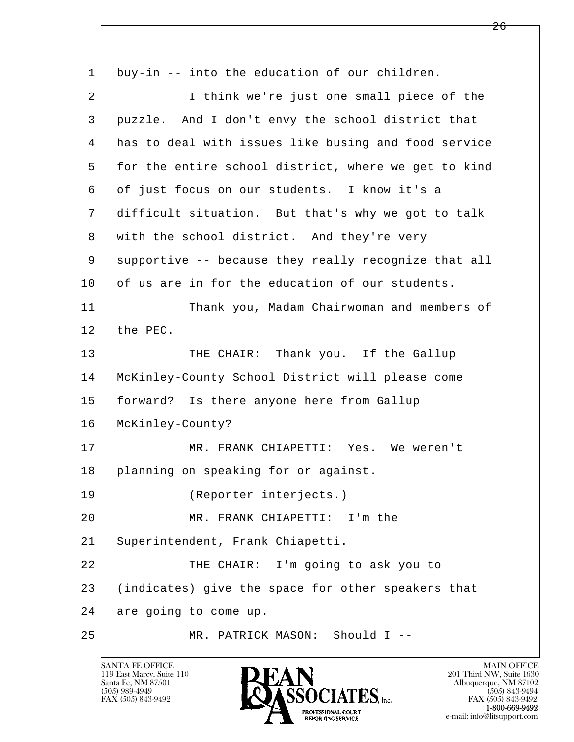1 buy-in -- into the education of our children.

2 I think we're just one small piece of the

3 puzzle. And I don't envy the school district that

4 has to deal with issues like busing and food service

5 for the entire school district, where we get to kind

6 of just focus on our students. I know it's a

7 difficult situation. But that's why we got to talk

8 with the school district. And they're very

9 supportive -- because they really recognize that all

10 of us are in for the education of our students.

11 Thank you, Madam Chairwoman and members of

12 the PEC.

13 THE CHAIR: Thank you. If the Gallup

14 McKinley-County School District will please come

15 forward? Is there anyone here from Gallup

16 McKinley-County?

17 MR. FRANK CHIAPETTI: Yes. We weren't

18 planning on speaking for or against.

19 (Reporter interjects.)

20 MR. FRANK CHIAPETTI: I'm the

21 Superintendent, Frank Chiapetti.

22 THE CHAIR: I'm going to ask you to

23 (indicates) give the space for other speakers that

24 are going to come up.

25 MR. PATRICK MASON: Should I --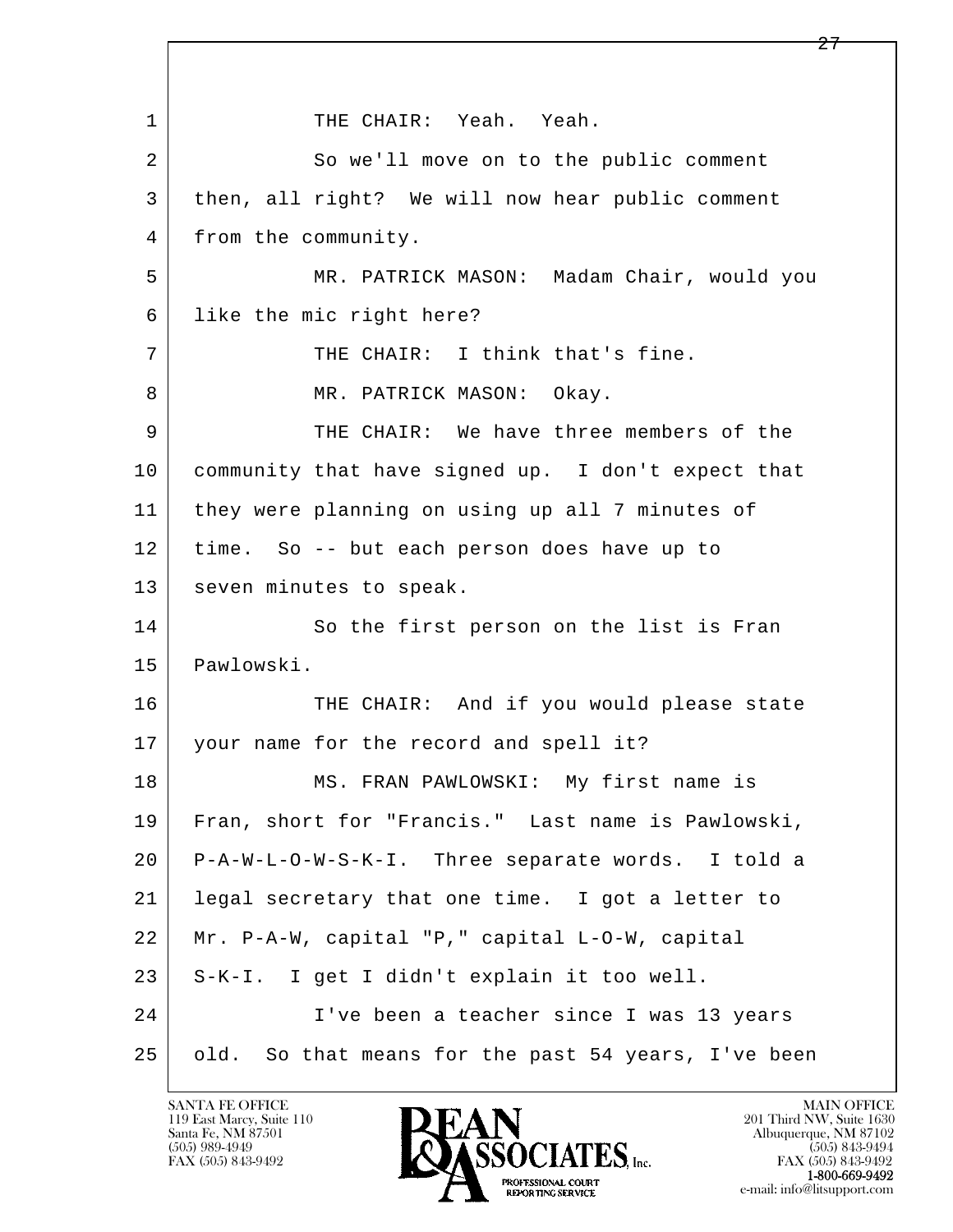1 THE CHAIR: Yeah. Yeah.

2 So we'll move on to the public comment

3 then, all right? We will now hear public comment

4 from the community.

5 MR. PATRICK MASON: Madam Chair, would you

6 like the mic right here?

7 THE CHAIR: I think that's fine.

8 MR. PATRICK MASON: Okay.

9 THE CHAIR: We have three members of the

10 community that have signed up. I don't expect that

11 they were planning on using up all 7 minutes of

12 time. So -- but each person does have up to

13 seven minutes to speak.

14 So the first person on the list is Fran

15 Pawlowski.

16 THE CHAIR: And if you would please state

17 your name for the record and spell it?

18 MS. FRAN PAWLOWSKI: My first name is

19 Fran, short for "Francis." Last name is Pawlowski,

20 P-A-W-L-O-W-S-K-I. Three separate words. I told a

21 legal secretary that one time. I got a letter to

22 Mr. P-A-W, capital "P," capital L-O-W, capital

23 S-K-I. I get I didn't explain it too well.

24 I've been a teacher since I was 13 years

25 old. So that means for the past 54 years, I've been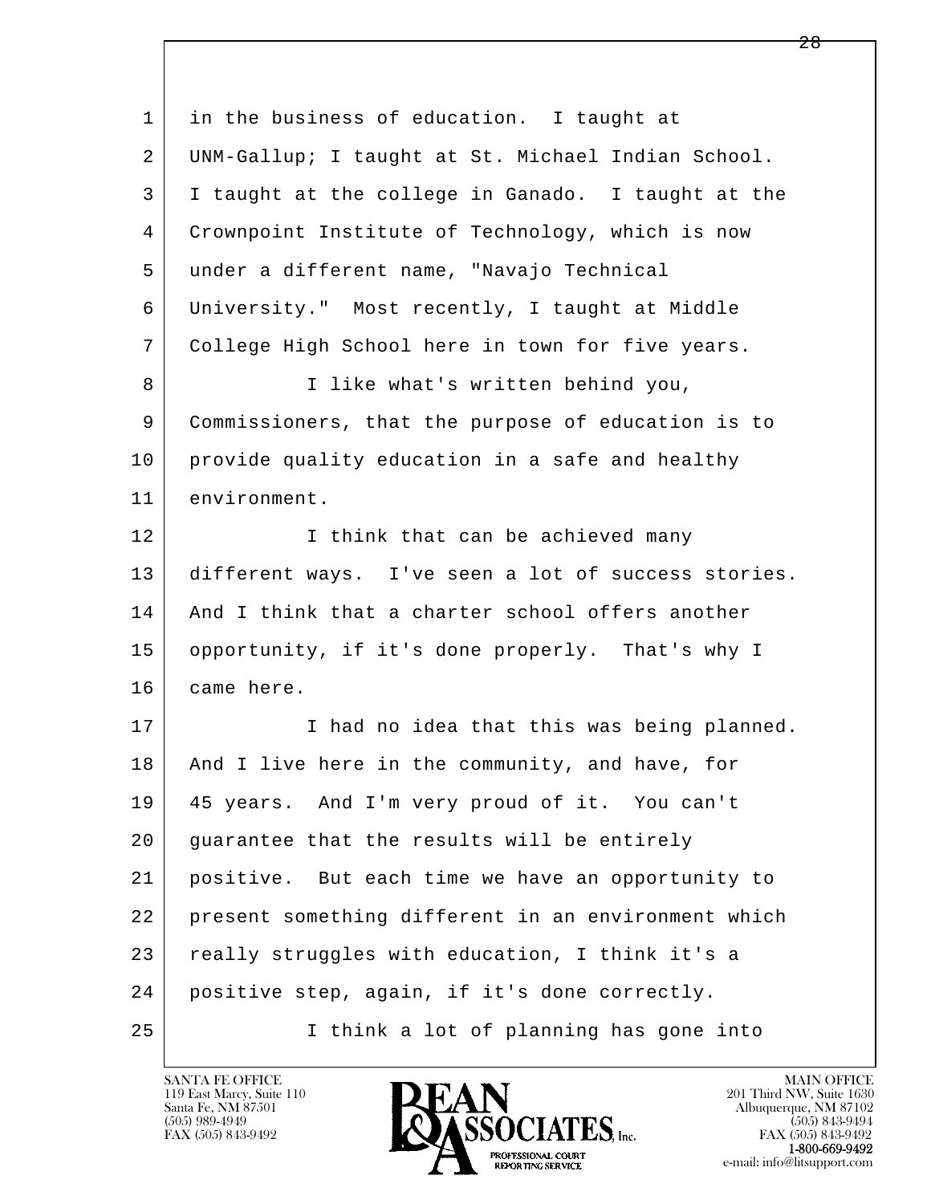in the business of education. I taught at UNM-Gallup; I taught at St. Michael Indian School. I taught at the college in Ganado. I taught at the Crownpoint Institute of Technology, which is now under a different name, "Navajo Technical University." Most recently, I taught at Middle College High School here in town for five years.

I like what's written behind you, Commissioners, that the purpose of education is to provide quality education in a safe and healthy environment.

I think that can be achieved many different ways. I've seen a lot of success stories. And I think that a charter school offers another opportunity, if it's done properly. That's why I came here.

I had no idea that this was being planned. And I live here in the community, and have, for 45 years. And I'm very proud of it. You can't guarantee that the results will be entirely positive. But each time we have an opportunity to present something different in an environment which really struggles with education, I think it's a positive step, again, if it's done correctly.

I think a lot of planning has gone into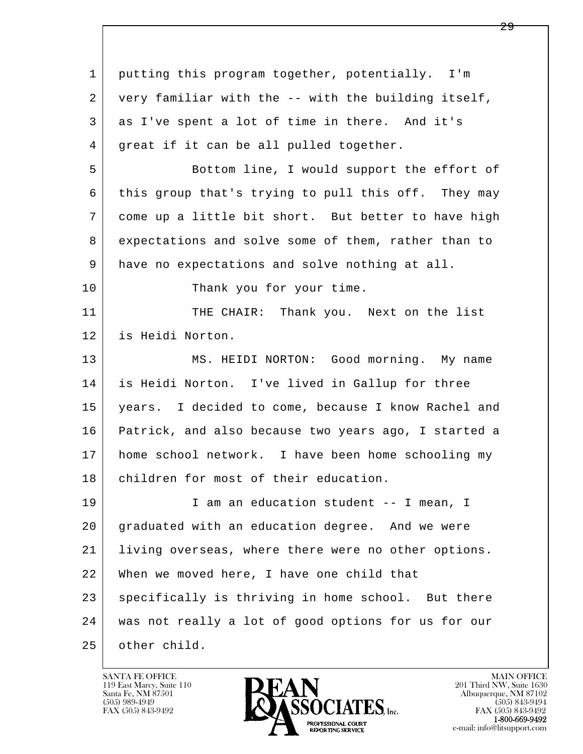putting this program together, potentially. I'm very familiar with the -- with the building itself, as I've spent a lot of time in there. And it's great if it can be all pulled together.

Bottom line, I would support the effort of this group that's trying to pull this off. They may come up a little bit short. But better to have high expectations and solve some of them, rather than to have no expectations and solve nothing at all.

Thank you for your time.

THE CHAIR: Thank you. Next on the list is Heidi Norton.

MS. HEIDI NORTON: Good morning. My name is Heidi Norton. I've lived in Gallup for three years. I decided to come, because I know Rachel and Patrick, and also because two years ago, I started a home school network. I have been home schooling my children for most of their education.

I am an education student -- I mean, I graduated with an education degree. And we were living overseas, where there were no other options. When we moved here, I have one child that specifically is thriving in home school. But there was not really a lot of good options for us for our other child.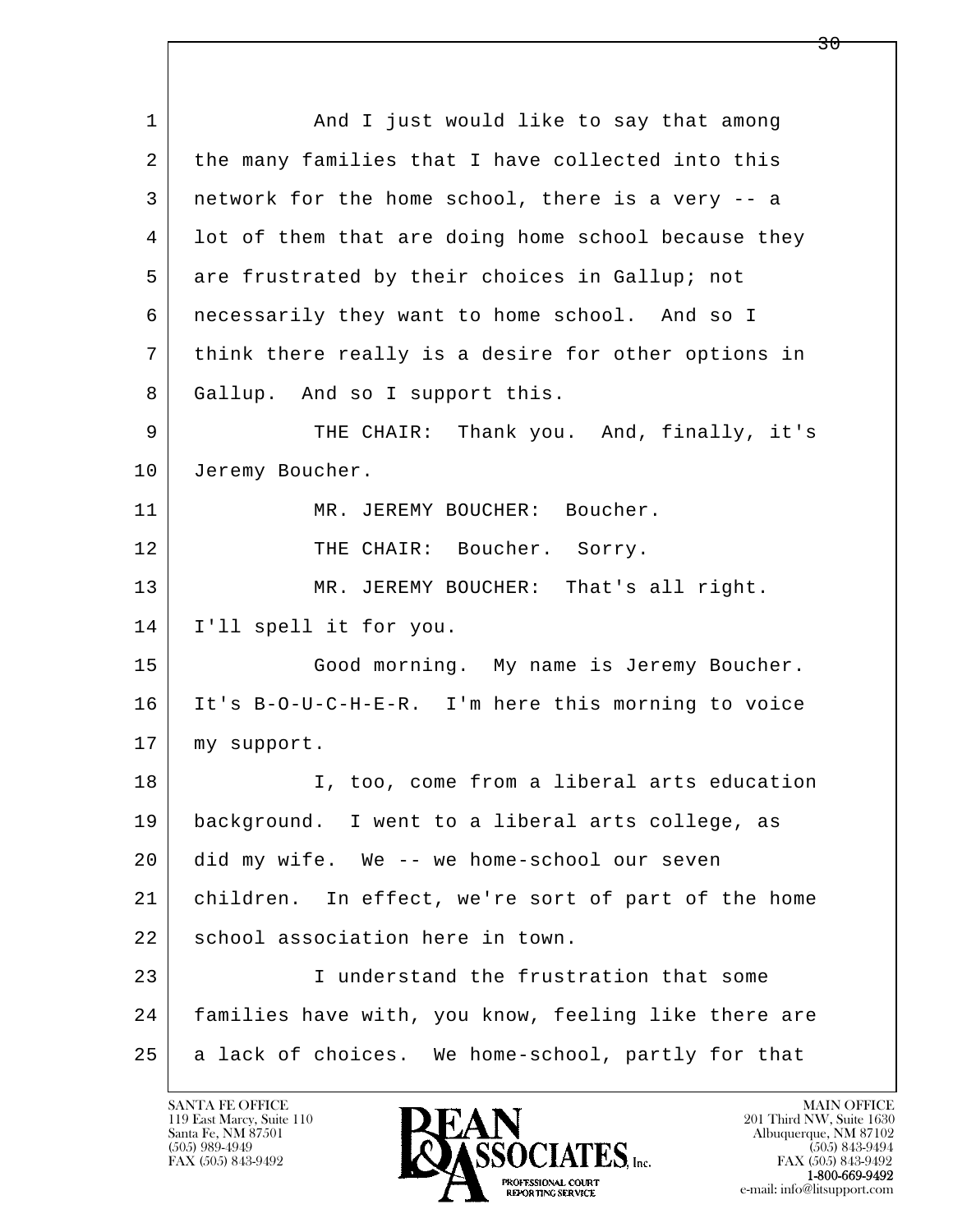And I just would like to say that among the many families that I have collected into this network for the home school, there is a very -- a lot of them that are doing home school because they are frustrated by their choices in Gallup; not necessarily they want to home school. And so I think there really is a desire for other options in Gallup. And so I support this.

THE CHAIR: Thank you. And, finally, it's Jeremy Boucher.

MR. JEREMY BOUCHER: Boucher.

THE CHAIR: Boucher. Sorry.

MR. JEREMY BOUCHER: That's all right. I'll spell it for you.

Good morning. My name is Jeremy Boucher. It's B-O-U-C-H-E-R. I'm here this morning to voice my support.

I, too, come from a liberal arts education background. I went to a liberal arts college, as did my wife. We -- we home-school our seven children. In effect, we're sort of part of the home school association here in town.

I understand the frustration that some families have with, you know, feeling like there are a lack of choices. We home-school, partly for that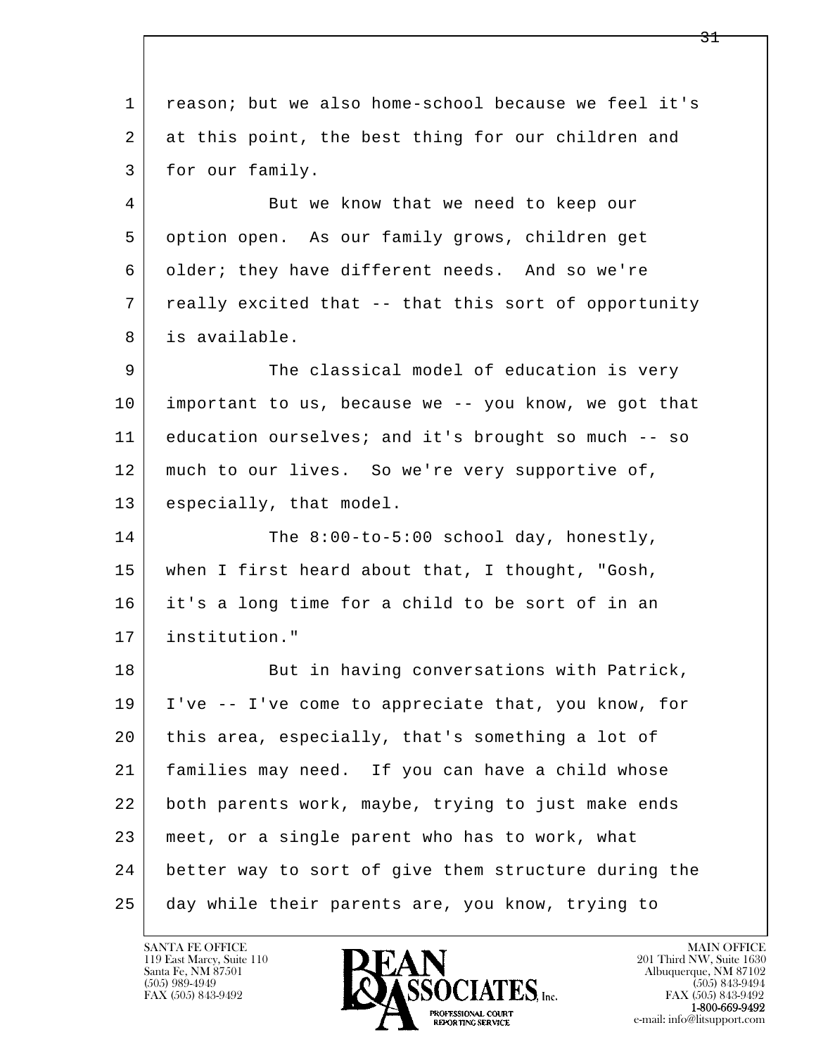reason; but we also home-school because we feel it's at this point, the best thing for our children and for our family.

But we know that we need to keep our option open. As our family grows, children get older; they have different needs. And so we're really excited that -- that this sort of opportunity is available.

The classical model of education is very important to us, because we -- you know, we got that education ourselves; and it's brought so much -- so much to our lives. So we're very supportive of, especially, that model.

The 8:00-to-5:00 school day, honestly, when I first heard about that, I thought, "Gosh, it's a long time for a child to be sort of in an institution."

But in having conversations with Patrick, I've -- I've come to appreciate that, you know, for this area, especially, that's something a lot of families may need. If you can have a child whose both parents work, maybe, trying to just make ends meet, or a single parent who has to work, what better way to sort of give them structure during the day while their parents are, you know, trying to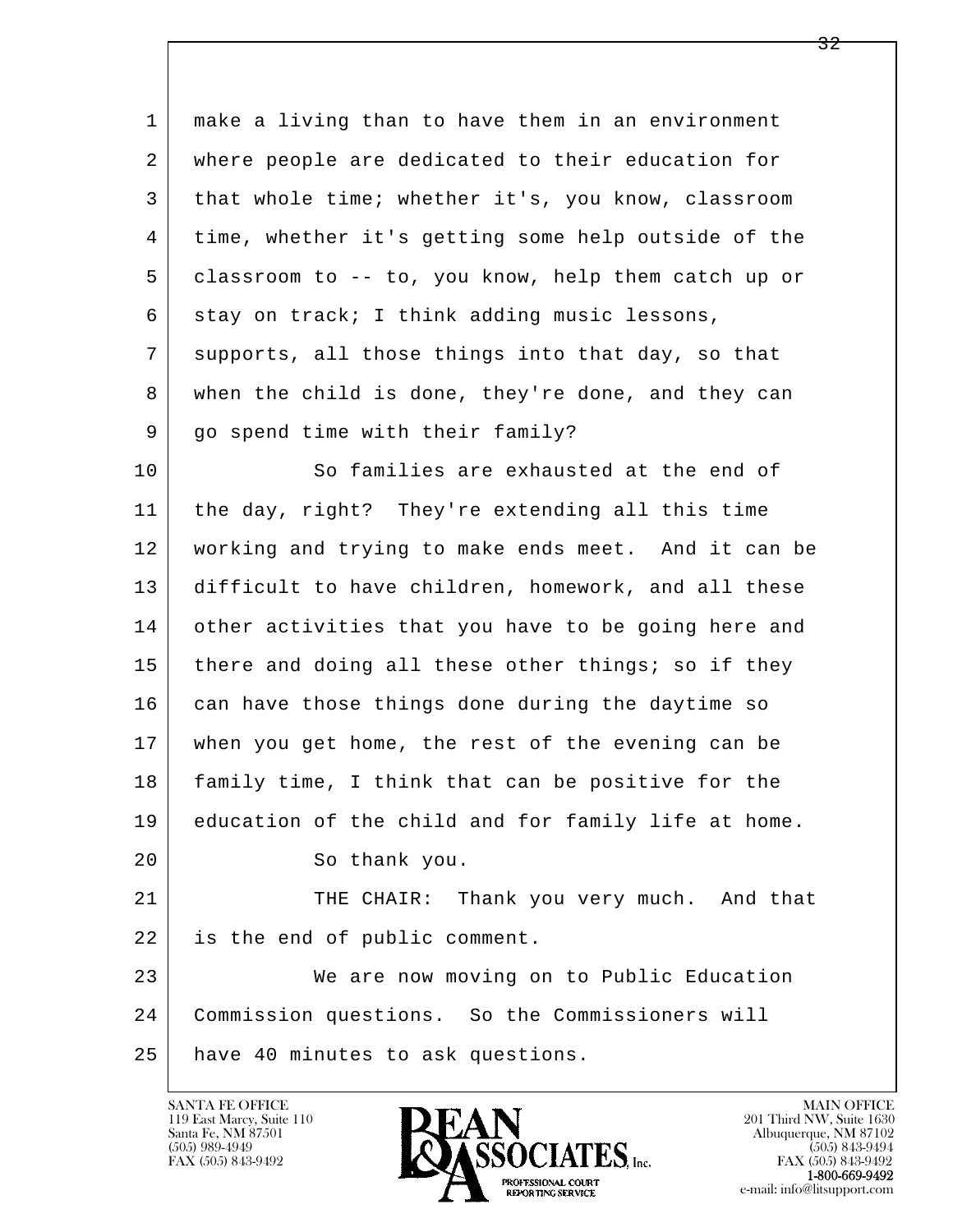1 make a living than to have them in an environment
2 where people are dedicated to their education for
3 that whole time; whether it's, you know, classroom
4 time, whether it's getting some help outside of the
5 classroom to -- to, you know, help them catch up or
6 stay on track; I think adding music lessons,
7 supports, all those things into that day, so that
8 when the child is done, they're done, and they can
9 go spend time with their family?

10 So families are exhausted at the end of
11 the day, right? They're extending all this time
12 working and trying to make ends meet. And it can be
13 difficult to have children, homework, and all these
14 other activities that you have to be going here and
15 there and doing all these other things; so if they
16 can have those things done during the daytime so
17 when you get home, the rest of the evening can be
18 family time, I think that can be positive for the
19 education of the child and for family life at home.

20 So thank you.

21 THE CHAIR: Thank you very much. And that
22 is the end of public comment.

23 We are now moving on to Public Education
24 Commission questions. So the Commissioners will
25 have 40 minutes to ask questions.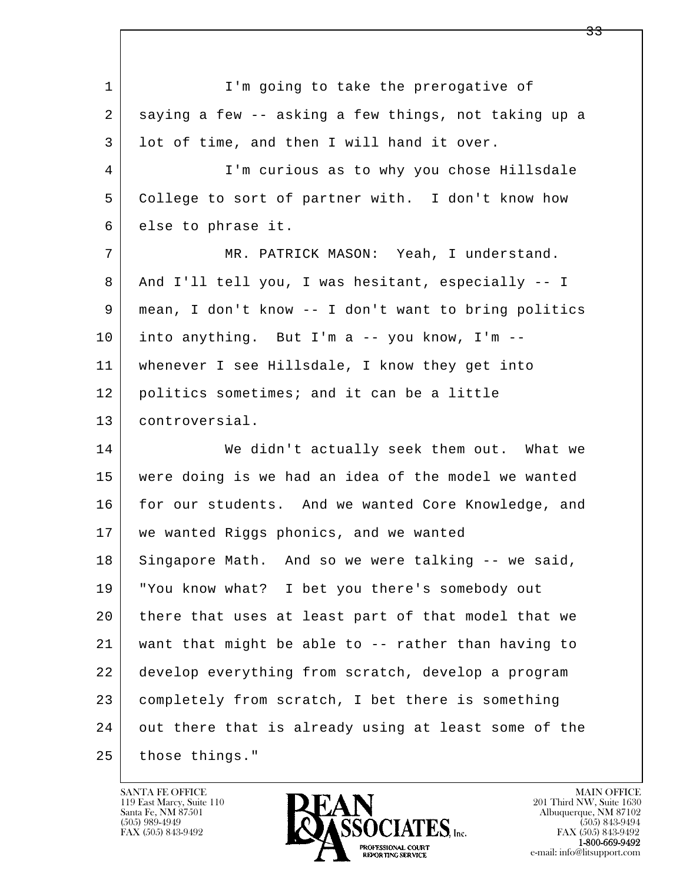I'm going to take the prerogative of saying a few -- asking a few things, not taking up a lot of time, and then I will hand it over.

I'm curious as to why you chose Hillsdale College to sort of partner with. I don't know how else to phrase it.

MR. PATRICK MASON: Yeah, I understand. And I'll tell you, I was hesitant, especially -- I mean, I don't know -- I don't want to bring politics into anything. But I'm a -- you know, I'm -- whenever I see Hillsdale, I know they get into politics sometimes; and it can be a little controversial.

We didn't actually seek them out. What we were doing is we had an idea of the model we wanted for our students. And we wanted Core Knowledge, and we wanted Riggs phonics, and we wanted Singapore Math. And so we were talking -- we said, "You know what? I bet you there's somebody out there that uses at least part of that model that we want that might be able to -- rather than having to develop everything from scratch, develop a program completely from scratch, I bet there is something out there that is already using at least some of the those things."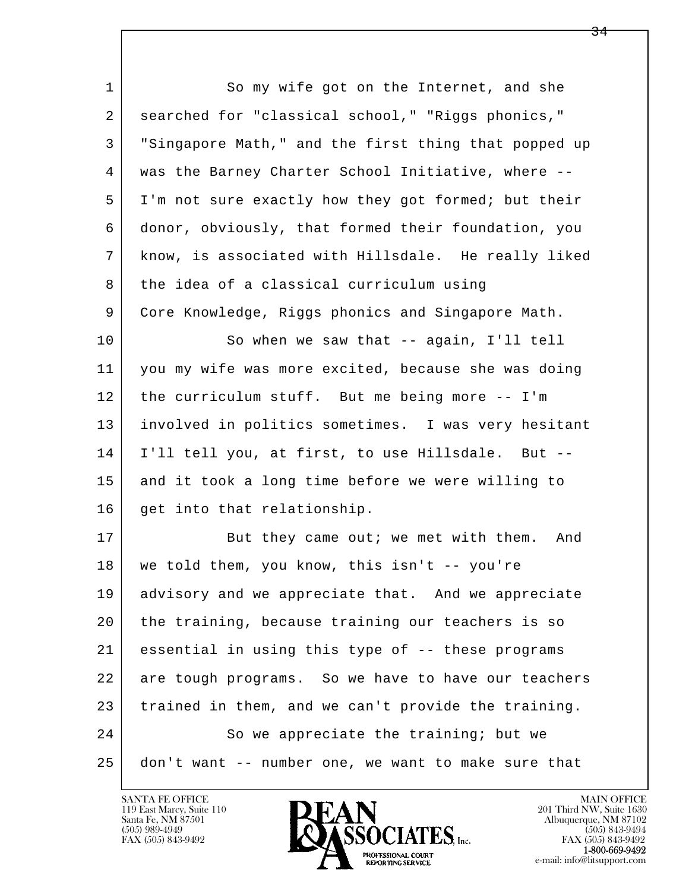1 So my wife got on the Internet, and she
2 searched for "classical school," "Riggs phonics,"
3 "Singapore Math," and the first thing that popped up
4 was the Barney Charter School Initiative, where --
5 I'm not sure exactly how they got formed; but their
6 donor, obviously, that formed their foundation, you
7 know, is associated with Hillsdale. He really liked
8 the idea of a classical curriculum using
9 Core Knowledge, Riggs phonics and Singapore Math.
10 So when we saw that -- again, I'll tell
11 you my wife was more excited, because she was doing
12 the curriculum stuff. But me being more -- I'm
13 involved in politics sometimes. I was very hesitant
14 I'll tell you, at first, to use Hillsdale. But --
15 and it took a long time before we were willing to
16 get into that relationship.
17 But they came out; we met with them. And
18 we told them, you know, this isn't -- you're
19 advisory and we appreciate that. And we appreciate
20 the training, because training our teachers is so
21 essential in using this type of -- these programs
22 are tough programs. So we have to have our teachers
23 trained in them, and we can't provide the training.
24 So we appreciate the training; but we
25 don't want -- number one, we want to make sure that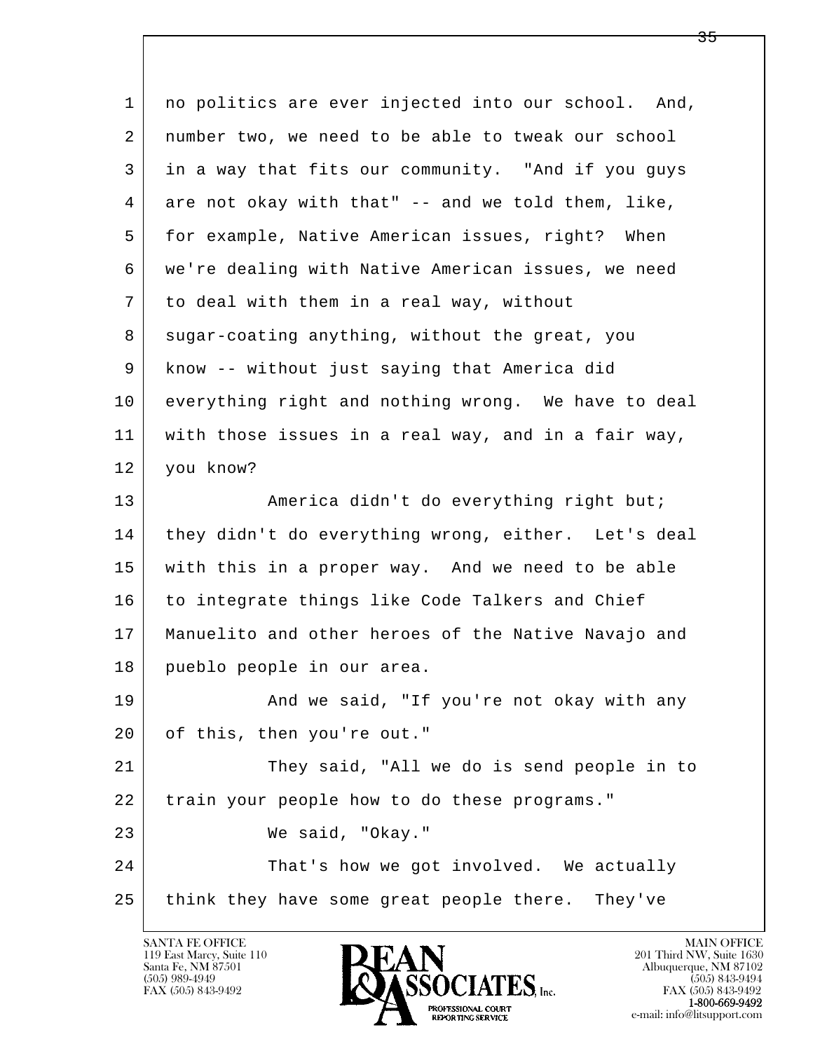no politics are ever injected into our school. And, number two, we need to be able to tweak our school in a way that fits our community. "And if you guys are not okay with that" -- and we told them, like, for example, Native American issues, right? When we're dealing with Native American issues, we need to deal with them in a real way, without sugar-coating anything, without the great, you know -- without just saying that America did everything right and nothing wrong. We have to deal with those issues in a real way, and in a fair way, you know?

America didn't do everything right but; they didn't do everything wrong, either. Let's deal with this in a proper way. And we need to be able to integrate things like Code Talkers and Chief Manuelito and other heroes of the Native Navajo and pueblo people in our area.

And we said, "If you're not okay with any of this, then you're out."

They said, "All we do is send people in to train your people how to do these programs."

We said, "Okay."

That's how we got involved. We actually think they have some great people there. They've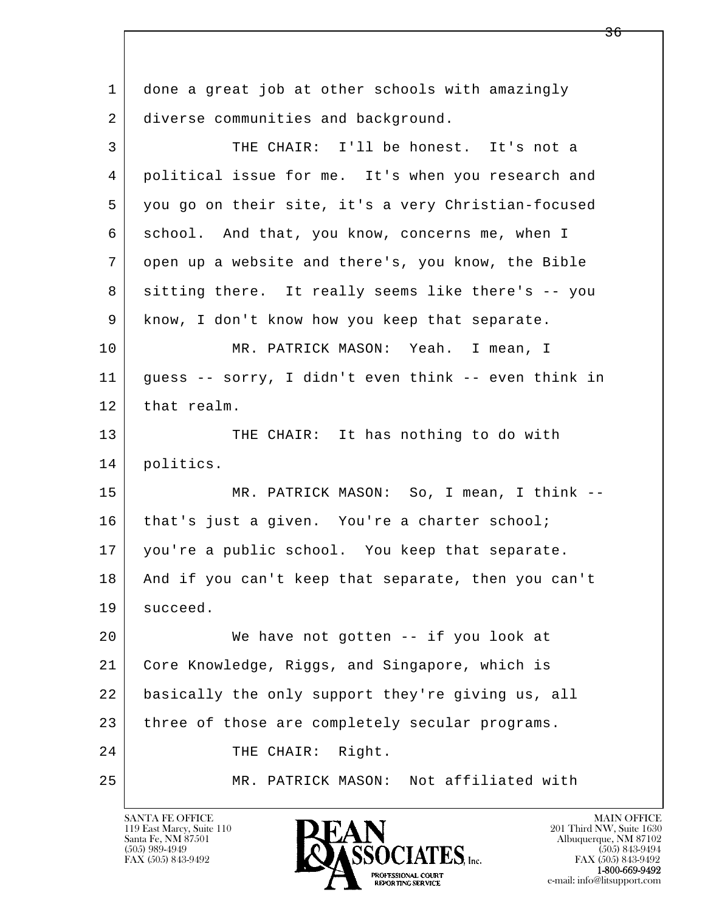1 done a great job at other schools with amazingly
2 diverse communities and background.

3 THE CHAIR: I'll be honest. It's not a
4 political issue for me. It's when you research and
5 you go on their site, it's a very Christian-focused
6 school. And that, you know, concerns me, when I
7 open up a website and there's, you know, the Bible
8 sitting there. It really seems like there's -- you
9 know, I don't know how you keep that separate.

10 MR. PATRICK MASON: Yeah. I mean, I
11 guess -- sorry, I didn't even think -- even think in
12 that realm.

13 THE CHAIR: It has nothing to do with
14 politics.

15 MR. PATRICK MASON: So, I mean, I think --
16 that's just a given. You're a charter school;
17 you're a public school. You keep that separate.
18 And if you can't keep that separate, then you can't
19 succeed.

20 We have not gotten -- if you look at
21 Core Knowledge, Riggs, and Singapore, which is
22 basically the only support they're giving us, all
23 three of those are completely secular programs.

24 THE CHAIR: Right.

25 MR. PATRICK MASON: Not affiliated with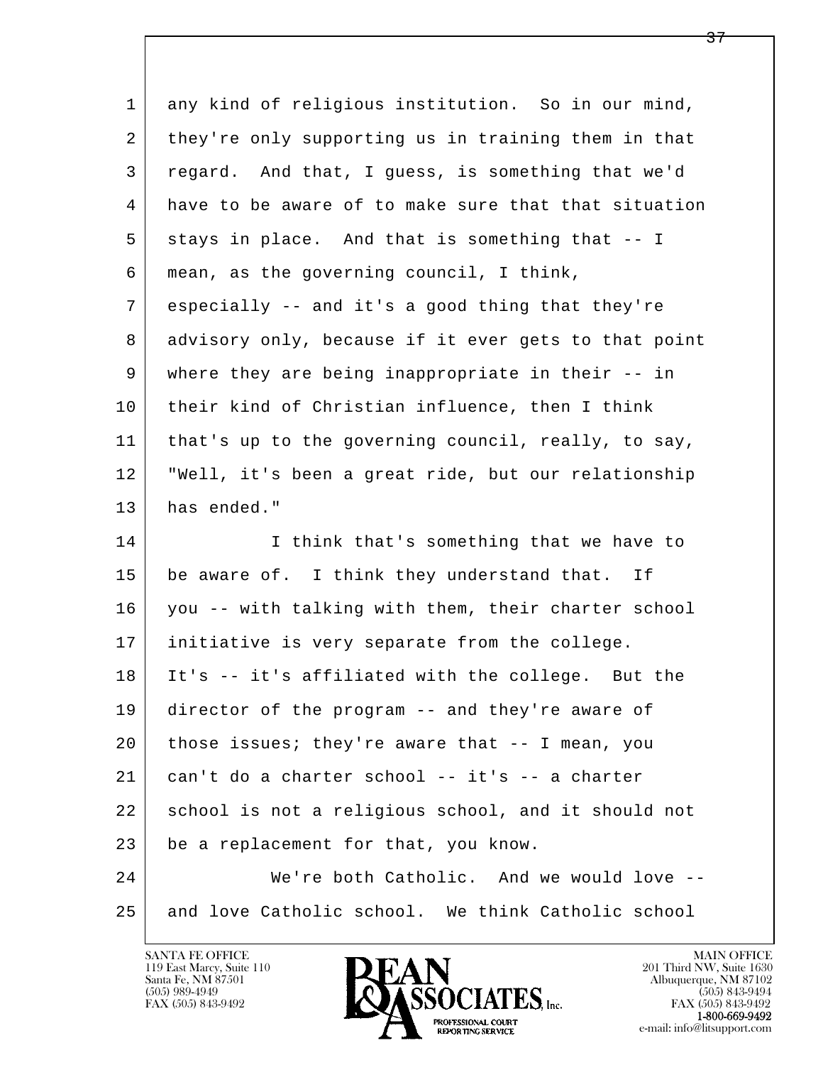any kind of religious institution. So in our mind, they're only supporting us in training them in that regard. And that, I guess, is something that we'd have to be aware of to make sure that that situation stays in place. And that is something that -- I mean, as the governing council, I think, especially -- and it's a good thing that they're advisory only, because if it ever gets to that point where they are being inappropriate in their -- in their kind of Christian influence, then I think that's up to the governing council, really, to say, "Well, it's been a great ride, but our relationship has ended."

I think that's something that we have to be aware of. I think they understand that. If you -- with talking with them, their charter school initiative is very separate from the college. It's -- it's affiliated with the college. But the director of the program -- and they're aware of those issues; they're aware that -- I mean, you can't do a charter school -- it's -- a charter school is not a religious school, and it should not be a replacement for that, you know.

We're both Catholic. And we would love -- and love Catholic school. We think Catholic school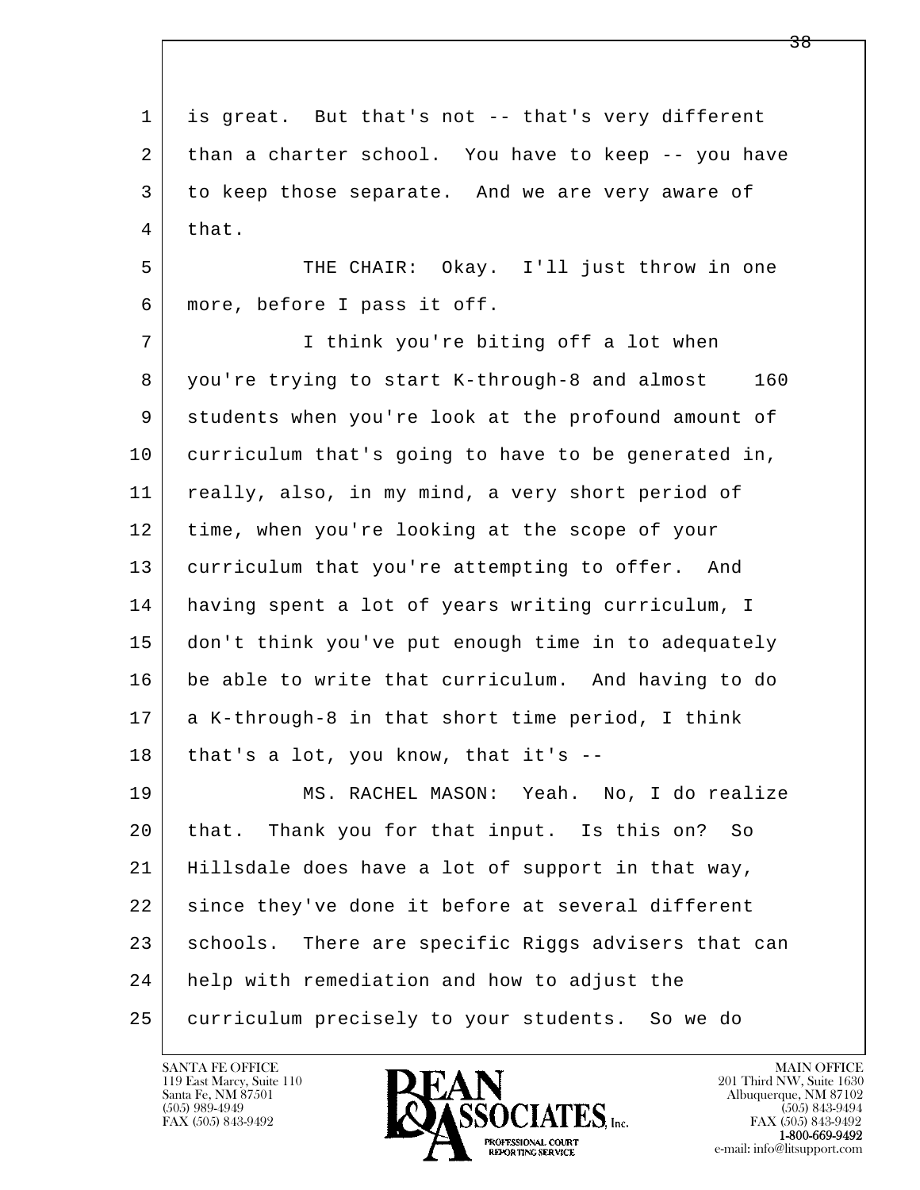is great. But that's not -- that's very different than a charter school. You have to keep -- you have to keep those separate. And we are very aware of that.

THE CHAIR: Okay. I'll just throw in one more, before I pass it off.

I think you're biting off a lot when you're trying to start K-through-8 and almost 160 students when you're look at the profound amount of curriculum that's going to have to be generated in, really, also, in my mind, a very short period of time, when you're looking at the scope of your curriculum that you're attempting to offer. And having spent a lot of years writing curriculum, I don't think you've put enough time in to adequately be able to write that curriculum. And having to do a K-through-8 in that short time period, I think that's a lot, you know, that it's --

MS. RACHEL MASON: Yeah. No, I do realize that. Thank you for that input. Is this on? So Hillsdale does have a lot of support in that way, since they've done it before at several different schools. There are specific Riggs advisers that can help with remediation and how to adjust the curriculum precisely to your students. So we do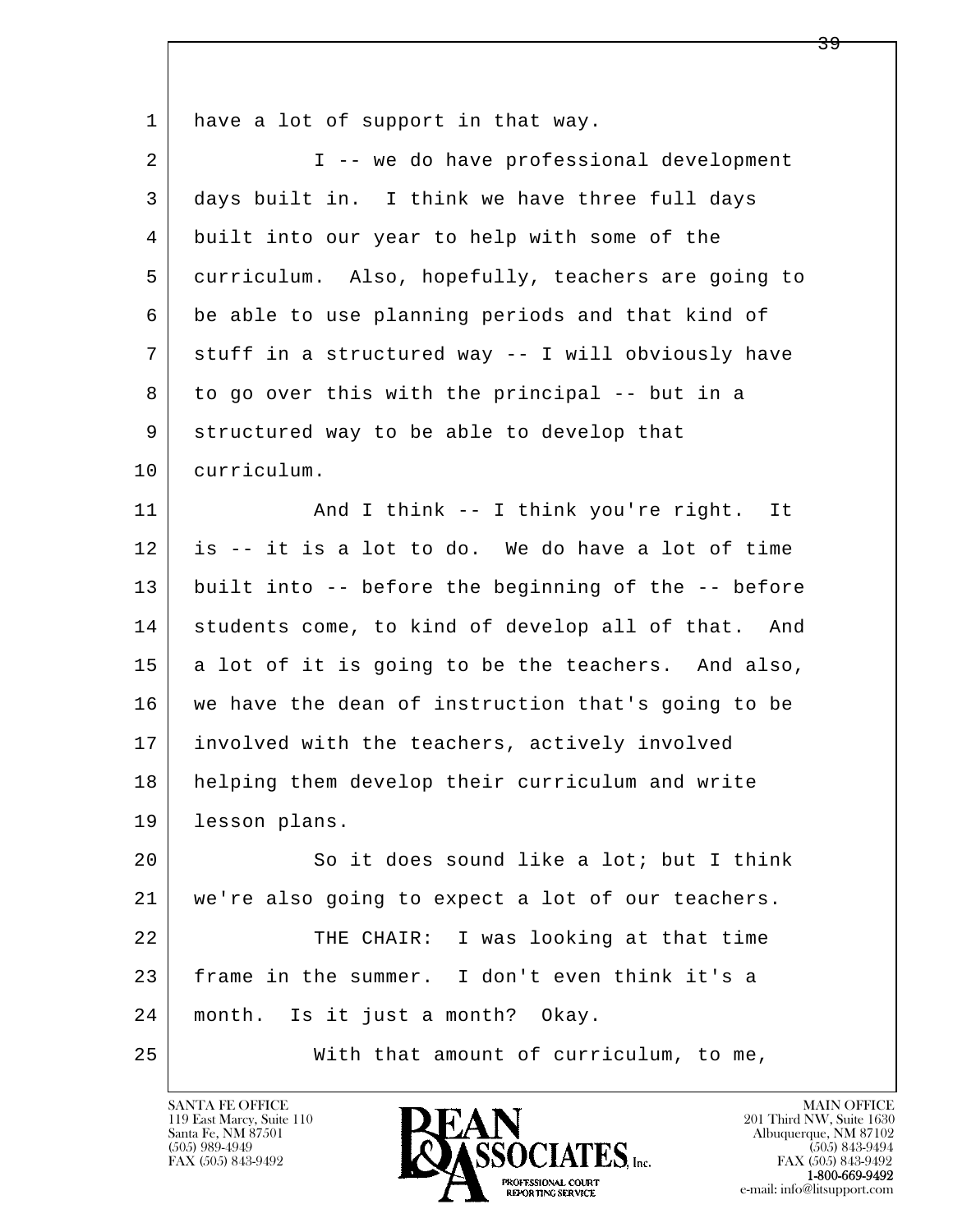have a lot of support in that way.

I -- we do have professional development days built in. I think we have three full days built into our year to help with some of the curriculum. Also, hopefully, teachers are going to be able to use planning periods and that kind of stuff in a structured way -- I will obviously have to go over this with the principal -- but in a structured way to be able to develop that curriculum.

And I think -- I think you're right. It is -- it is a lot to do. We do have a lot of time built into -- before the beginning of the -- before students come, to kind of develop all of that. And a lot of it is going to be the teachers. And also, we have the dean of instruction that's going to be involved with the teachers, actively involved helping them develop their curriculum and write lesson plans.

So it does sound like a lot; but I think we're also going to expect a lot of our teachers.

THE CHAIR: I was looking at that time frame in the summer. I don't even think it's a month. Is it just a month? Okay.

With that amount of curriculum, to me,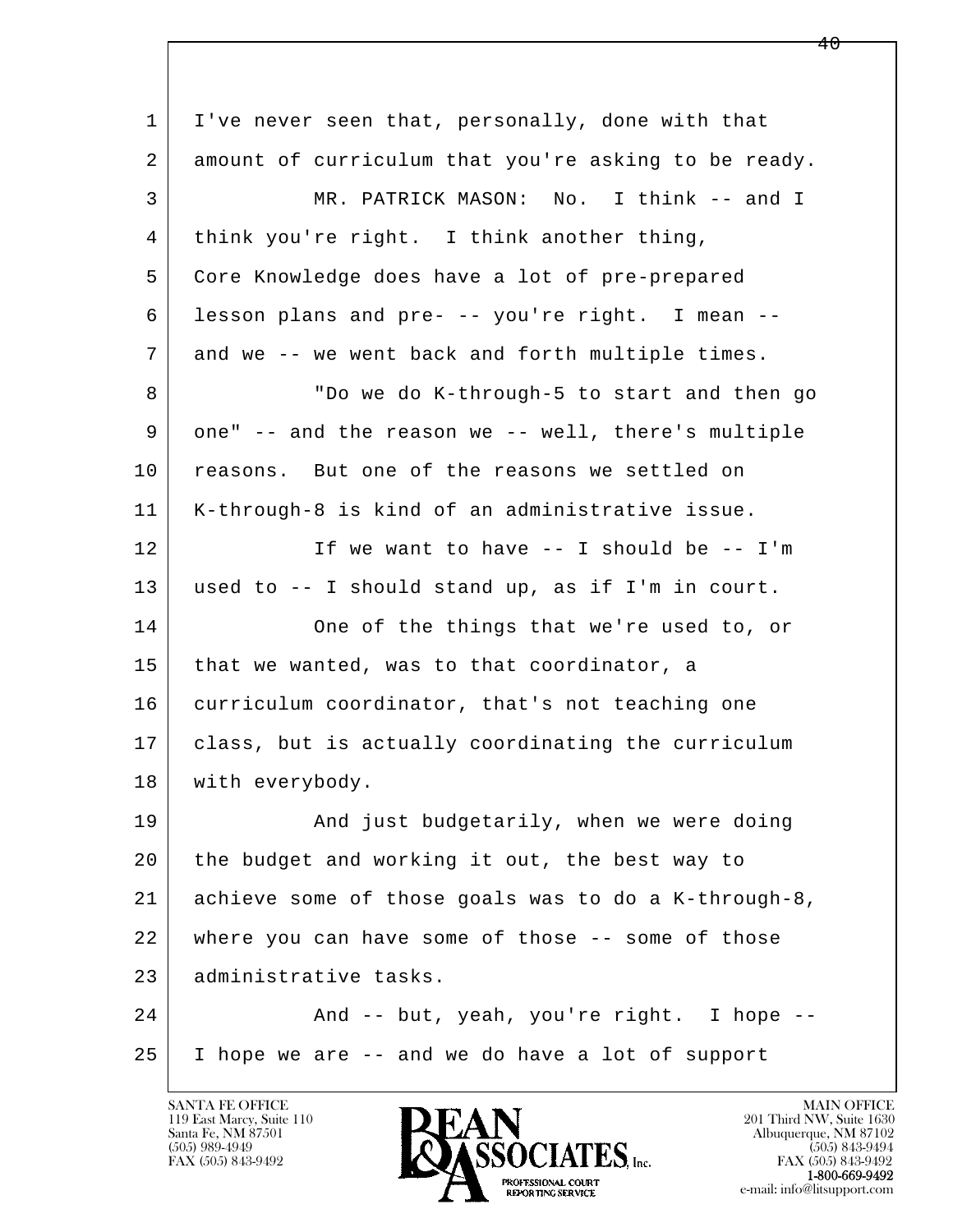1 I've never seen that, personally, done with that
2 amount of curriculum that you're asking to be ready.
3 MR. PATRICK MASON: No. I think -- and I
4 think you're right. I think another thing,
5 Core Knowledge does have a lot of pre-prepared
6 lesson plans and pre- -- you're right. I mean --
7 and we -- we went back and forth multiple times.
8 "Do we do K-through-5 to start and then go
9 one" -- and the reason we -- well, there's multiple
10 reasons. But one of the reasons we settled on
11 K-through-8 is kind of an administrative issue.
12 If we want to have -- I should be -- I'm
13 used to -- I should stand up, as if I'm in court.
14 One of the things that we're used to, or
15 that we wanted, was to that coordinator, a
16 curriculum coordinator, that's not teaching one
17 class, but is actually coordinating the curriculum
18 with everybody.
19 And just budgetarily, when we were doing
20 the budget and working it out, the best way to
21 achieve some of those goals was to do a K-through-8,
22 where you can have some of those -- some of those
23 administrative tasks.
24 And -- but, yeah, you're right. I hope --
25 I hope we are -- and we do have a lot of support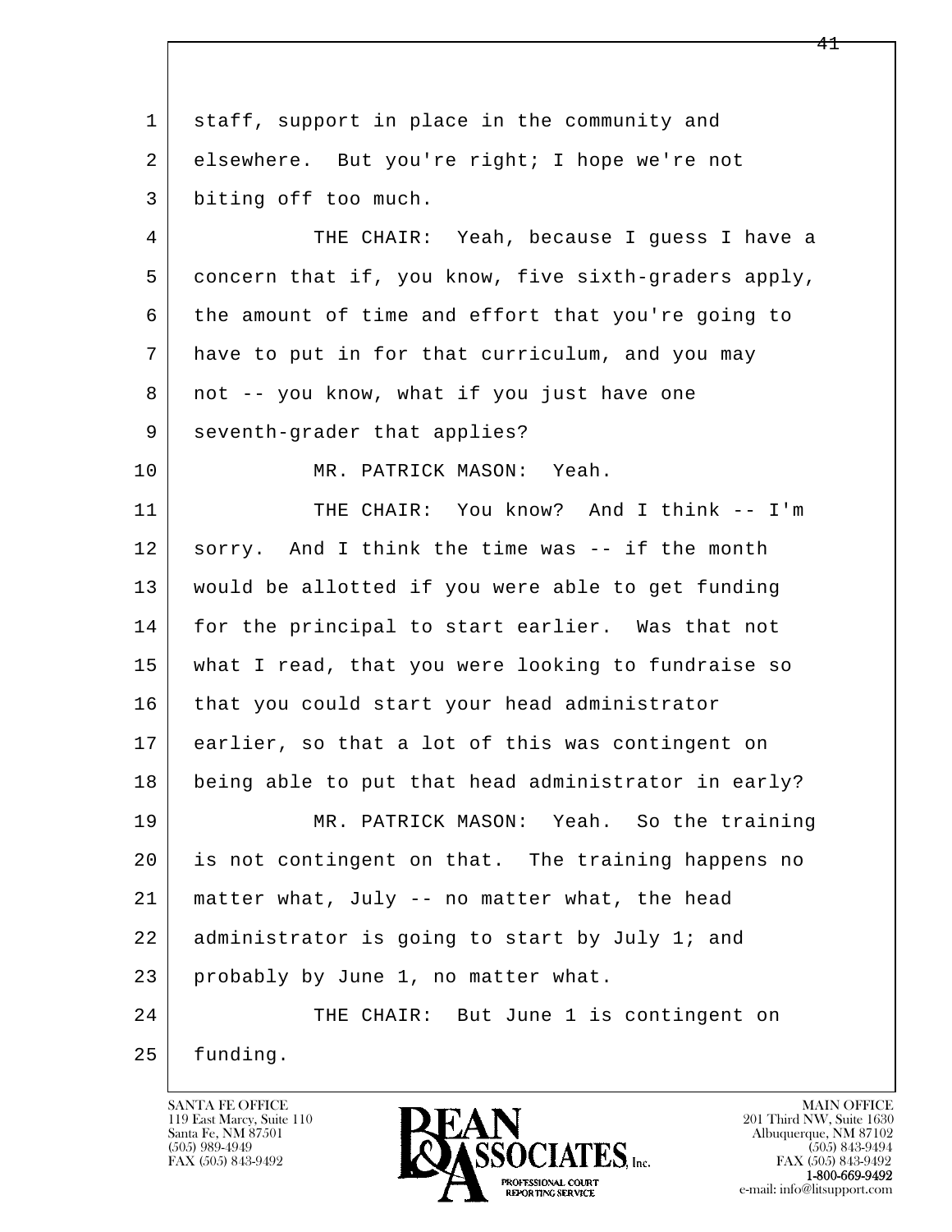staff, support in place in the community and elsewhere. But you're right; I hope we're not biting off too much.

THE CHAIR: Yeah, because I guess I have a concern that if, you know, five sixth-graders apply, the amount of time and effort that you're going to have to put in for that curriculum, and you may not -- you know, what if you just have one seventh-grader that applies?

MR. PATRICK MASON: Yeah.

THE CHAIR: You know? And I think -- I'm sorry. And I think the time was -- if the month would be allotted if you were able to get funding for the principal to start earlier. Was that not what I read, that you were looking to fundraise so that you could start your head administrator earlier, so that a lot of this was contingent on being able to put that head administrator in early?

MR. PATRICK MASON: Yeah. So the training is not contingent on that. The training happens no matter what, July -- no matter what, the head administrator is going to start by July 1; and probably by June 1, no matter what.

THE CHAIR: But June 1 is contingent on funding.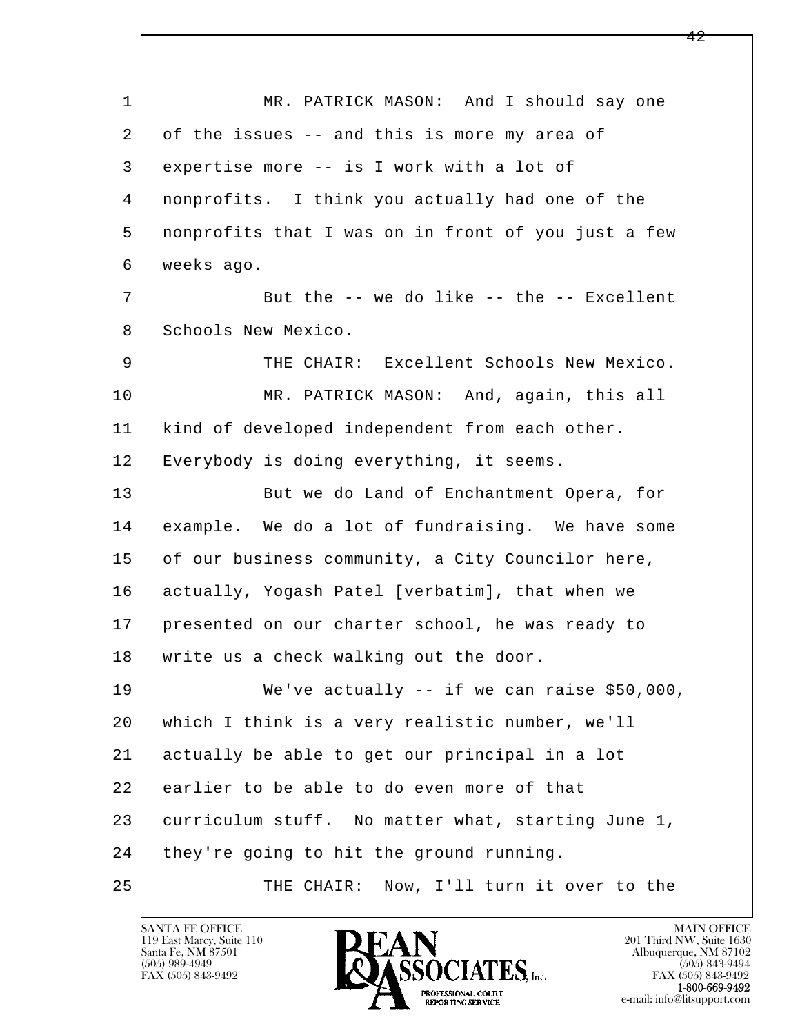MR. PATRICK MASON: And I should say one of the issues -- and this is more my area of expertise more -- is I work with a lot of nonprofits. I think you actually had one of the nonprofits that I was on in front of you just a few weeks ago.

But the -- we do like -- the -- Excellent Schools New Mexico.

THE CHAIR: Excellent Schools New Mexico.

MR. PATRICK MASON: And, again, this all kind of developed independent from each other. Everybody is doing everything, it seems.

But we do Land of Enchantment Opera, for example. We do a lot of fundraising. We have some of our business community, a City Councilor here, actually, Yogash Patel [verbatim], that when we presented on our charter school, he was ready to write us a check walking out the door.

We've actually -- if we can raise $50,000, which I think is a very realistic number, we'll actually be able to get our principal in a lot earlier to be able to do even more of that curriculum stuff. No matter what, starting June 1, they're going to hit the ground running.

THE CHAIR: Now, I'll turn it over to the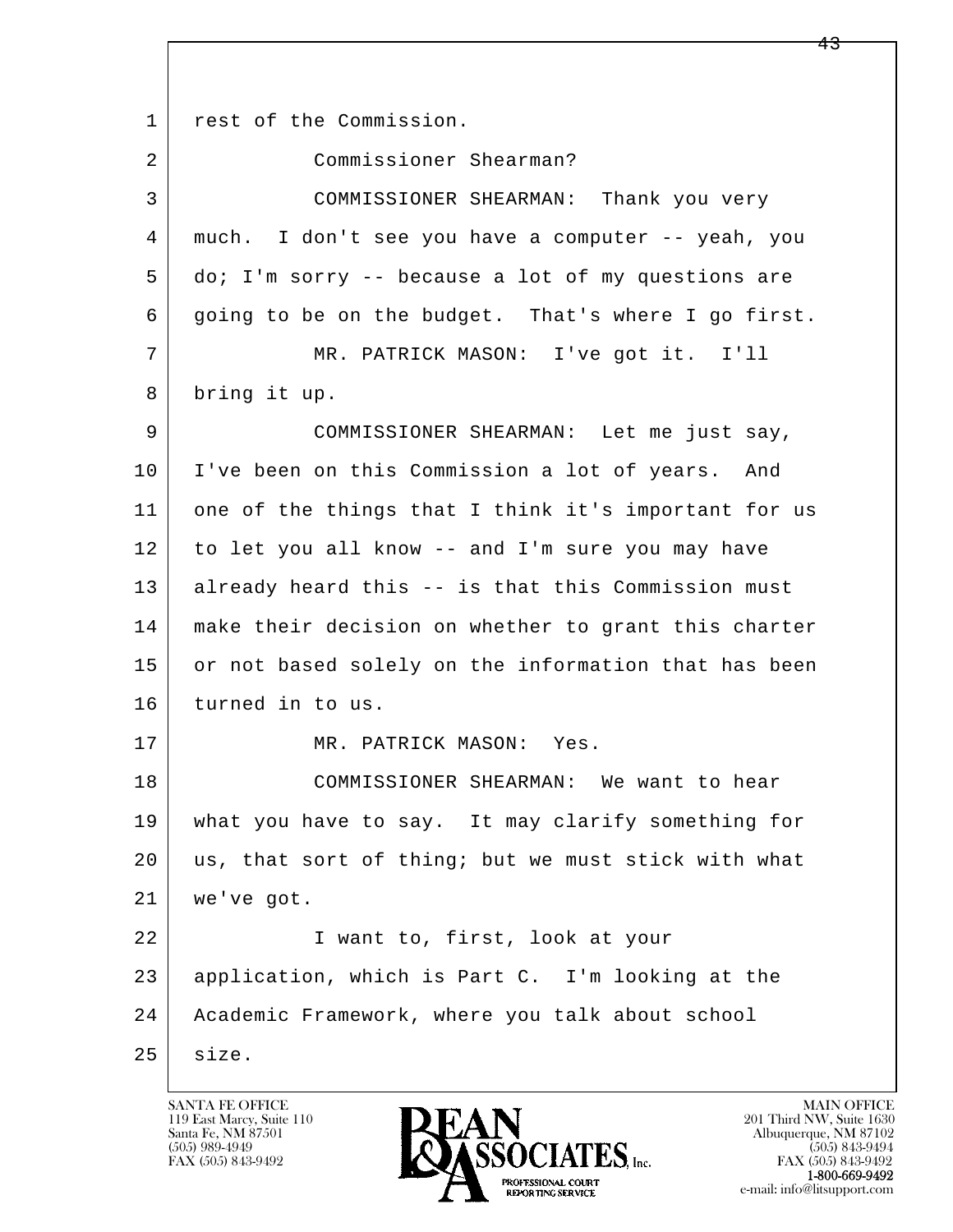rest of the Commission.

Commissioner Shearman?

COMMISSIONER SHEARMAN: Thank you very much. I don't see you have a computer -- yeah, you do; I'm sorry -- because a lot of my questions are going to be on the budget. That's where I go first.

MR. PATRICK MASON: I've got it. I'll bring it up.

COMMISSIONER SHEARMAN: Let me just say, I've been on this Commission a lot of years. And one of the things that I think it's important for us to let you all know -- and I'm sure you may have already heard this -- is that this Commission must make their decision on whether to grant this charter or not based solely on the information that has been turned in to us.

MR. PATRICK MASON: Yes.

COMMISSIONER SHEARMAN: We want to hear what you have to say. It may clarify something for us, that sort of thing; but we must stick with what we've got.

I want to, first, look at your application, which is Part C. I'm looking at the Academic Framework, where you talk about school size.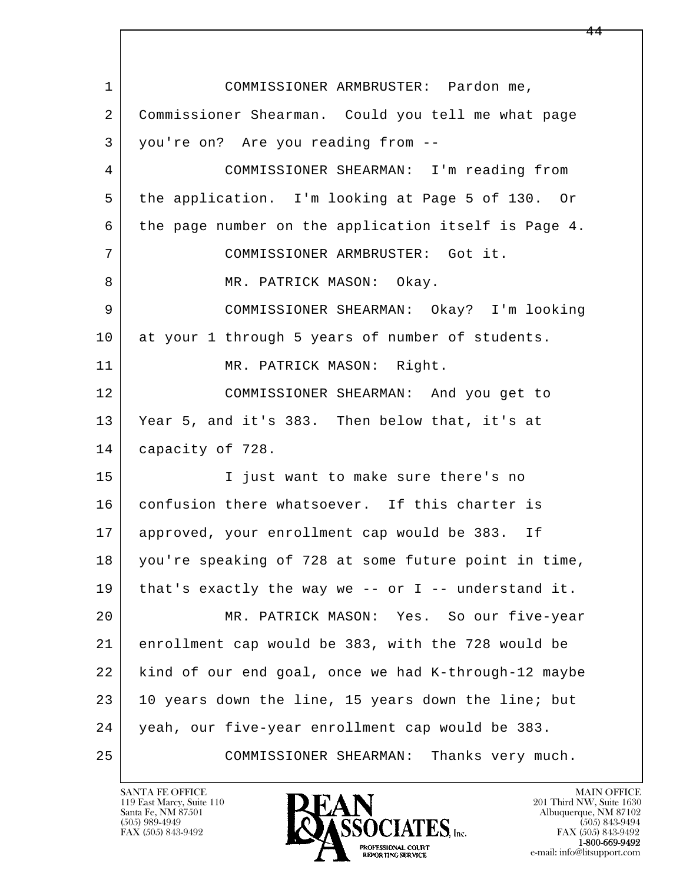1 COMMISSIONER ARMBRUSTER: Pardon me,
2 Commissioner Shearman. Could you tell me what page
3 you're on? Are you reading from --
4 COMMISSIONER SHEARMAN: I'm reading from
5 the application. I'm looking at Page 5 of 130. Or
6 the page number on the application itself is Page 4.
7 COMMISSIONER ARMBRUSTER: Got it.
8 MR. PATRICK MASON: Okay.
9 COMMISSIONER SHEARMAN: Okay? I'm looking
10 at your 1 through 5 years of number of students.
11 MR. PATRICK MASON: Right.
12 COMMISSIONER SHEARMAN: And you get to
13 Year 5, and it's 383. Then below that, it's at
14 capacity of 728.
15 I just want to make sure there's no
16 confusion there whatsoever. If this charter is
17 approved, your enrollment cap would be 383. If
18 you're speaking of 728 at some future point in time,
19 that's exactly the way we -- or I -- understand it.
20 MR. PATRICK MASON: Yes. So our five-year
21 enrollment cap would be 383, with the 728 would be
22 kind of our end goal, once we had K-through-12 maybe
23 10 years down the line, 15 years down the line; but
24 yeah, our five-year enrollment cap would be 383.
25 COMMISSIONER SHEARMAN: Thanks very much.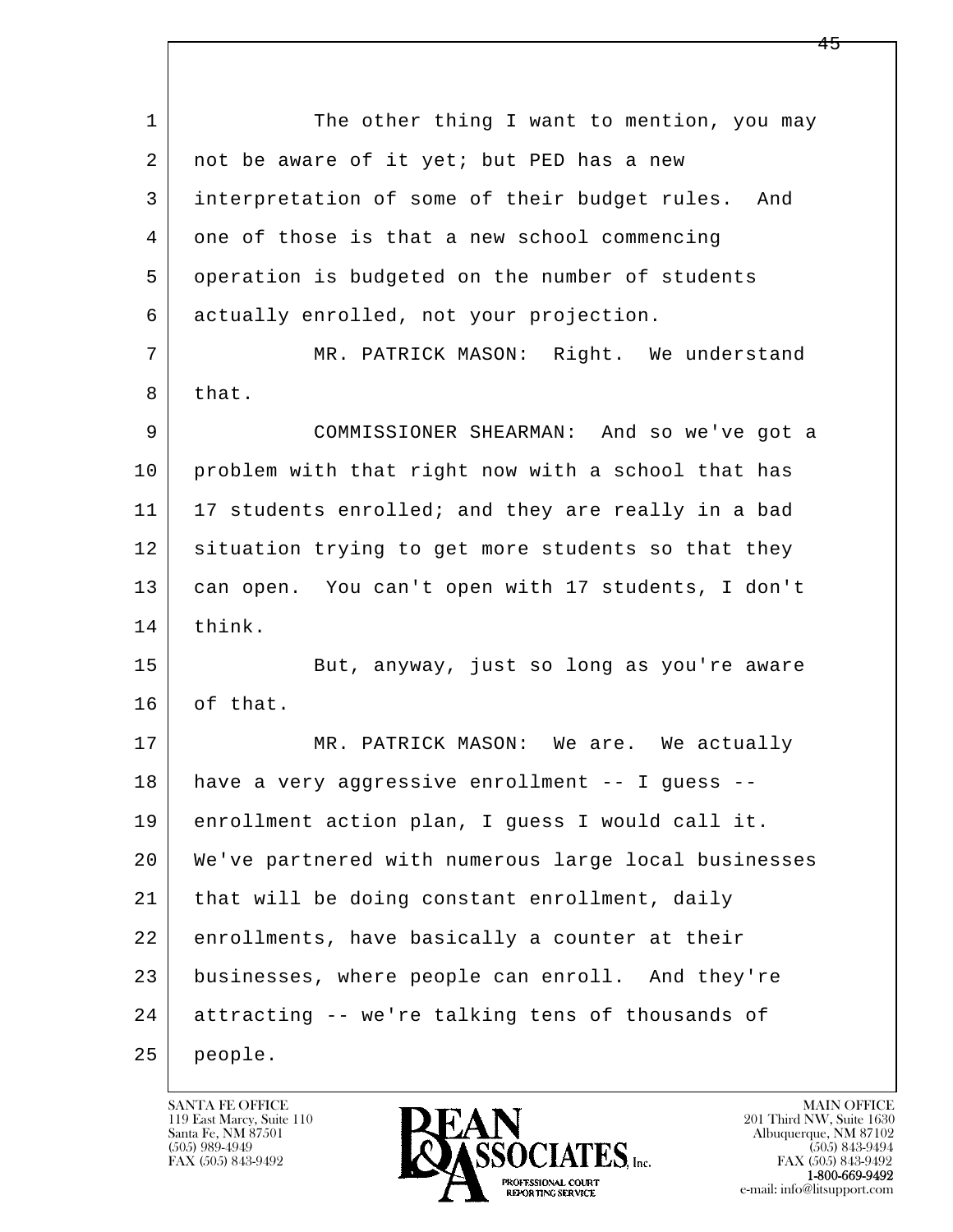The other thing I want to mention, you may not be aware of it yet; but PED has a new interpretation of some of their budget rules. And one of those is that a new school commencing operation is budgeted on the number of students actually enrolled, not your projection.

MR. PATRICK MASON: Right. We understand that.

COMMISSIONER SHEARMAN: And so we've got a problem with that right now with a school that has 17 students enrolled; and they are really in a bad situation trying to get more students so that they can open. You can't open with 17 students, I don't think.

But, anyway, just so long as you're aware of that.

MR. PATRICK MASON: We are. We actually have a very aggressive enrollment -- I guess -- enrollment action plan, I guess I would call it. We've partnered with numerous large local businesses that will be doing constant enrollment, daily enrollments, have basically a counter at their businesses, where people can enroll. And they're attracting -- we're talking tens of thousands of people.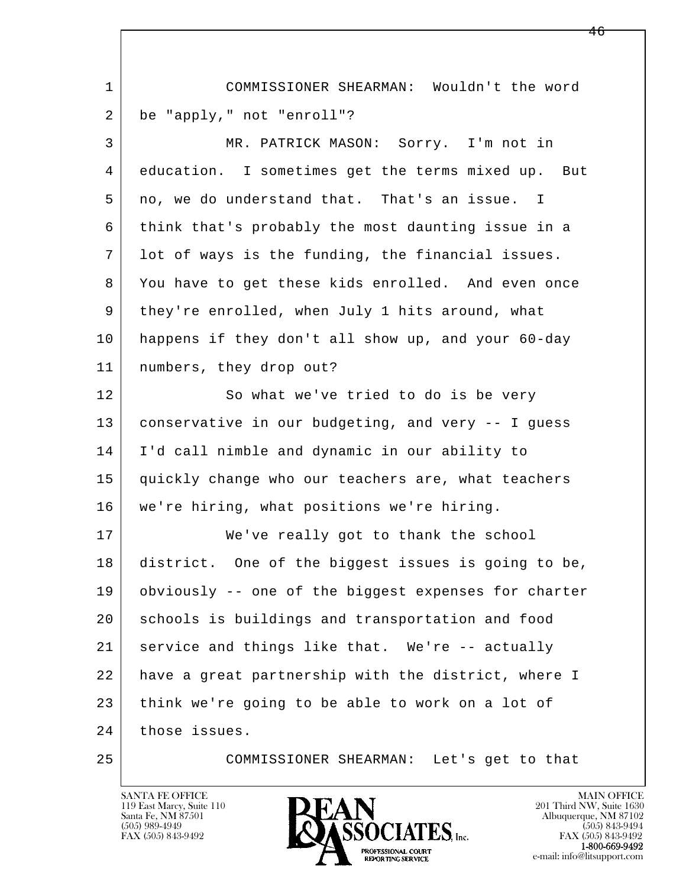COMMISSIONER SHEARMAN: Wouldn't the word be "apply," not "enroll"?

MR. PATRICK MASON: Sorry. I'm not in education. I sometimes get the terms mixed up. But no, we do understand that. That's an issue. I think that's probably the most daunting issue in a lot of ways is the funding, the financial issues. You have to get these kids enrolled. And even once they're enrolled, when July 1 hits around, what happens if they don't all show up, and your 60-day numbers, they drop out?

So what we've tried to do is be very conservative in our budgeting, and very -- I guess I'd call nimble and dynamic in our ability to quickly change who our teachers are, what teachers we're hiring, what positions we're hiring.

We've really got to thank the school district. One of the biggest issues is going to be, obviously -- one of the biggest expenses for charter schools is buildings and transportation and food service and things like that. We're -- actually have a great partnership with the district, where I think we're going to be able to work on a lot of those issues.

COMMISSIONER SHEARMAN: Let's get to that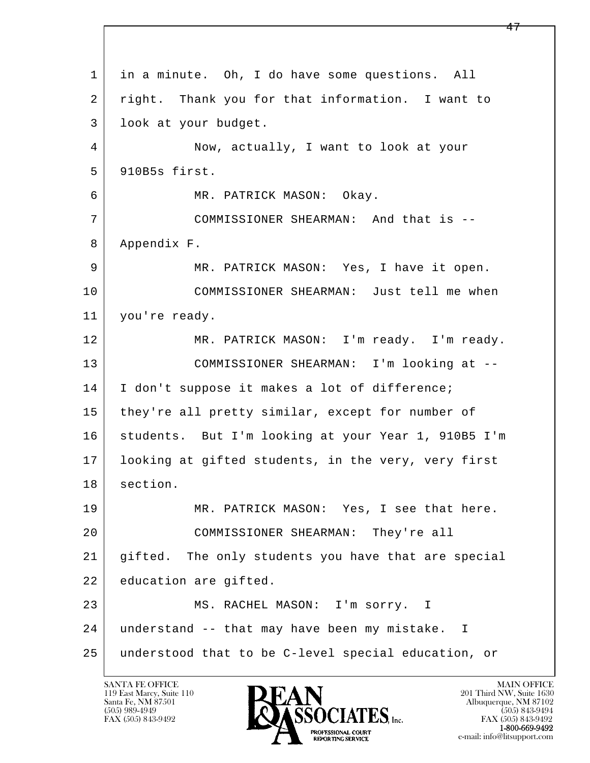1 in a minute. Oh, I do have some questions. All
2 right. Thank you for that information. I want to
3 look at your budget.

4 Now, actually, I want to look at your
5 910B5s first.

6 MR. PATRICK MASON: Okay.

7 COMMISSIONER SHEARMAN: And that is --
8 Appendix F.

9 MR. PATRICK MASON: Yes, I have it open.

10 COMMISSIONER SHEARMAN: Just tell me when
11 you're ready.

12 MR. PATRICK MASON: I'm ready. I'm ready.

13 COMMISSIONER SHEARMAN: I'm looking at --
14 I don't suppose it makes a lot of difference;
15 they're all pretty similar, except for number of
16 students. But I'm looking at your Year 1, 910B5 I'm
17 looking at gifted students, in the very, very first
18 section.

19 MR. PATRICK MASON: Yes, I see that here.

20 COMMISSIONER SHEARMAN: They're all
21 gifted. The only students you have that are special
22 education are gifted.

23 MS. RACHEL MASON: I'm sorry. I
24 understand -- that may have been my mistake. I
25 understood that to be C-level special education, or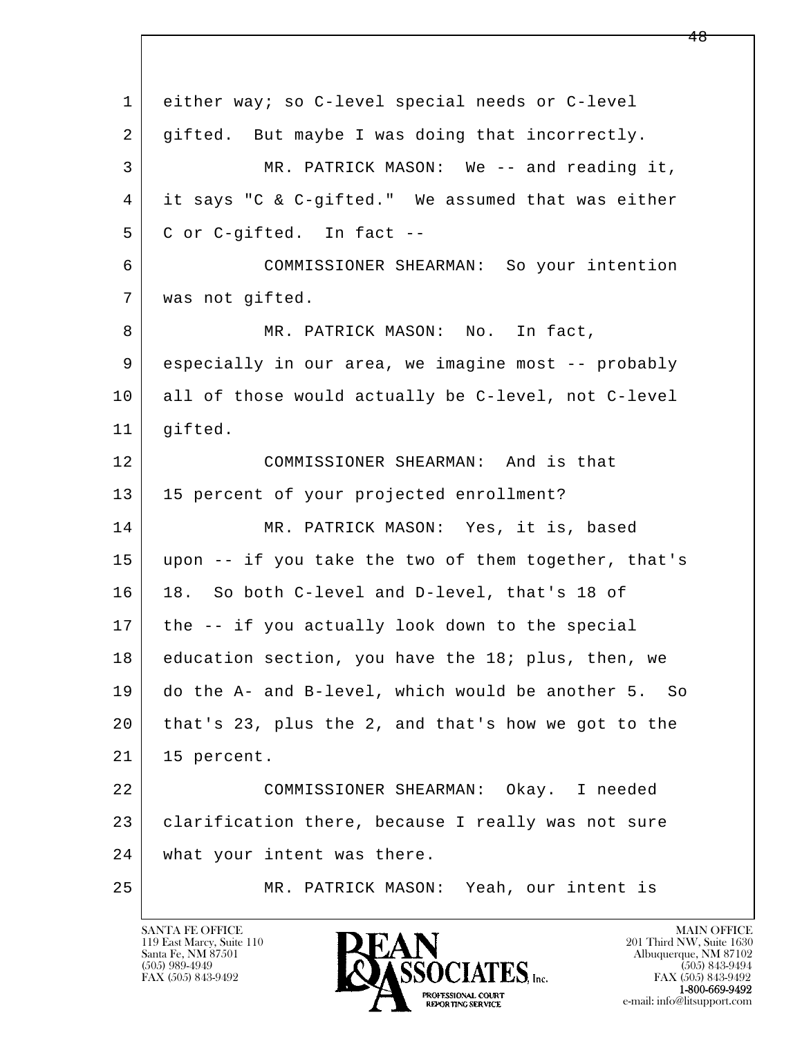1 either way; so C-level special needs or C-level
2 gifted. But maybe I was doing that incorrectly.
3 MR. PATRICK MASON: We -- and reading it,
4 it says "C & C-gifted." We assumed that was either
5 C or C-gifted. In fact --
6 COMMISSIONER SHEARMAN: So your intention
7 was not gifted.
8 MR. PATRICK MASON: No. In fact,
9 especially in our area, we imagine most -- probably
10 all of those would actually be C-level, not C-level
11 gifted.
12 COMMISSIONER SHEARMAN: And is that
13 15 percent of your projected enrollment?
14 MR. PATRICK MASON: Yes, it is, based
15 upon -- if you take the two of them together, that's
16 18. So both C-level and D-level, that's 18 of
17 the -- if you actually look down to the special
18 education section, you have the 18; plus, then, we
19 do the A- and B-level, which would be another 5. So
20 that's 23, plus the 2, and that's how we got to the
21 15 percent.
22 COMMISSIONER SHEARMAN: Okay. I needed
23 clarification there, because I really was not sure
24 what your intent was there.
25 MR. PATRICK MASON: Yeah, our intent is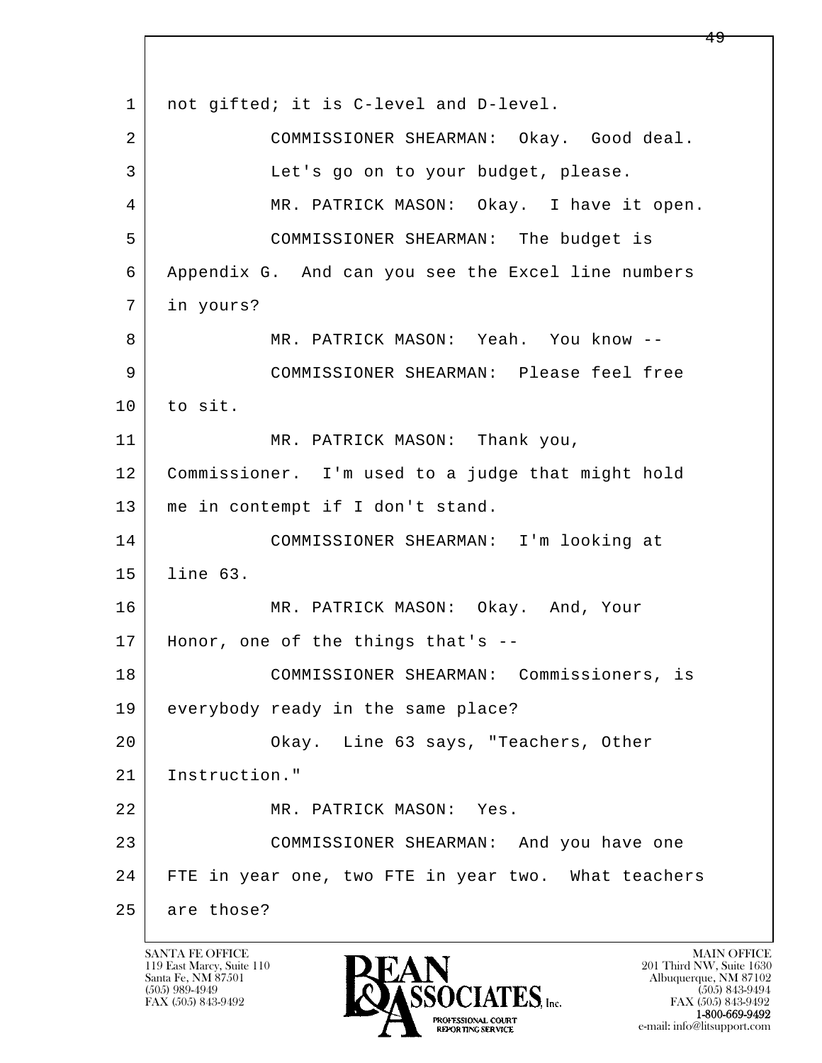1 not gifted; it is C-level and D-level.

2 COMMISSIONER SHEARMAN: Okay. Good deal.

3 Let's go on to your budget, please.

4 MR. PATRICK MASON: Okay. I have it open.

5 COMMISSIONER SHEARMAN: The budget is

6 Appendix G. And can you see the Excel line numbers

7 in yours?

8 MR. PATRICK MASON: Yeah. You know --

9 COMMISSIONER SHEARMAN: Please feel free

10 to sit.

11 MR. PATRICK MASON: Thank you,

12 Commissioner. I'm used to a judge that might hold

13 me in contempt if I don't stand.

14 COMMISSIONER SHEARMAN: I'm looking at

15 line 63.

16 MR. PATRICK MASON: Okay. And, Your

17 Honor, one of the things that's --

18 COMMISSIONER SHEARMAN: Commissioners, is

19 everybody ready in the same place?

20 Okay. Line 63 says, "Teachers, Other

21 Instruction."

22 MR. PATRICK MASON: Yes.

23 COMMISSIONER SHEARMAN: And you have one

24 FTE in year one, two FTE in year two. What teachers

25 are those?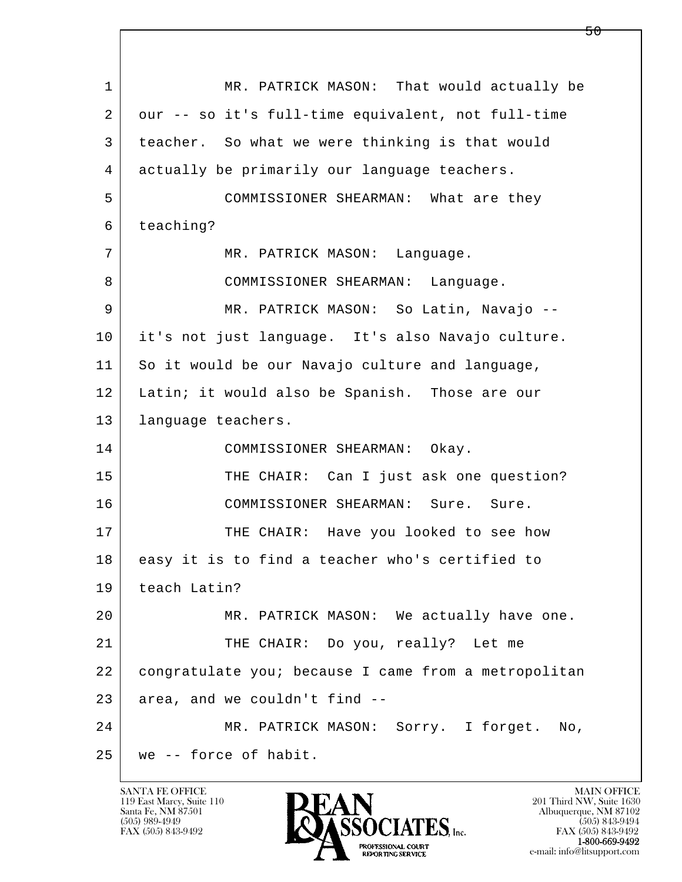1 MR. PATRICK MASON: That would actually be
2 our -- so it's full-time equivalent, not full-time
3 teacher. So what we were thinking is that would
4 actually be primarily our language teachers.
5 COMMISSIONER SHEARMAN: What are they
6 teaching?
7 MR. PATRICK MASON: Language.
8 COMMISSIONER SHEARMAN: Language.
9 MR. PATRICK MASON: So Latin, Navajo --
10 it's not just language. It's also Navajo culture.
11 So it would be our Navajo culture and language,
12 Latin; it would also be Spanish. Those are our
13 language teachers.
14 COMMISSIONER SHEARMAN: Okay.
15 THE CHAIR: Can I just ask one question?
16 COMMISSIONER SHEARMAN: Sure. Sure.
17 THE CHAIR: Have you looked to see how
18 easy it is to find a teacher who's certified to
19 teach Latin?
20 MR. PATRICK MASON: We actually have one.
21 THE CHAIR: Do you, really? Let me
22 congratulate you; because I came from a metropolitan
23 area, and we couldn't find --
24 MR. PATRICK MASON: Sorry. I forget. No,
25 we -- force of habit.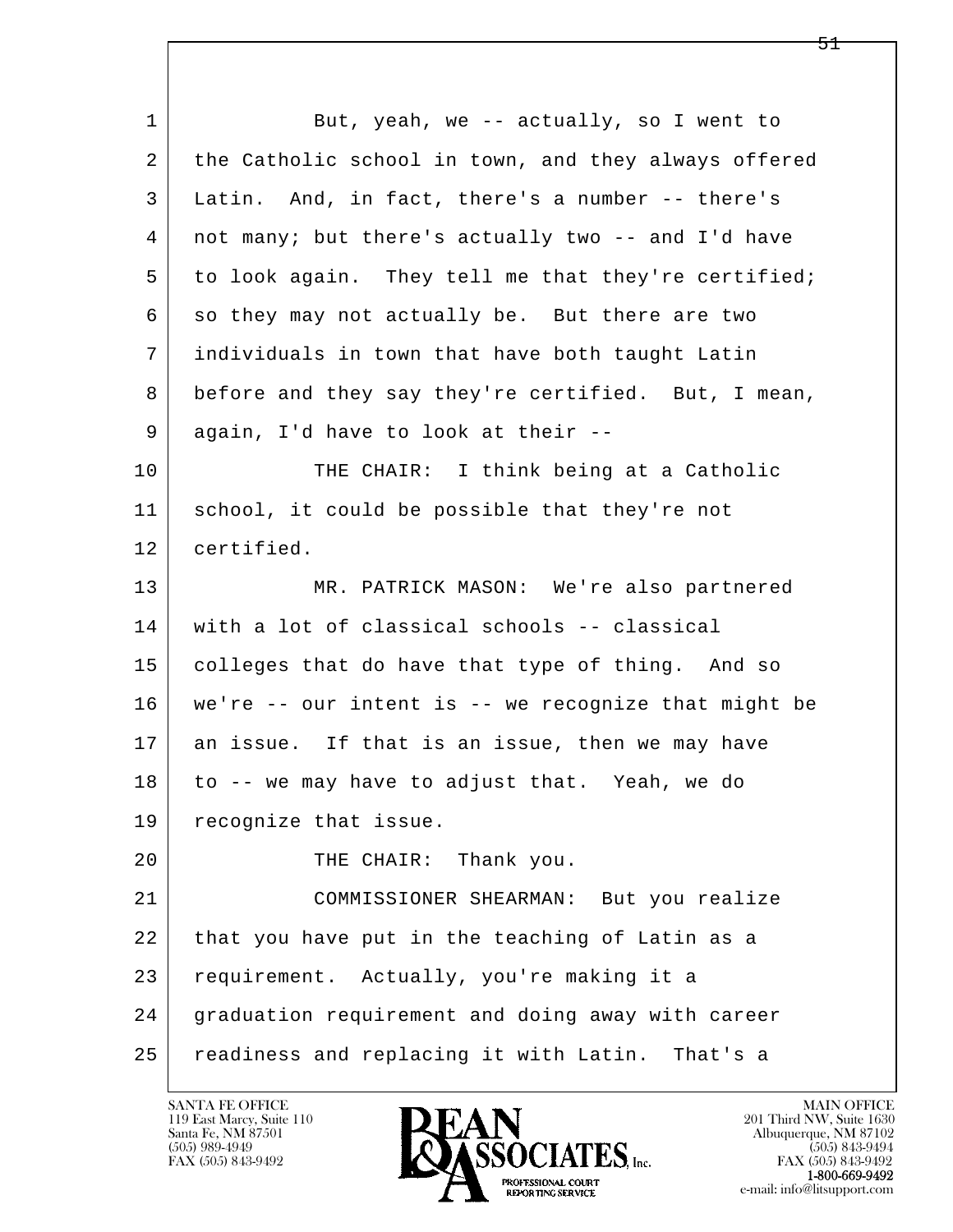But, yeah, we -- actually, so I went to the Catholic school in town, and they always offered Latin. And, in fact, there's a number -- there's not many; but there's actually two -- and I'd have to look again. They tell me that they're certified; so they may not actually be. But there are two individuals in town that have both taught Latin before and they say they're certified. But, I mean, again, I'd have to look at their --

THE CHAIR: I think being at a Catholic school, it could be possible that they're not certified.

MR. PATRICK MASON: We're also partnered with a lot of classical schools -- classical colleges that do have that type of thing. And so we're -- our intent is -- we recognize that might be an issue. If that is an issue, then we may have to -- we may have to adjust that. Yeah, we do recognize that issue.

THE CHAIR: Thank you.

COMMISSIONER SHEARMAN: But you realize that you have put in the teaching of Latin as a requirement. Actually, you're making it a graduation requirement and doing away with career readiness and replacing it with Latin. That's a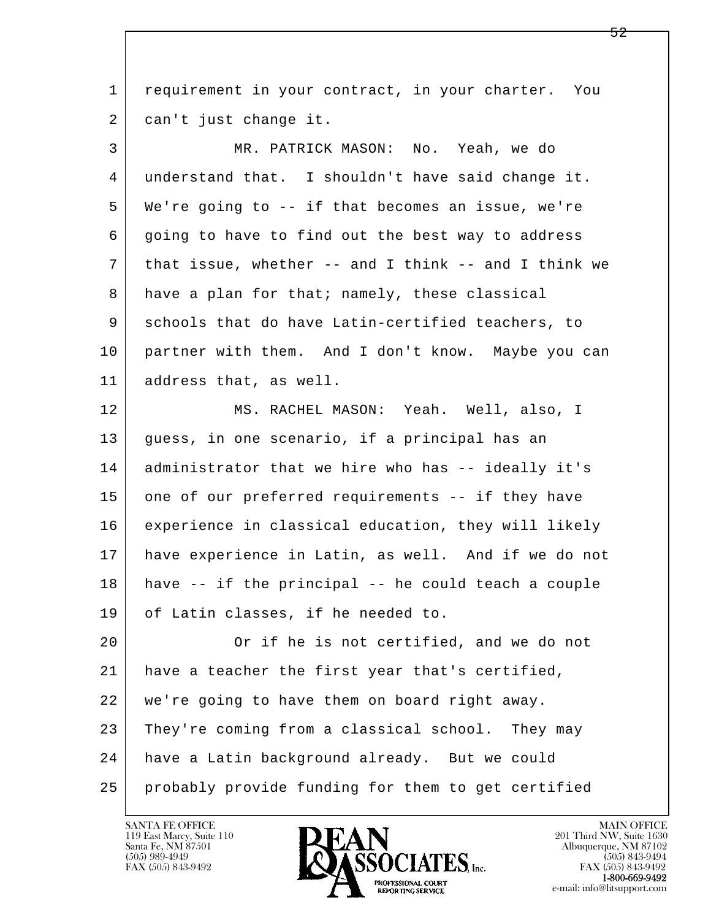requirement in your contract, in your charter. You can't just change it.

MR. PATRICK MASON: No. Yeah, we do understand that. I shouldn't have said change it. We're going to -- if that becomes an issue, we're going to have to find out the best way to address that issue, whether -- and I think -- and I think we have a plan for that; namely, these classical schools that do have Latin-certified teachers, to partner with them. And I don't know. Maybe you can address that, as well.

MS. RACHEL MASON: Yeah. Well, also, I guess, in one scenario, if a principal has an administrator that we hire who has -- ideally it's one of our preferred requirements -- if they have experience in classical education, they will likely have experience in Latin, as well. And if we do not have -- if the principal -- he could teach a couple of Latin classes, if he needed to.

Or if he is not certified, and we do not have a teacher the first year that's certified, we're going to have them on board right away. They're coming from a classical school. They may have a Latin background already. But we could probably provide funding for them to get certified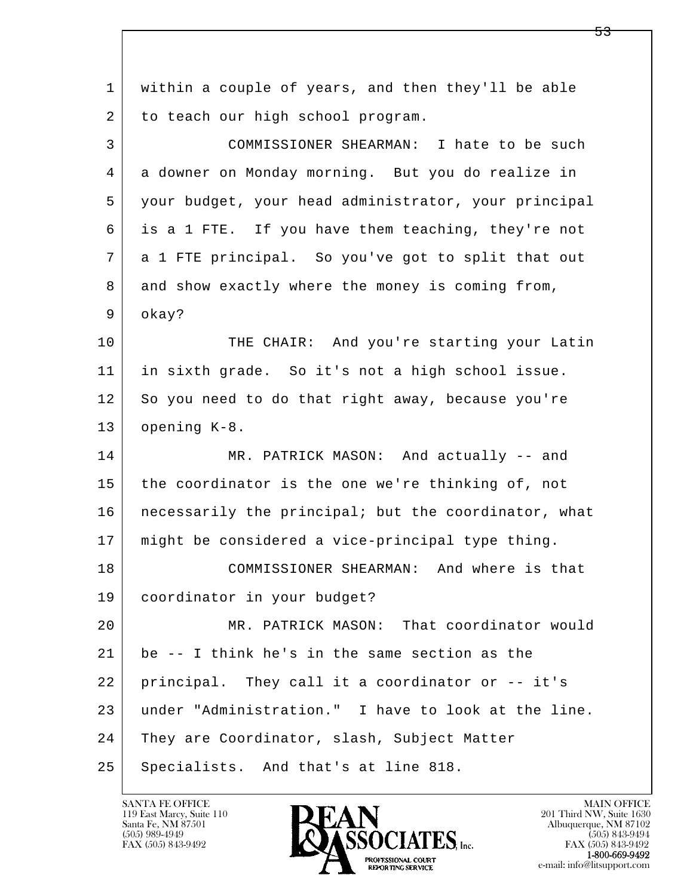within a couple of years, and then they'll be able to teach our high school program.

COMMISSIONER SHEARMAN: I hate to be such a downer on Monday morning. But you do realize in your budget, your head administrator, your principal is a 1 FTE. If you have them teaching, they're not a 1 FTE principal. So you've got to split that out and show exactly where the money is coming from, okay?

THE CHAIR: And you're starting your Latin in sixth grade. So it's not a high school issue. So you need to do that right away, because you're opening K-8.

MR. PATRICK MASON: And actually -- and the coordinator is the one we're thinking of, not necessarily the principal; but the coordinator, what might be considered a vice-principal type thing.

COMMISSIONER SHEARMAN: And where is that coordinator in your budget?

MR. PATRICK MASON: That coordinator would be -- I think he's in the same section as the principal. They call it a coordinator or -- it's under "Administration." I have to look at the line. They are Coordinator, slash, Subject Matter Specialists. And that's at line 818.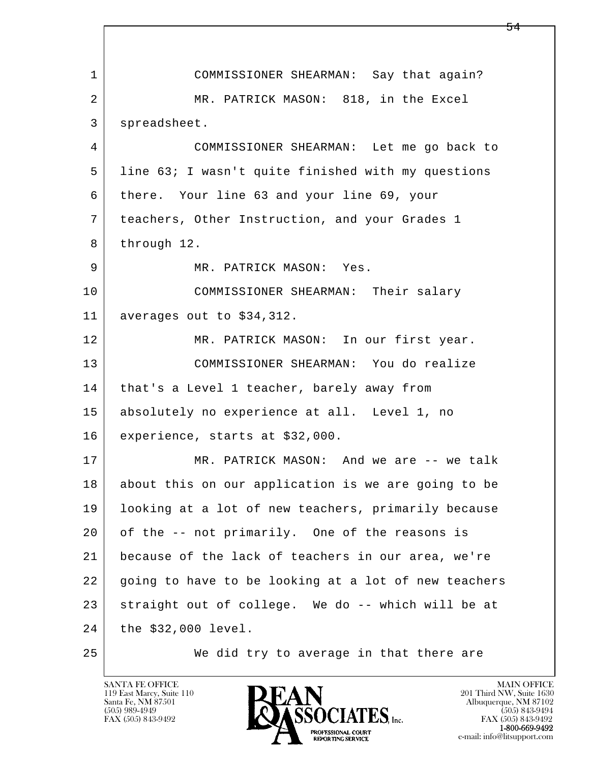COMMISSIONER SHEARMAN: Say that again?

MR. PATRICK MASON: 818, in the Excel spreadsheet.

COMMISSIONER SHEARMAN: Let me go back to line 63; I wasn't quite finished with my questions there. Your line 63 and your line 69, your teachers, Other Instruction, and your Grades 1 through 12.

MR. PATRICK MASON: Yes.

COMMISSIONER SHEARMAN: Their salary averages out to $34,312.

MR. PATRICK MASON: In our first year.

COMMISSIONER SHEARMAN: You do realize that's a Level 1 teacher, barely away from absolutely no experience at all. Level 1, no experience, starts at $32,000.

MR. PATRICK MASON: And we are -- we talk about this on our application is we are going to be looking at a lot of new teachers, primarily because of the -- not primarily. One of the reasons is because of the lack of teachers in our area, we're going to have to be looking at a lot of new teachers straight out of college. We do -- which will be at the $32,000 level.

We did try to average in that there are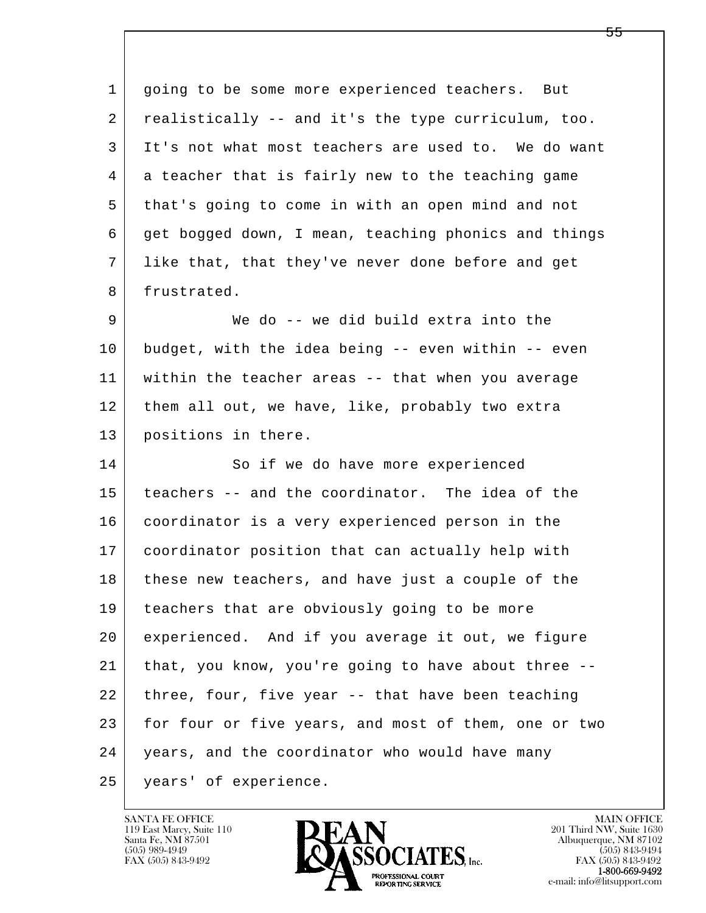going to be some more experienced teachers. But realistically -- and it's the type curriculum, too. It's not what most teachers are used to. We do want a teacher that is fairly new to the teaching game that's going to come in with an open mind and not get bogged down, I mean, teaching phonics and things like that, that they've never done before and get frustrated.

We do -- we did build extra into the budget, with the idea being -- even within -- even within the teacher areas -- that when you average them all out, we have, like, probably two extra positions in there.

So if we do have more experienced teachers -- and the coordinator. The idea of the coordinator is a very experienced person in the coordinator position that can actually help with these new teachers, and have just a couple of the teachers that are obviously going to be more experienced. And if you average it out, we figure that, you know, you're going to have about three -- three, four, five year -- that have been teaching for four or five years, and most of them, one or two years, and the coordinator who would have many years' of experience.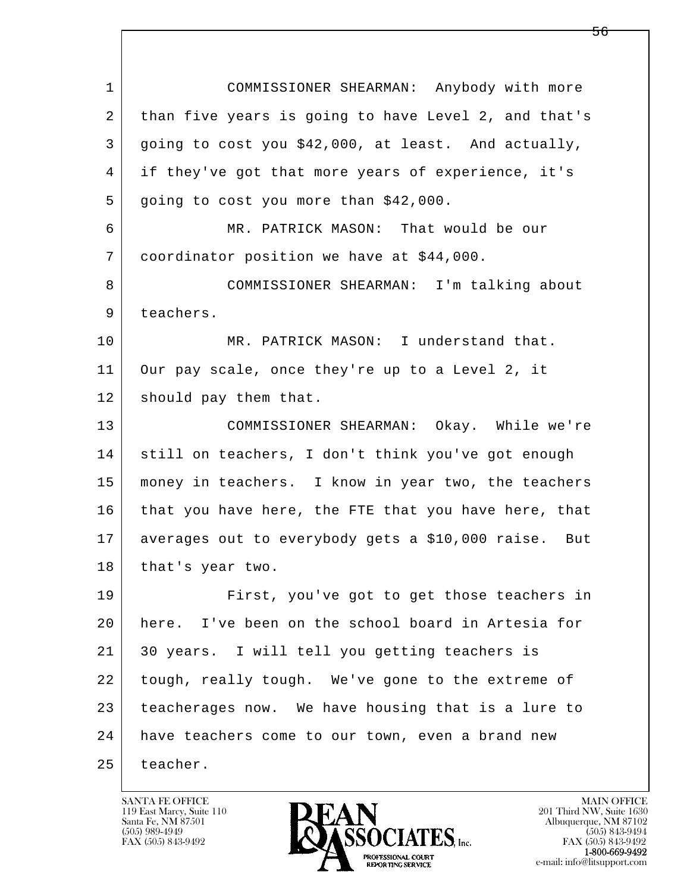COMMISSIONER SHEARMAN: Anybody with more than five years is going to have Level 2, and that's going to cost you $42,000, at least. And actually, if they've got that more years of experience, it's going to cost you more than $42,000.

MR. PATRICK MASON: That would be our coordinator position we have at $44,000.

COMMISSIONER SHEARMAN: I'm talking about teachers.

MR. PATRICK MASON: I understand that. Our pay scale, once they're up to a Level 2, it should pay them that.

COMMISSIONER SHEARMAN: Okay. While we're still on teachers, I don't think you've got enough money in teachers. I know in year two, the teachers that you have here, the FTE that you have here, that averages out to everybody gets a $10,000 raise. But that's year two.

First, you've got to get those teachers in here. I've been on the school board in Artesia for 30 years. I will tell you getting teachers is tough, really tough. We've gone to the extreme of teacherages now. We have housing that is a lure to have teachers come to our town, even a brand new teacher.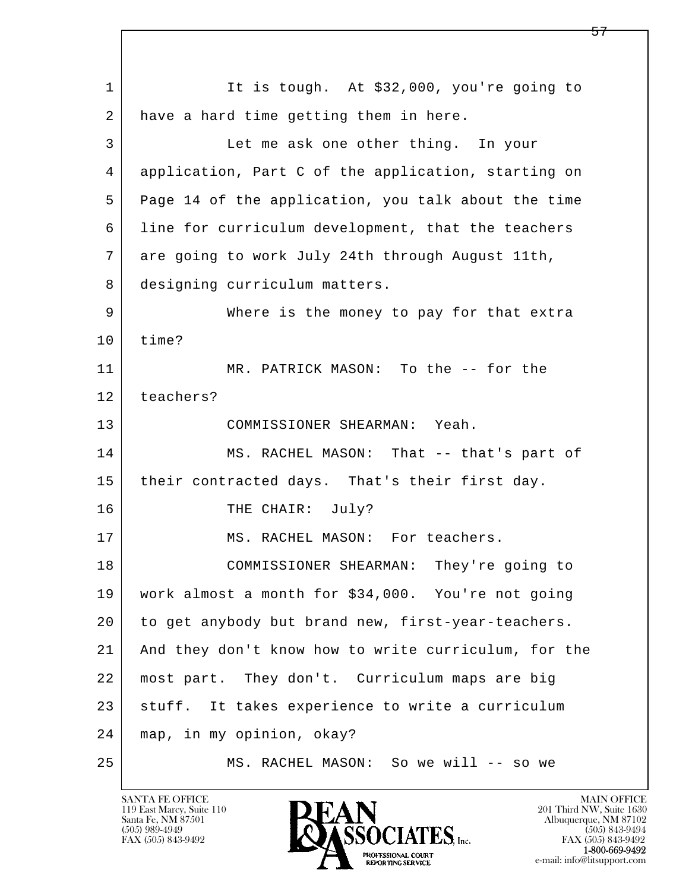1 It is tough. At $32,000, you're going to
2 have a hard time getting them in here.
3 Let me ask one other thing. In your
4 application, Part C of the application, starting on
5 Page 14 of the application, you talk about the time
6 line for curriculum development, that the teachers
7 are going to work July 24th through August 11th,
8 designing curriculum matters.
9 Where is the money to pay for that extra
10 time?
11 MR. PATRICK MASON: To the -- for the
12 teachers?
13 COMMISSIONER SHEARMAN: Yeah.
14 MS. RACHEL MASON: That -- that's part of
15 their contracted days. That's their first day.
16 THE CHAIR: July?
17 MS. RACHEL MASON: For teachers.
18 COMMISSIONER SHEARMAN: They're going to
19 work almost a month for $34,000. You're not going
20 to get anybody but brand new, first-year-teachers.
21 And they don't know how to write curriculum, for the
22 most part. They don't. Curriculum maps are big
23 stuff. It takes experience to write a curriculum
24 map, in my opinion, okay?
25 MS. RACHEL MASON: So we will -- so we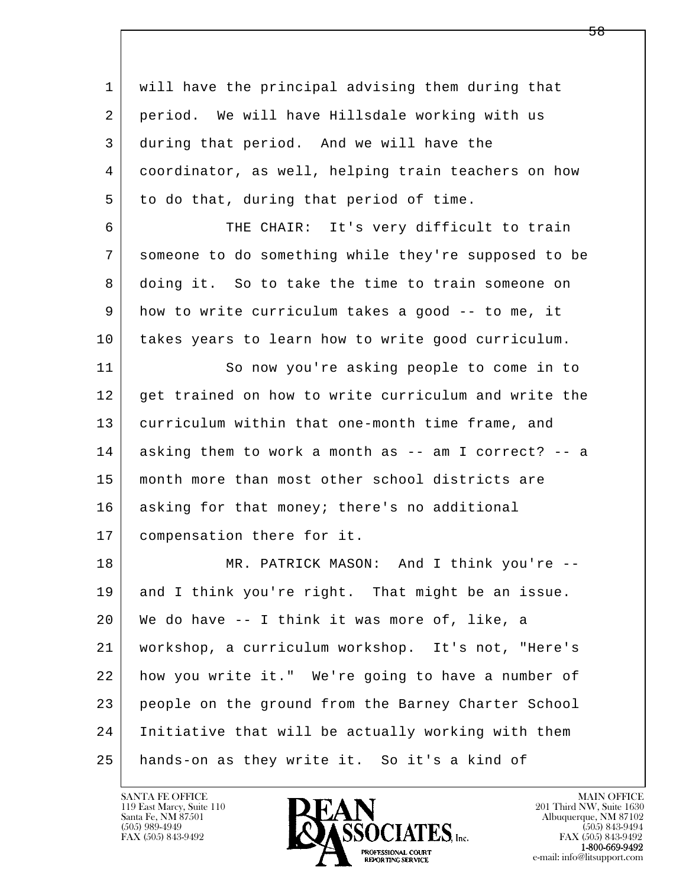will have the principal advising them during that period. We will have Hillsdale working with us during that period. And we will have the coordinator, as well, helping train teachers on how to do that, during that period of time.

THE CHAIR: It's very difficult to train someone to do something while they're supposed to be doing it. So to take the time to train someone on how to write curriculum takes a good -- to me, it takes years to learn how to write good curriculum.

So now you're asking people to come in to get trained on how to write curriculum and write the curriculum within that one-month time frame, and asking them to work a month as -- am I correct? -- a month more than most other school districts are asking for that money; there's no additional compensation there for it.

MR. PATRICK MASON: And I think you're -- and I think you're right. That might be an issue. We do have -- I think it was more of, like, a workshop, a curriculum workshop. It's not, "Here's how you write it." We're going to have a number of people on the ground from the Barney Charter School Initiative that will be actually working with them hands-on as they write it. So it's a kind of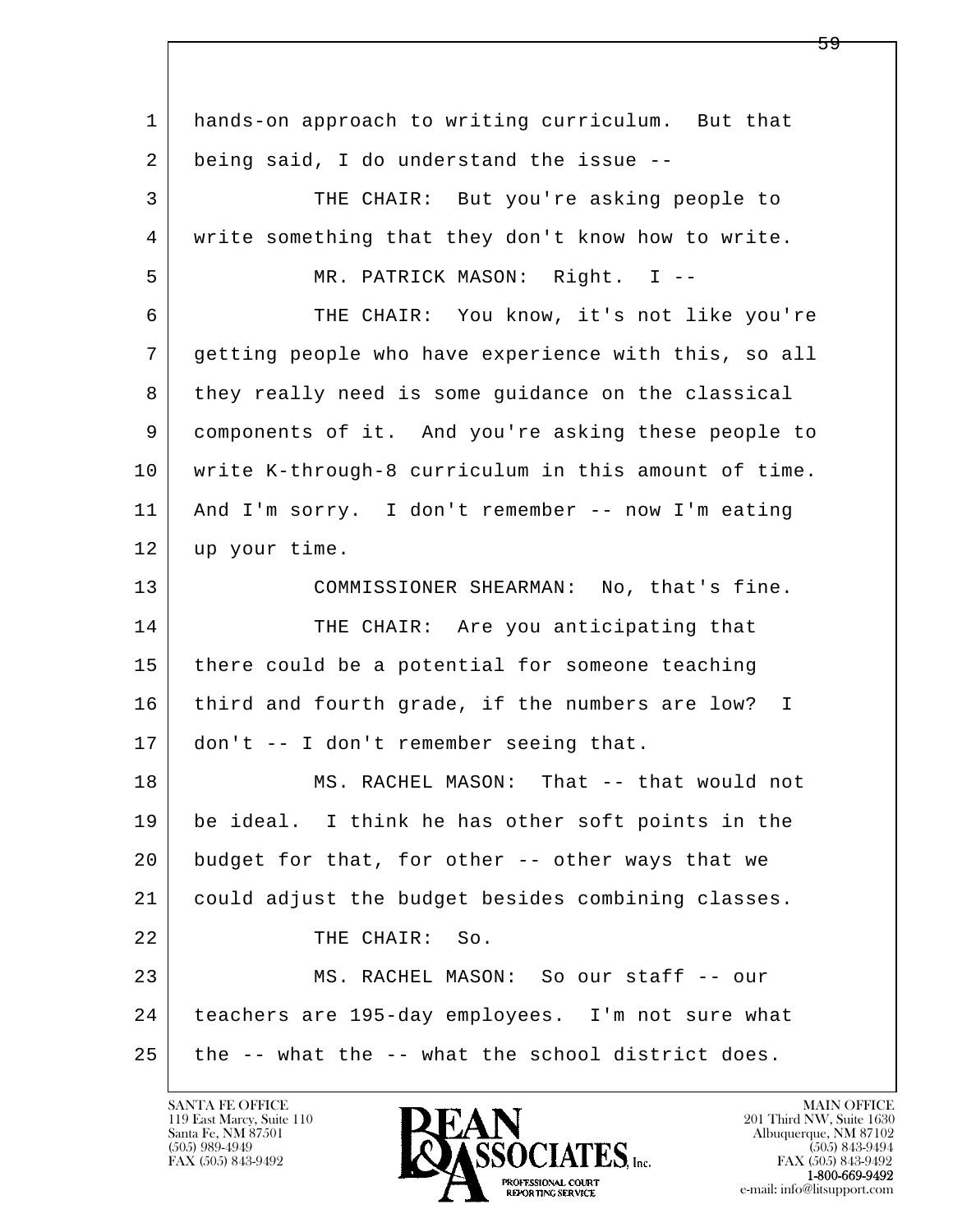1 hands-on approach to writing curriculum. But that
2 being said, I do understand the issue --
3 THE CHAIR: But you're asking people to
4 write something that they don't know how to write.
5 MR. PATRICK MASON: Right. I --
6 THE CHAIR: You know, it's not like you're
7 getting people who have experience with this, so all
8 they really need is some guidance on the classical
9 components of it. And you're asking these people to
10 write K-through-8 curriculum in this amount of time.
11 And I'm sorry. I don't remember -- now I'm eating
12 up your time.
13 COMMISSIONER SHEARMAN: No, that's fine.
14 THE CHAIR: Are you anticipating that
15 there could be a potential for someone teaching
16 third and fourth grade, if the numbers are low? I
17 don't -- I don't remember seeing that.
18 MS. RACHEL MASON: That -- that would not
19 be ideal. I think he has other soft points in the
20 budget for that, for other -- other ways that we
21 could adjust the budget besides combining classes.
22 THE CHAIR: So.
23 MS. RACHEL MASON: So our staff -- our
24 teachers are 195-day employees. I'm not sure what
25 the -- what the -- what the school district does.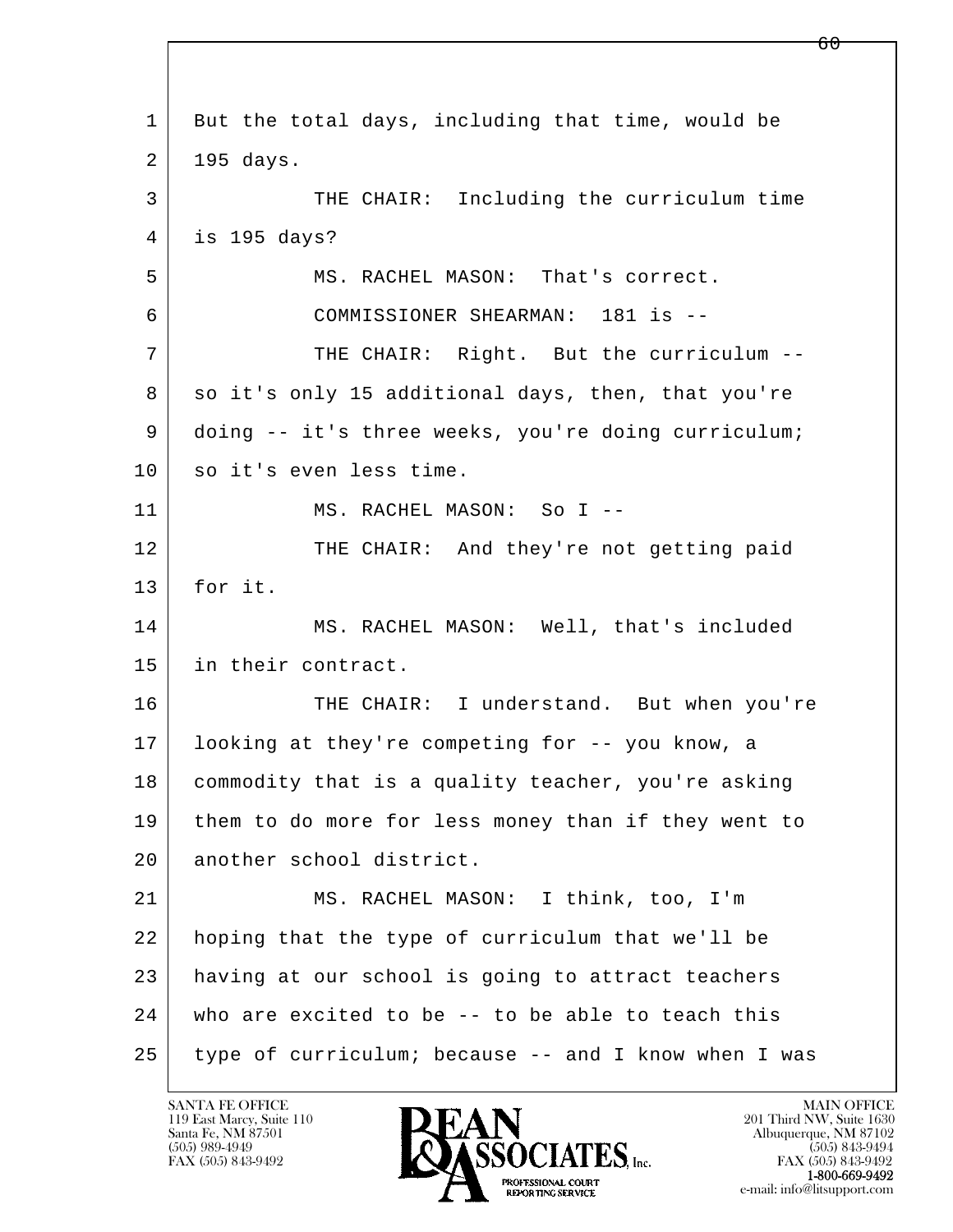But the total days, including that time, would be 195 days.

THE CHAIR: Including the curriculum time is 195 days?

MS. RACHEL MASON: That's correct.

COMMISSIONER SHEARMAN: 181 is --

THE CHAIR: Right. But the curriculum -- so it's only 15 additional days, then, that you're doing -- it's three weeks, you're doing curriculum; so it's even less time.

MS. RACHEL MASON: So I --

THE CHAIR: And they're not getting paid for it.

MS. RACHEL MASON: Well, that's included in their contract.

THE CHAIR: I understand. But when you're looking at they're competing for -- you know, a commodity that is a quality teacher, you're asking them to do more for less money than if they went to another school district.

MS. RACHEL MASON: I think, too, I'm hoping that the type of curriculum that we'll be having at our school is going to attract teachers who are excited to be -- to be able to teach this type of curriculum; because -- and I know when I was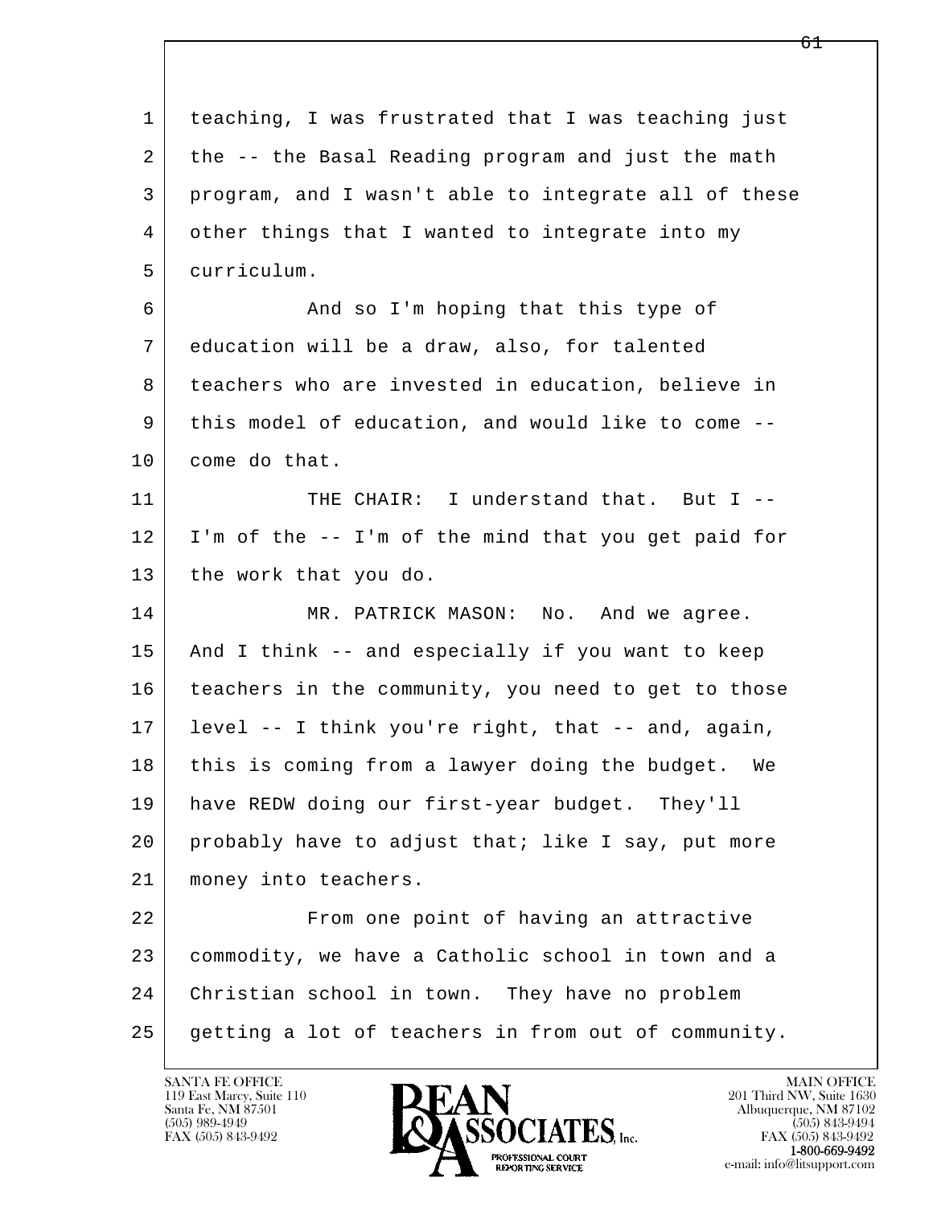1 teaching, I was frustrated that I was teaching just
2 the -- the Basal Reading program and just the math
3 program, and I wasn't able to integrate all of these
4 other things that I wanted to integrate into my
5 curriculum.

6 And so I'm hoping that this type of
7 education will be a draw, also, for talented
8 teachers who are invested in education, believe in
9 this model of education, and would like to come --
10 come do that.

11 THE CHAIR: I understand that. But I --
12 I'm of the -- I'm of the mind that you get paid for
13 the work that you do.

14 MR. PATRICK MASON: No. And we agree.
15 And I think -- and especially if you want to keep
16 teachers in the community, you need to get to those
17 level -- I think you're right, that -- and, again,
18 this is coming from a lawyer doing the budget. We
19 have REDW doing our first-year budget. They'll
20 probably have to adjust that; like I say, put more
21 money into teachers.

22 From one point of having an attractive
23 commodity, we have a Catholic school in town and a
24 Christian school in town. They have no problem
25 getting a lot of teachers in from out of community.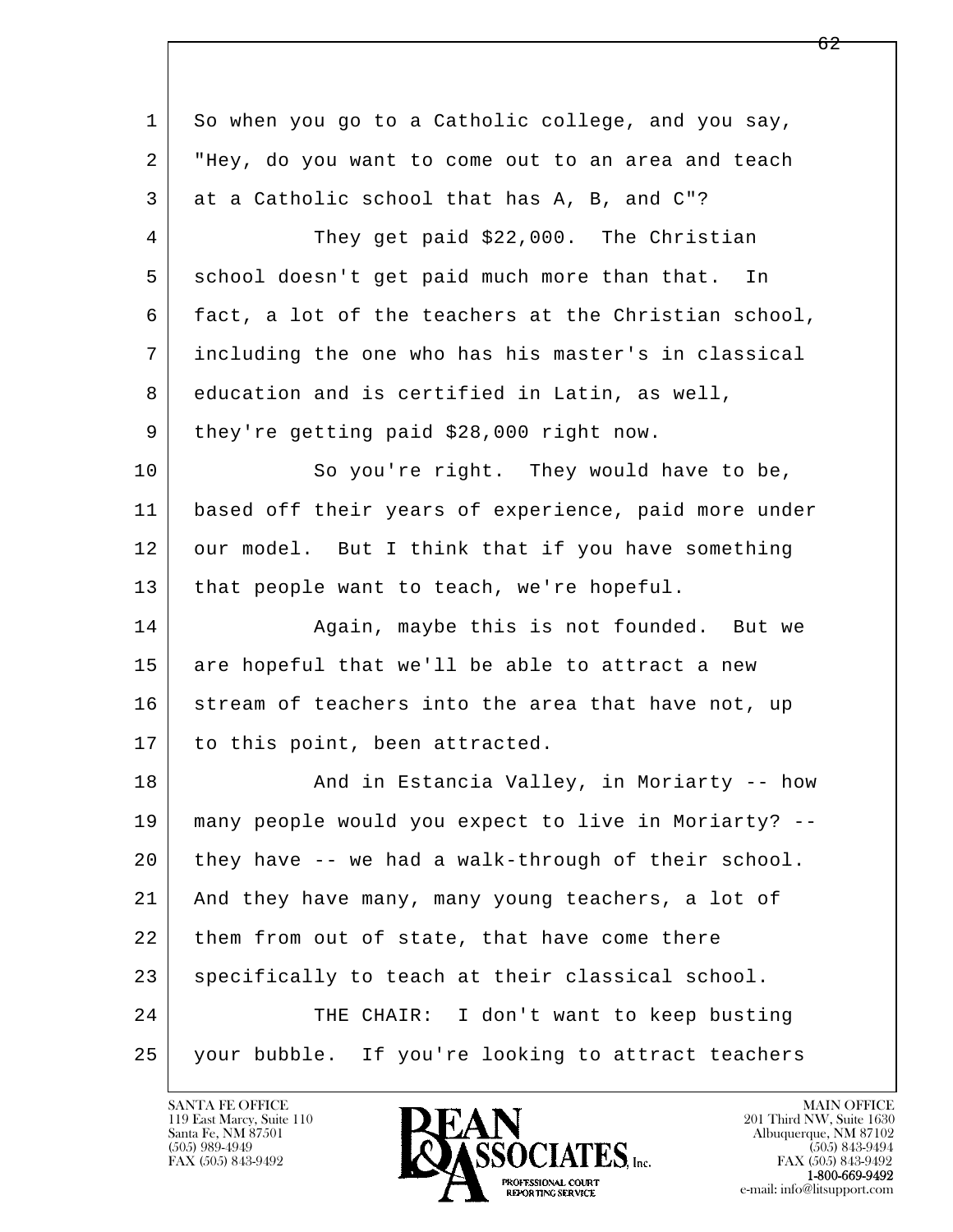So when you go to a Catholic college, and you say, "Hey, do you want to come out to an area and teach at a Catholic school that has A, B, and C"?

They get paid $22,000. The Christian school doesn't get paid much more than that. In fact, a lot of the teachers at the Christian school, including the one who has his master's in classical education and is certified in Latin, as well, they're getting paid $28,000 right now.

So you're right. They would have to be, based off their years of experience, paid more under our model. But I think that if you have something that people want to teach, we're hopeful.

Again, maybe this is not founded. But we are hopeful that we'll be able to attract a new stream of teachers into the area that have not, up to this point, been attracted.

And in Estancia Valley, in Moriarty -- how many people would you expect to live in Moriarty? -- they have -- we had a walk-through of their school. And they have many, many young teachers, a lot of them from out of state, that have come there specifically to teach at their classical school.

THE CHAIR: I don't want to keep busting your bubble. If you're looking to attract teachers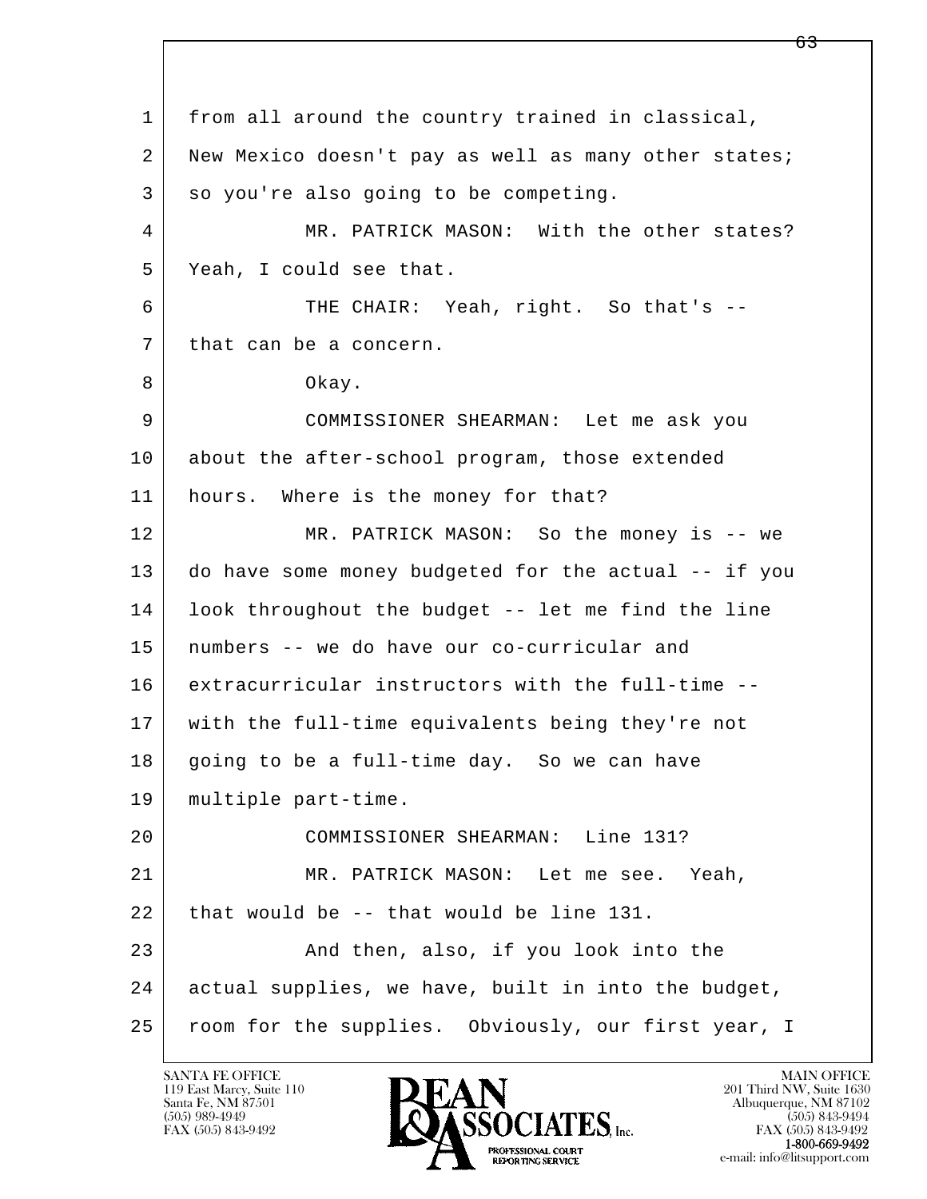1 from all around the country trained in classical,
2 New Mexico doesn't pay as well as many other states;
3 so you're also going to be competing.
4 MR. PATRICK MASON: With the other states?
5 Yeah, I could see that.
6 THE CHAIR: Yeah, right. So that's --
7 that can be a concern.
8 Okay.
9 COMMISSIONER SHEARMAN: Let me ask you
10 about the after-school program, those extended
11 hours. Where is the money for that?
12 MR. PATRICK MASON: So the money is -- we
13 do have some money budgeted for the actual -- if you
14 look throughout the budget -- let me find the line
15 numbers -- we do have our co-curricular and
16 extracurricular instructors with the full-time --
17 with the full-time equivalents being they're not
18 going to be a full-time day. So we can have
19 multiple part-time.
20 COMMISSIONER SHEARMAN: Line 131?
21 MR. PATRICK MASON: Let me see. Yeah,
22 that would be -- that would be line 131.
23 And then, also, if you look into the
24 actual supplies, we have, built in into the budget,
25 room for the supplies. Obviously, our first year, I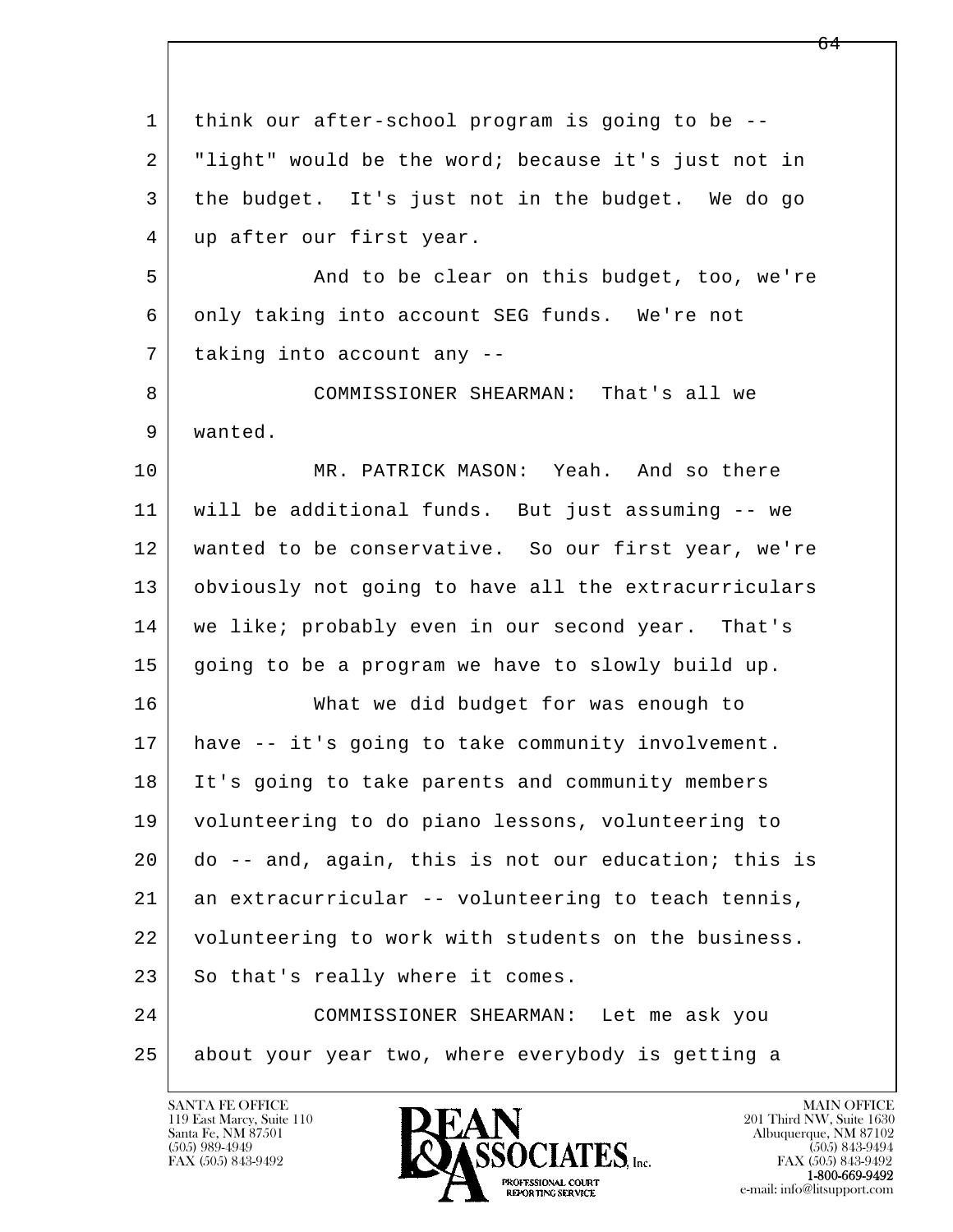1 think our after-school program is going to be --
2 "light" would be the word; because it's just not in
3 the budget. It's just not in the budget. We do go
4 up after our first year.

5 And to be clear on this budget, too, we're
6 only taking into account SEG funds. We're not
7 taking into account any --

8 COMMISSIONER SHEARMAN: That's all we
9 wanted.

10 MR. PATRICK MASON: Yeah. And so there
11 will be additional funds. But just assuming -- we
12 wanted to be conservative. So our first year, we're
13 obviously not going to have all the extracurriculars
14 we like; probably even in our second year. That's
15 going to be a program we have to slowly build up.

16 What we did budget for was enough to
17 have -- it's going to take community involvement.
18 It's going to take parents and community members
19 volunteering to do piano lessons, volunteering to
20 do -- and, again, this is not our education; this is
21 an extracurricular -- volunteering to teach tennis,
22 volunteering to work with students on the business.
23 So that's really where it comes.

24 COMMISSIONER SHEARMAN: Let me ask you
25 about your year two, where everybody is getting a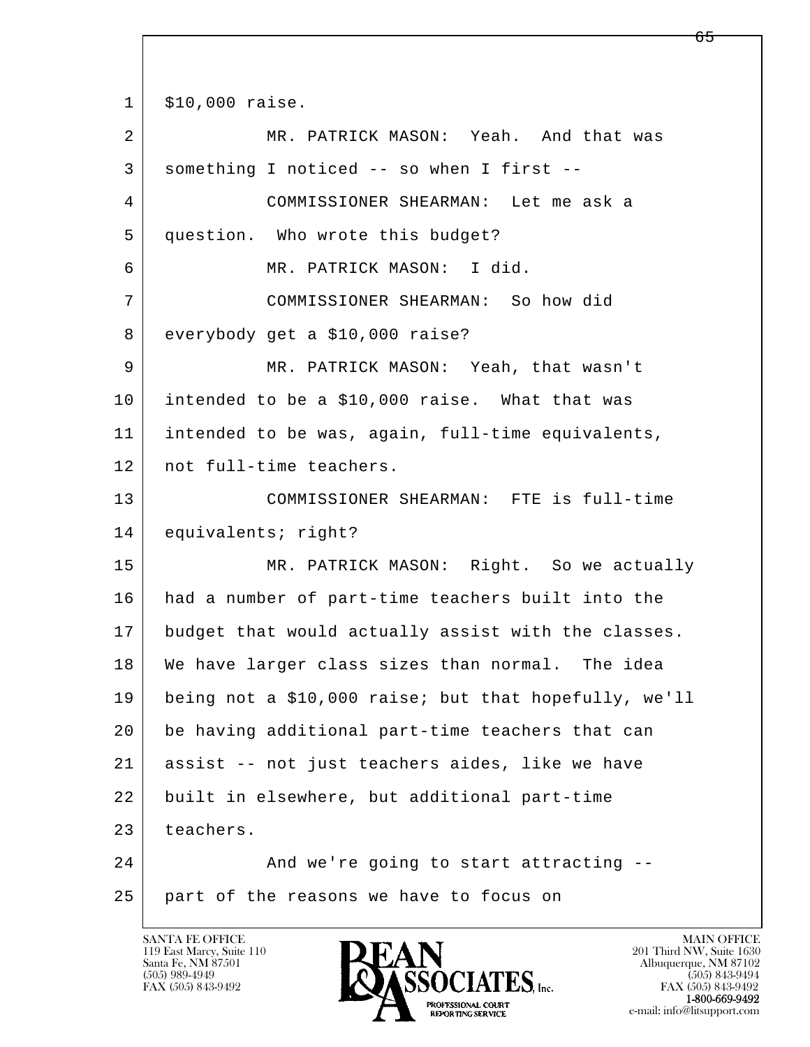1 $10,000 raise.

2 MR. PATRICK MASON: Yeah. And that was

3 something I noticed -- so when I first --

4 COMMISSIONER SHEARMAN: Let me ask a

5 question. Who wrote this budget?

6 MR. PATRICK MASON: I did.

7 COMMISSIONER SHEARMAN: So how did

8 everybody get a $10,000 raise?

9 MR. PATRICK MASON: Yeah, that wasn't

10 intended to be a $10,000 raise. What that was

11 intended to be was, again, full-time equivalents,

12 not full-time teachers.

13 COMMISSIONER SHEARMAN: FTE is full-time

14 equivalents; right?

15 MR. PATRICK MASON: Right. So we actually

16 had a number of part-time teachers built into the

17 budget that would actually assist with the classes.

18 We have larger class sizes than normal. The idea

19 being not a $10,000 raise; but that hopefully, we'll

20 be having additional part-time teachers that can

21 assist -- not just teachers aides, like we have

22 built in elsewhere, but additional part-time

23 teachers.

24 And we're going to start attracting --

25 part of the reasons we have to focus on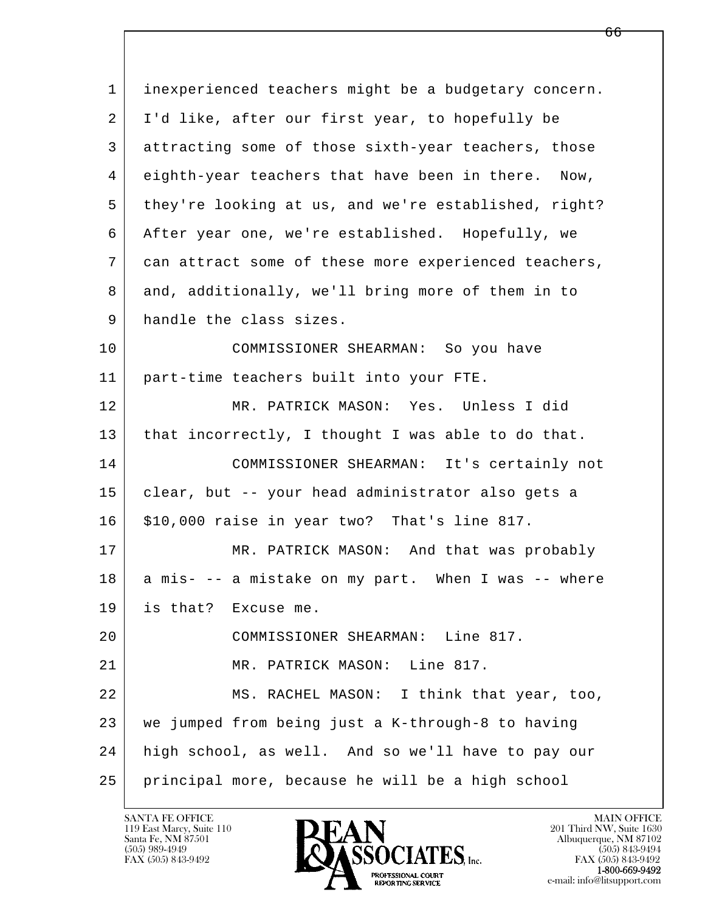inexperienced teachers might be a budgetary concern. I'd like, after our first year, to hopefully be attracting some of those sixth-year teachers, those eighth-year teachers that have been in there. Now, they're looking at us, and we're established, right? After year one, we're established. Hopefully, we can attract some of these more experienced teachers, and, additionally, we'll bring more of them in to handle the class sizes.

COMMISSIONER SHEARMAN: So you have part-time teachers built into your FTE.

MR. PATRICK MASON: Yes. Unless I did that incorrectly, I thought I was able to do that.

COMMISSIONER SHEARMAN: It's certainly not clear, but -- your head administrator also gets a $10,000 raise in year two? That's line 817.

MR. PATRICK MASON: And that was probably a mis- -- a mistake on my part. When I was -- where is that? Excuse me.

COMMISSIONER SHEARMAN: Line 817.

MR. PATRICK MASON: Line 817.

MS. RACHEL MASON: I think that year, too, we jumped from being just a K-through-8 to having high school, as well. And so we'll have to pay our principal more, because he will be a high school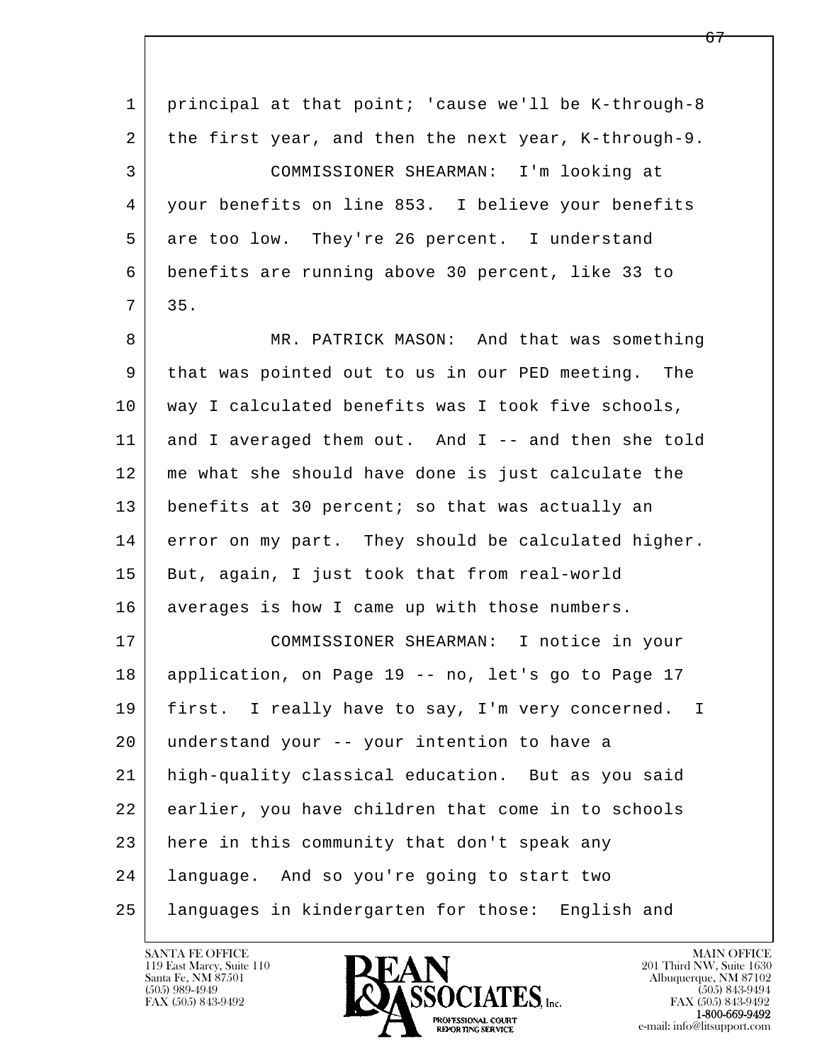principal at that point; 'cause we'll be K-through-8 the first year, and then the next year, K-through-9.

COMMISSIONER SHEARMAN: I'm looking at your benefits on line 853. I believe your benefits are too low. They're 26 percent. I understand benefits are running above 30 percent, like 33 to 35.

MR. PATRICK MASON: And that was something that was pointed out to us in our PED meeting. The way I calculated benefits was I took five schools, and I averaged them out. And I -- and then she told me what she should have done is just calculate the benefits at 30 percent; so that was actually an error on my part. They should be calculated higher. But, again, I just took that from real-world averages is how I came up with those numbers.

COMMISSIONER SHEARMAN: I notice in your application, on Page 19 -- no, let's go to Page 17 first. I really have to say, I'm very concerned. I understand your -- your intention to have a high-quality classical education. But as you said earlier, you have children that come in to schools here in this community that don't speak any language. And so you're going to start two languages in kindergarten for those: English and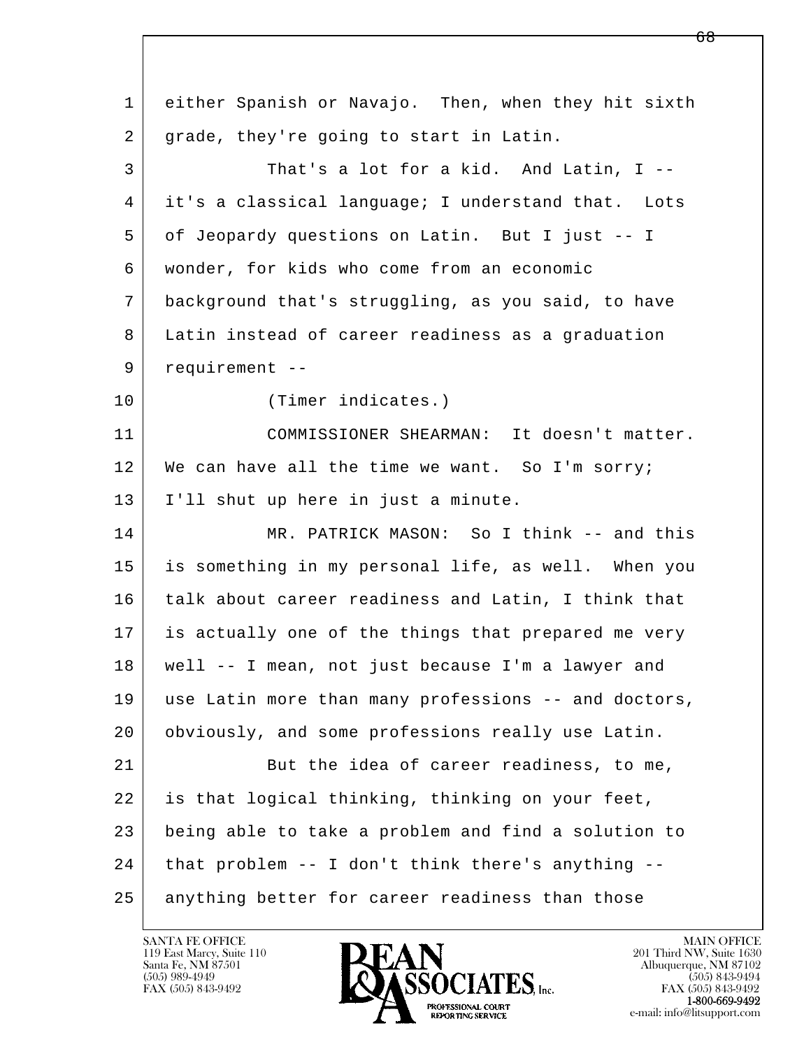either Spanish or Navajo. Then, when they hit sixth grade, they're going to start in Latin.

That's a lot for a kid. And Latin, I -- it's a classical language; I understand that. Lots of Jeopardy questions on Latin. But I just -- I wonder, for kids who come from an economic background that's struggling, as you said, to have Latin instead of career readiness as a graduation requirement --

(Timer indicates.)

COMMISSIONER SHEARMAN: It doesn't matter. We can have all the time we want. So I'm sorry; I'll shut up here in just a minute.

MR. PATRICK MASON: So I think -- and this is something in my personal life, as well. When you talk about career readiness and Latin, I think that is actually one of the things that prepared me very well -- I mean, not just because I'm a lawyer and use Latin more than many professions -- and doctors, obviously, and some professions really use Latin.

But the idea of career readiness, to me, is that logical thinking, thinking on your feet, being able to take a problem and find a solution to that problem -- I don't think there's anything -- anything better for career readiness than those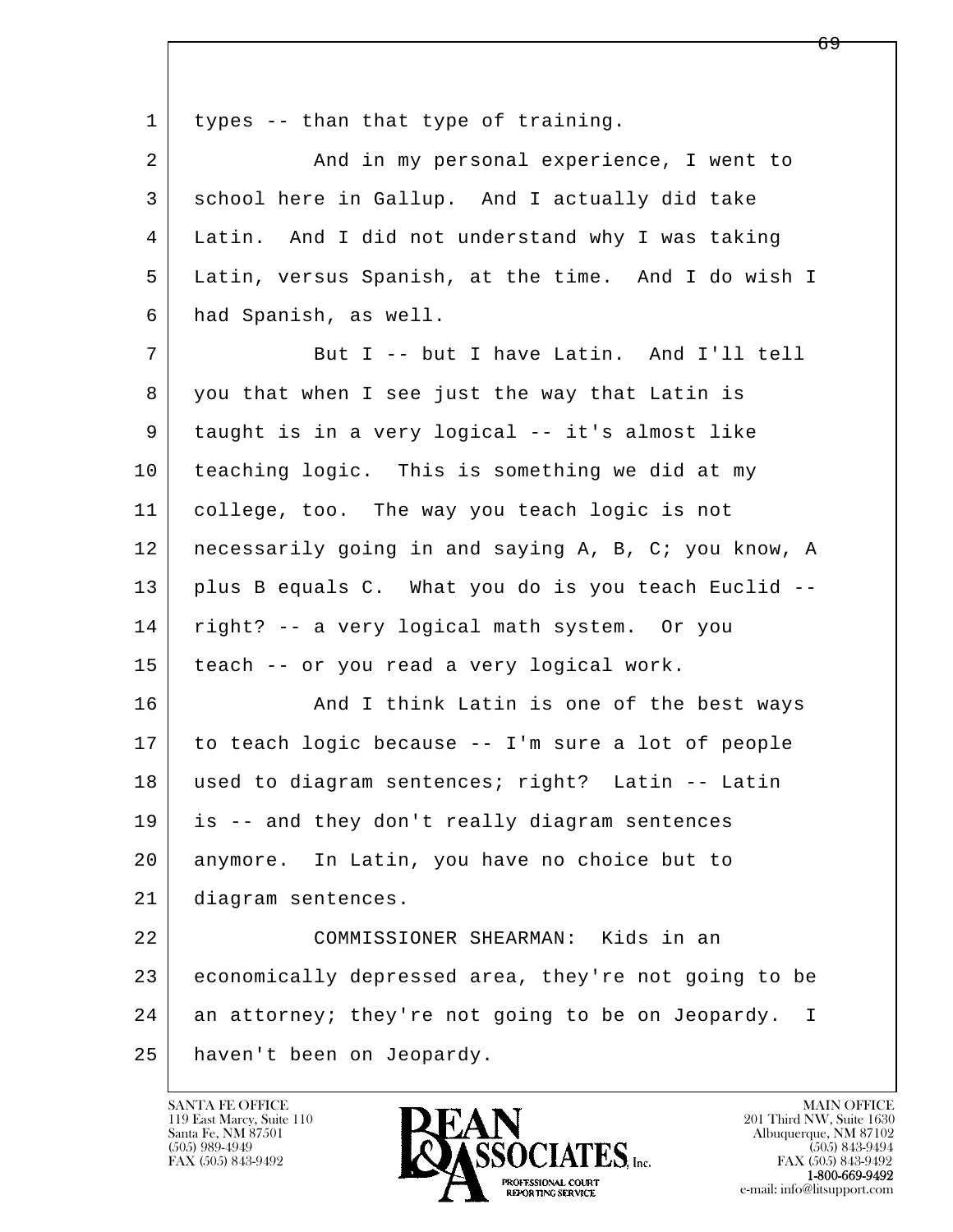types -- than that type of training.

And in my personal experience, I went to school here in Gallup. And I actually did take Latin. And I did not understand why I was taking Latin, versus Spanish, at the time. And I do wish I had Spanish, as well.

But I -- but I have Latin. And I'll tell you that when I see just the way that Latin is taught is in a very logical -- it's almost like teaching logic. This is something we did at my college, too. The way you teach logic is not necessarily going in and saying A, B, C; you know, A plus B equals C. What you do is you teach Euclid -- right? -- a very logical math system. Or you teach -- or you read a very logical work.

And I think Latin is one of the best ways to teach logic because -- I'm sure a lot of people used to diagram sentences; right? Latin -- Latin is -- and they don't really diagram sentences anymore. In Latin, you have no choice but to diagram sentences.

COMMISSIONER SHEARMAN: Kids in an economically depressed area, they're not going to be an attorney; they're not going to be on Jeopardy. I haven't been on Jeopardy.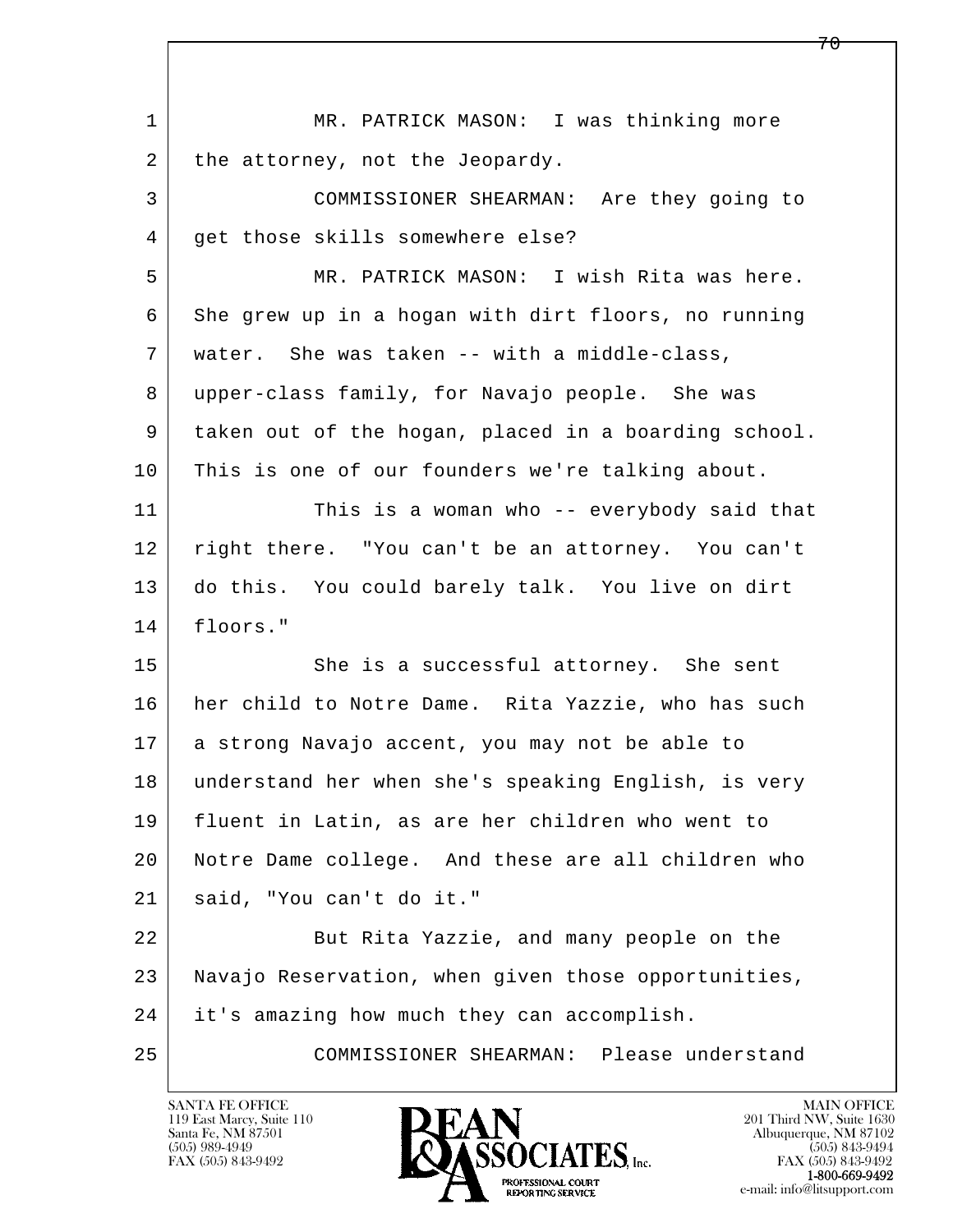MR. PATRICK MASON: I was thinking more the attorney, not the Jeopardy.

COMMISSIONER SHEARMAN: Are they going to get those skills somewhere else?

MR. PATRICK MASON: I wish Rita was here. She grew up in a hogan with dirt floors, no running water. She was taken -- with a middle-class, upper-class family, for Navajo people. She was taken out of the hogan, placed in a boarding school. This is one of our founders we're talking about.

This is a woman who -- everybody said that right there. "You can't be an attorney. You can't do this. You could barely talk. You live on dirt floors."

She is a successful attorney. She sent her child to Notre Dame. Rita Yazzie, who has such a strong Navajo accent, you may not be able to understand her when she's speaking English, is very fluent in Latin, as are her children who went to Notre Dame college. And these are all children who said, "You can't do it."

But Rita Yazzie, and many people on the Navajo Reservation, when given those opportunities, it's amazing how much they can accomplish.

COMMISSIONER SHEARMAN: Please understand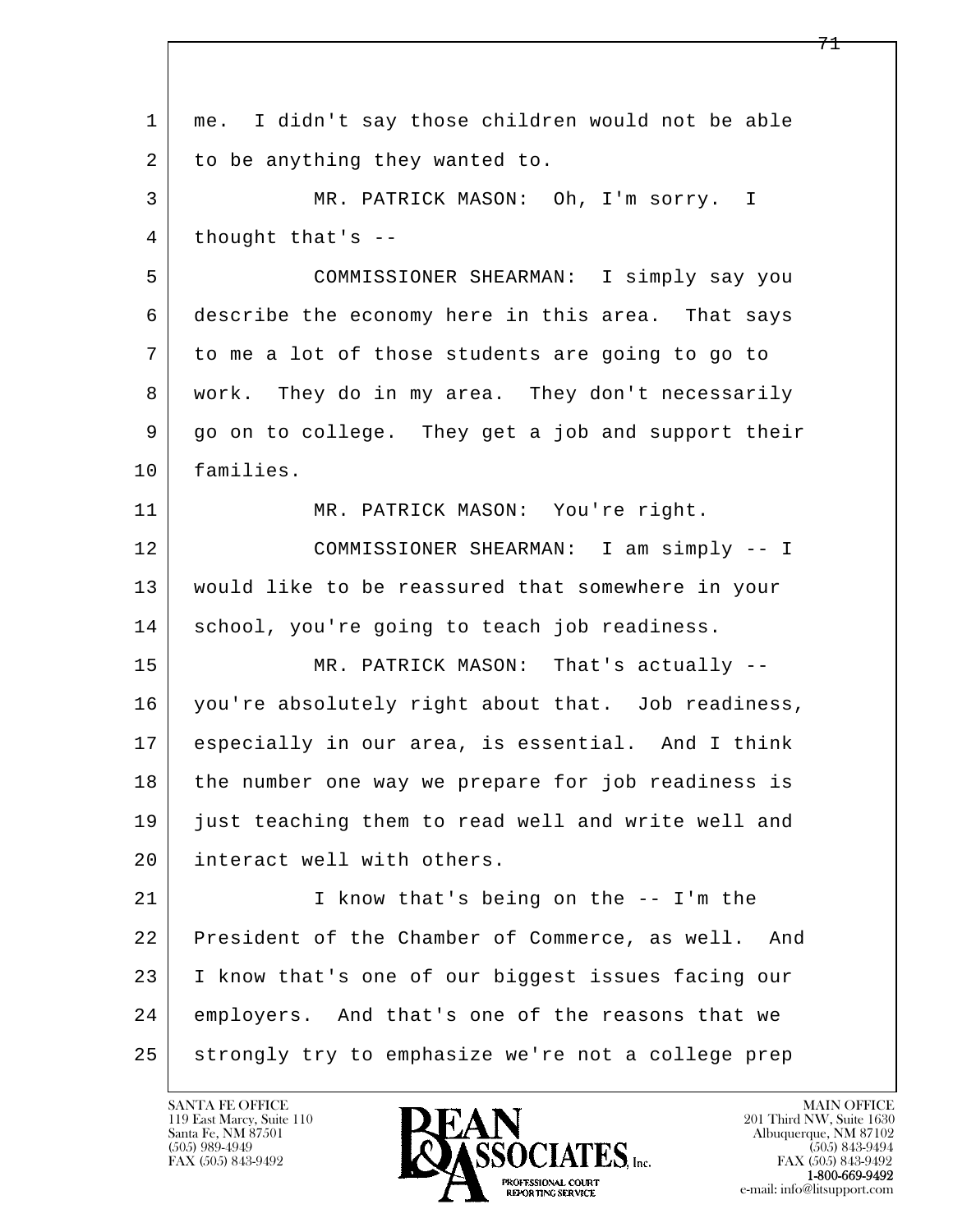me. I didn't say those children would not be able to be anything they wanted to.

MR. PATRICK MASON: Oh, I'm sorry. I thought that's --

COMMISSIONER SHEARMAN: I simply say you describe the economy here in this area. That says to me a lot of those students are going to go to work. They do in my area. They don't necessarily go on to college. They get a job and support their families.

MR. PATRICK MASON: You're right.

COMMISSIONER SHEARMAN: I am simply -- I would like to be reassured that somewhere in your school, you're going to teach job readiness.

MR. PATRICK MASON: That's actually -- you're absolutely right about that. Job readiness, especially in our area, is essential. And I think the number one way we prepare for job readiness is just teaching them to read well and write well and interact well with others.

I know that's being on the -- I'm the President of the Chamber of Commerce, as well. And I know that's one of our biggest issues facing our employers. And that's one of the reasons that we strongly try to emphasize we're not a college prep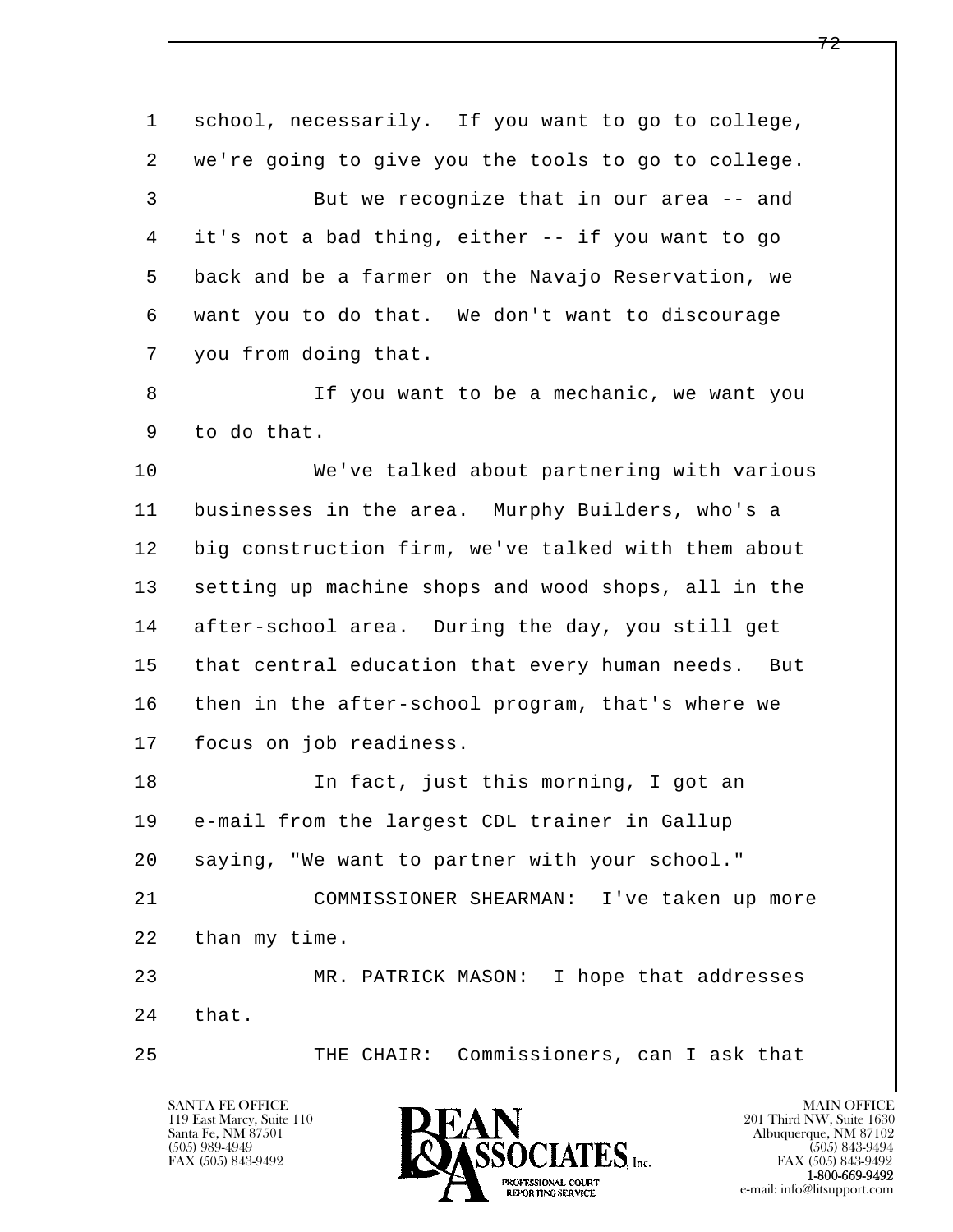school, necessarily.  If you want to go to college, we're going to give you the tools to go to college.

But we recognize that in our area -- and it's not a bad thing, either -- if you want to go back and be a farmer on the Navajo Reservation, we want you to do that.  We don't want to discourage you from doing that.

If you want to be a mechanic, we want you to do that.

We've talked about partnering with various businesses in the area.  Murphy Builders, who's a big construction firm, we've talked with them about setting up machine shops and wood shops, all in the after-school area.  During the day, you still get that central education that every human needs.  But then in the after-school program, that's where we focus on job readiness.

In fact, just this morning, I got an e-mail from the largest CDL trainer in Gallup saying, "We want to partner with your school."

COMMISSIONER SHEARMAN:  I've taken up more than my time.

MR. PATRICK MASON:  I hope that addresses that.

THE CHAIR:  Commissioners, can I ask that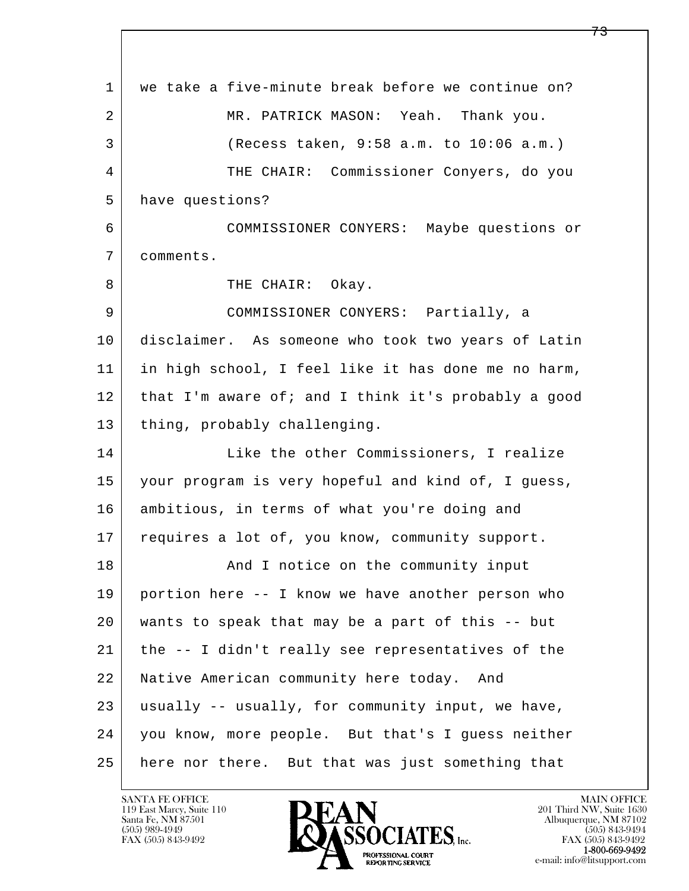1 we take a five-minute break before we continue on?

2 MR. PATRICK MASON: Yeah. Thank you.

3 (Recess taken, 9:58 a.m. to 10:06 a.m.)

4 THE CHAIR: Commissioner Conyers, do you

5 have questions?

6 COMMISSIONER CONYERS: Maybe questions or

7 comments.

8 THE CHAIR: Okay.

9 COMMISSIONER CONYERS: Partially, a

10 disclaimer. As someone who took two years of Latin

11 in high school, I feel like it has done me no harm,

12 that I'm aware of; and I think it's probably a good

13 thing, probably challenging.

14 Like the other Commissioners, I realize

15 your program is very hopeful and kind of, I guess,

16 ambitious, in terms of what you're doing and

17 requires a lot of, you know, community support.

18 And I notice on the community input

19 portion here -- I know we have another person who

20 wants to speak that may be a part of this -- but

21 the -- I didn't really see representatives of the

22 Native American community here today. And

23 usually -- usually, for community input, we have,

24 you know, more people. But that's I guess neither

25 here nor there. But that was just something that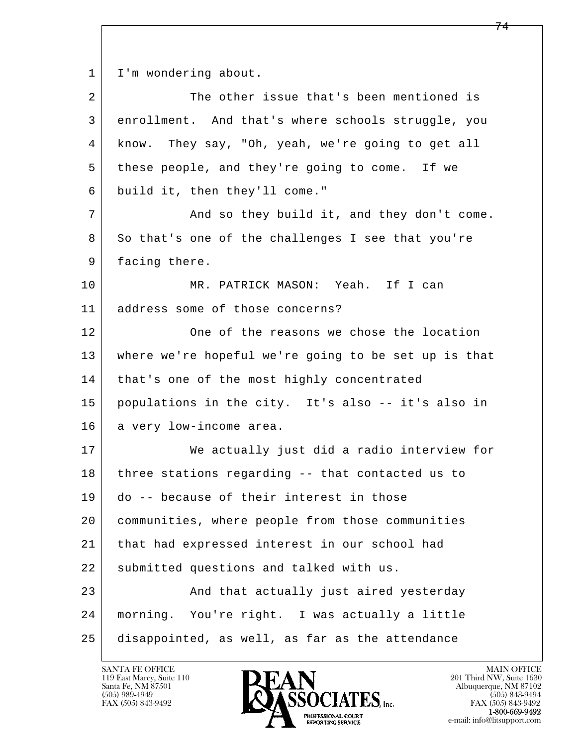I'm wondering about.

The other issue that's been mentioned is enrollment. And that's where schools struggle, you know. They say, "Oh, yeah, we're going to get all these people, and they're going to come. If we build it, then they'll come."

And so they build it, and they don't come. So that's one of the challenges I see that you're facing there.

MR. PATRICK MASON: Yeah. If I can address some of those concerns?

One of the reasons we chose the location where we're hopeful we're going to be set up is that that's one of the most highly concentrated populations in the city. It's also -- it's also in a very low-income area.

We actually just did a radio interview for three stations regarding -- that contacted us to do -- because of their interest in those communities, where people from those communities that had expressed interest in our school had submitted questions and talked with us.

And that actually just aired yesterday morning. You're right. I was actually a little disappointed, as well, as far as the attendance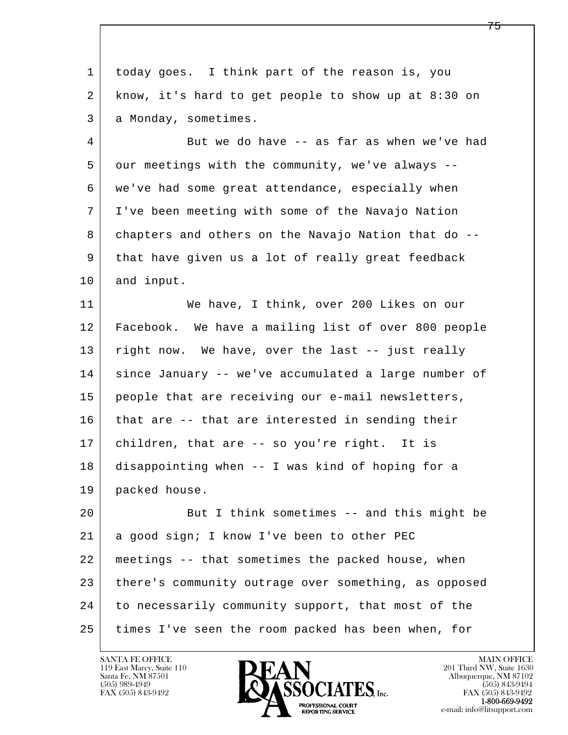today goes. I think part of the reason is, you know, it's hard to get people to show up at 8:30 on a Monday, sometimes.

But we do have -- as far as when we've had our meetings with the community, we've always -- we've had some great attendance, especially when I've been meeting with some of the Navajo Nation chapters and others on the Navajo Nation that do -- that have given us a lot of really great feedback and input.

We have, I think, over 200 Likes on our Facebook. We have a mailing list of over 800 people right now. We have, over the last -- just really since January -- we've accumulated a large number of people that are receiving our e-mail newsletters, that are -- that are interested in sending their children, that are -- so you're right. It is disappointing when -- I was kind of hoping for a packed house.

But I think sometimes -- and this might be a good sign; I know I've been to other PEC meetings -- that sometimes the packed house, when there's community outrage over something, as opposed to necessarily community support, that most of the times I've seen the room packed has been when, for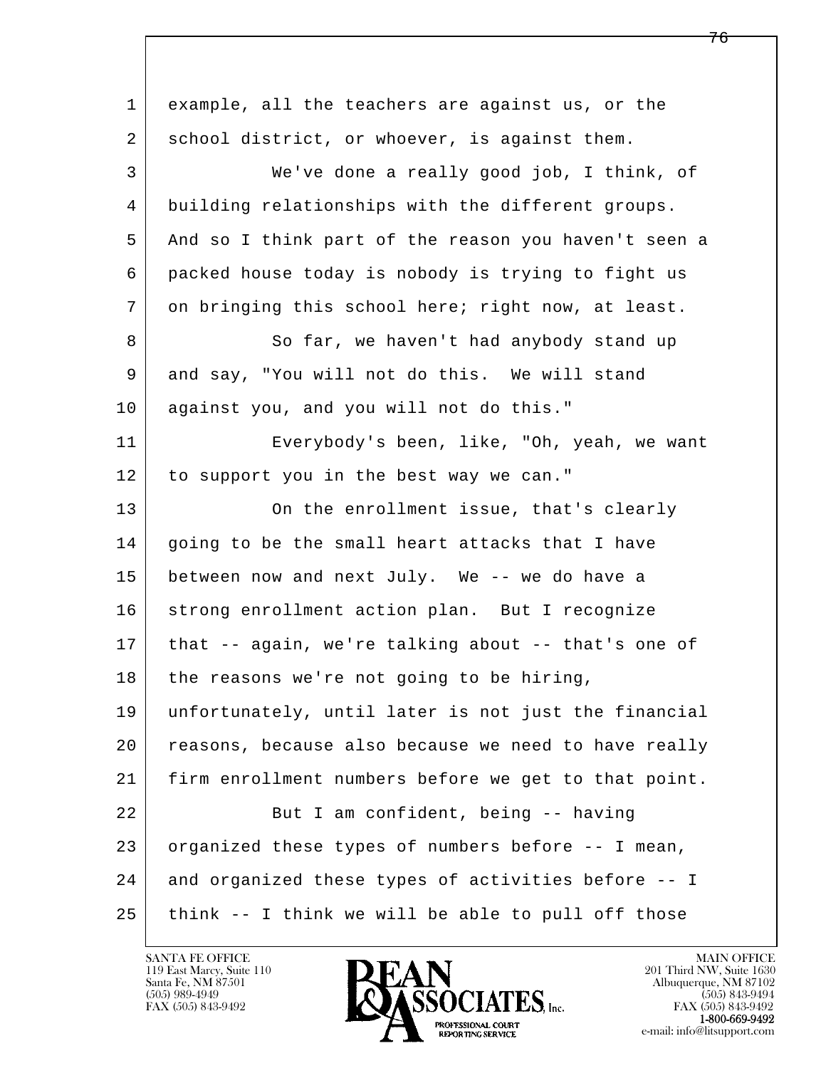example, all the teachers are against us, or the school district, or whoever, is against them.

We've done a really good job, I think, of building relationships with the different groups. And so I think part of the reason you haven't seen a packed house today is nobody is trying to fight us on bringing this school here; right now, at least.

So far, we haven't had anybody stand up and say, "You will not do this. We will stand against you, and you will not do this."

Everybody's been, like, "Oh, yeah, we want to support you in the best way we can."

On the enrollment issue, that's clearly going to be the small heart attacks that I have between now and next July. We -- we do have a strong enrollment action plan. But I recognize that -- again, we're talking about -- that's one of the reasons we're not going to be hiring, unfortunately, until later is not just the financial reasons, because also because we need to have really firm enrollment numbers before we get to that point.

But I am confident, being -- having organized these types of numbers before -- I mean, and organized these types of activities before -- I think -- I think we will be able to pull off those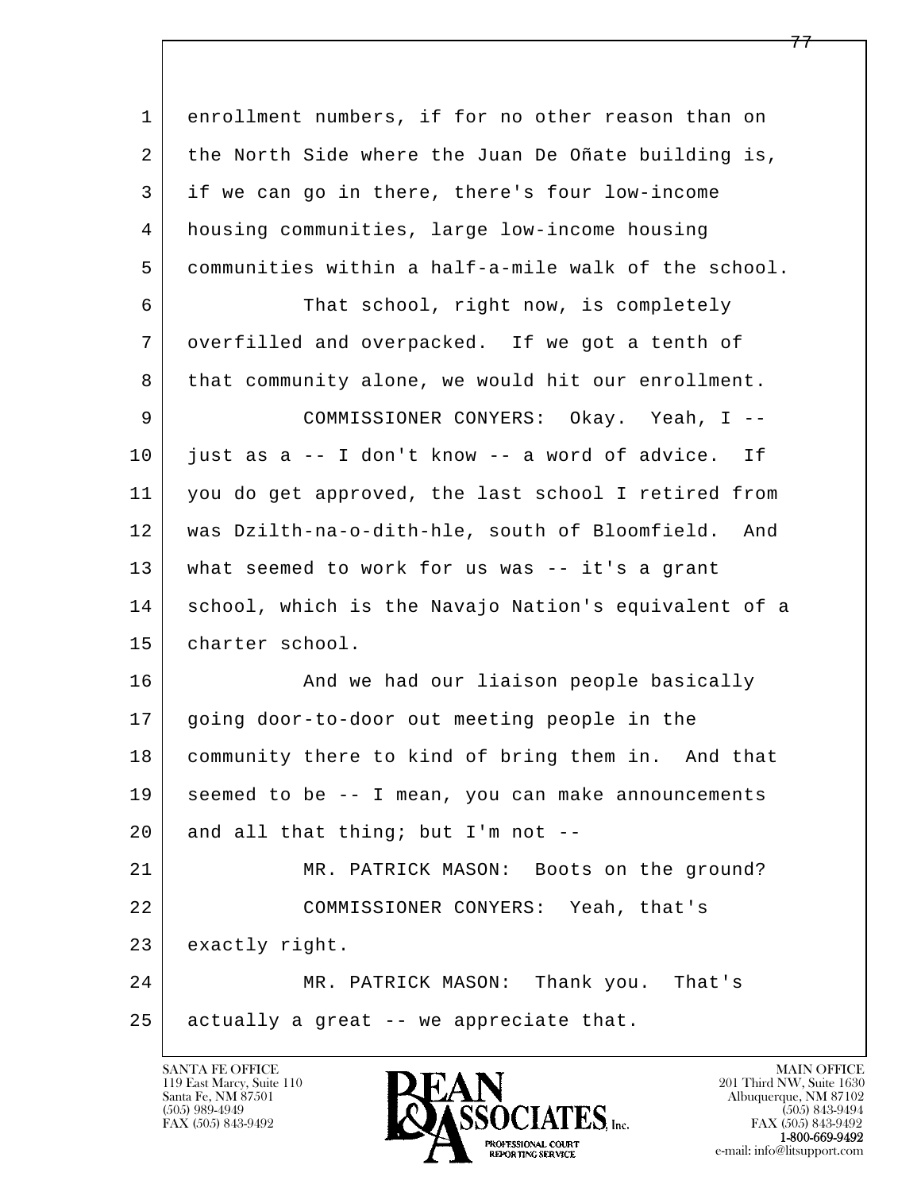1 enrollment numbers, if for no other reason than on
2 the North Side where the Juan De Oñate building is,
3 if we can go in there, there's four low-income
4 housing communities, large low-income housing
5 communities within a half-a-mile walk of the school.
6 That school, right now, is completely
7 overfilled and overpacked. If we got a tenth of
8 that community alone, we would hit our enrollment.
9 COMMISSIONER CONYERS: Okay. Yeah, I --
10 just as a -- I don't know -- a word of advice. If
11 you do get approved, the last school I retired from
12 was Dzilth-na-o-dith-hle, south of Bloomfield. And
13 what seemed to work for us was -- it's a grant
14 school, which is the Navajo Nation's equivalent of a
15 charter school.
16 And we had our liaison people basically
17 going door-to-door out meeting people in the
18 community there to kind of bring them in. And that
19 seemed to be -- I mean, you can make announcements
20 and all that thing; but I'm not --
21 MR. PATRICK MASON: Boots on the ground?
22 COMMISSIONER CONYERS: Yeah, that's
23 exactly right.
24 MR. PATRICK MASON: Thank you. That's
25 actually a great -- we appreciate that.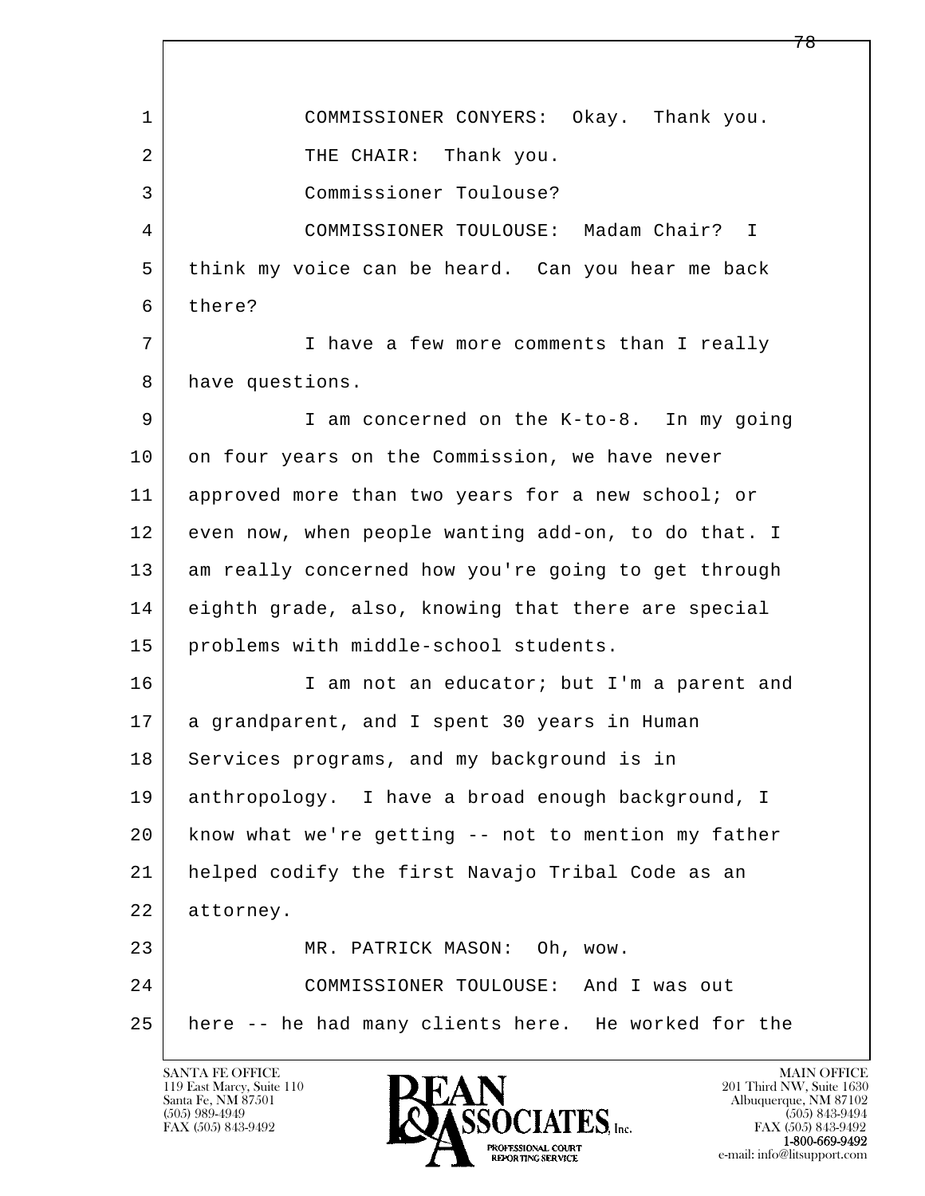COMMISSIONER CONYERS: Okay. Thank you.

THE CHAIR: Thank you.

Commissioner Toulouse?

COMMISSIONER TOULOUSE: Madam Chair? I think my voice can be heard. Can you hear me back there?

I have a few more comments than I really have questions.

I am concerned on the K-to-8. In my going on four years on the Commission, we have never approved more than two years for a new school; or even now, when people wanting add-on, to do that. I am really concerned how you're going to get through eighth grade, also, knowing that there are special problems with middle-school students.

I am not an educator; but I'm a parent and a grandparent, and I spent 30 years in Human Services programs, and my background is in anthropology. I have a broad enough background, I know what we're getting -- not to mention my father helped codify the first Navajo Tribal Code as an attorney.

MR. PATRICK MASON: Oh, wow.

COMMISSIONER TOULOUSE: And I was out here -- he had many clients here. He worked for the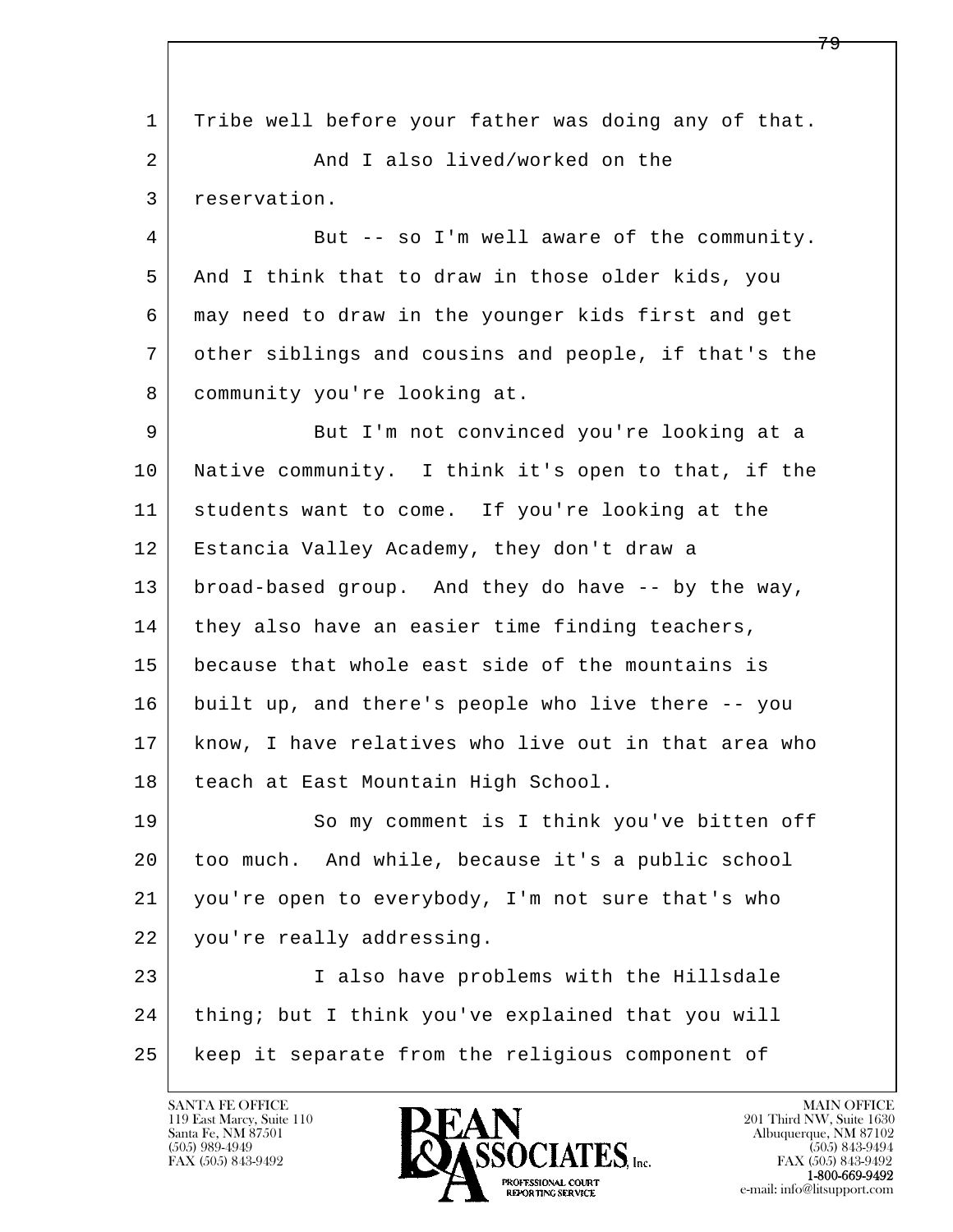1 Tribe well before your father was doing any of that.

2 And I also lived/worked on the

3 reservation.

4 But -- so I'm well aware of the community.

5 And I think that to draw in those older kids, you

6 may need to draw in the younger kids first and get

7 other siblings and cousins and people, if that's the

8 community you're looking at.

9 But I'm not convinced you're looking at a

10 Native community. I think it's open to that, if the

11 students want to come. If you're looking at the

12 Estancia Valley Academy, they don't draw a

13 broad-based group. And they do have -- by the way,

14 they also have an easier time finding teachers,

15 because that whole east side of the mountains is

16 built up, and there's people who live there -- you

17 know, I have relatives who live out in that area who

18 teach at East Mountain High School.

19 So my comment is I think you've bitten off

20 too much. And while, because it's a public school

21 you're open to everybody, I'm not sure that's who

22 you're really addressing.

23 I also have problems with the Hillsdale

24 thing; but I think you've explained that you will

25 keep it separate from the religious component of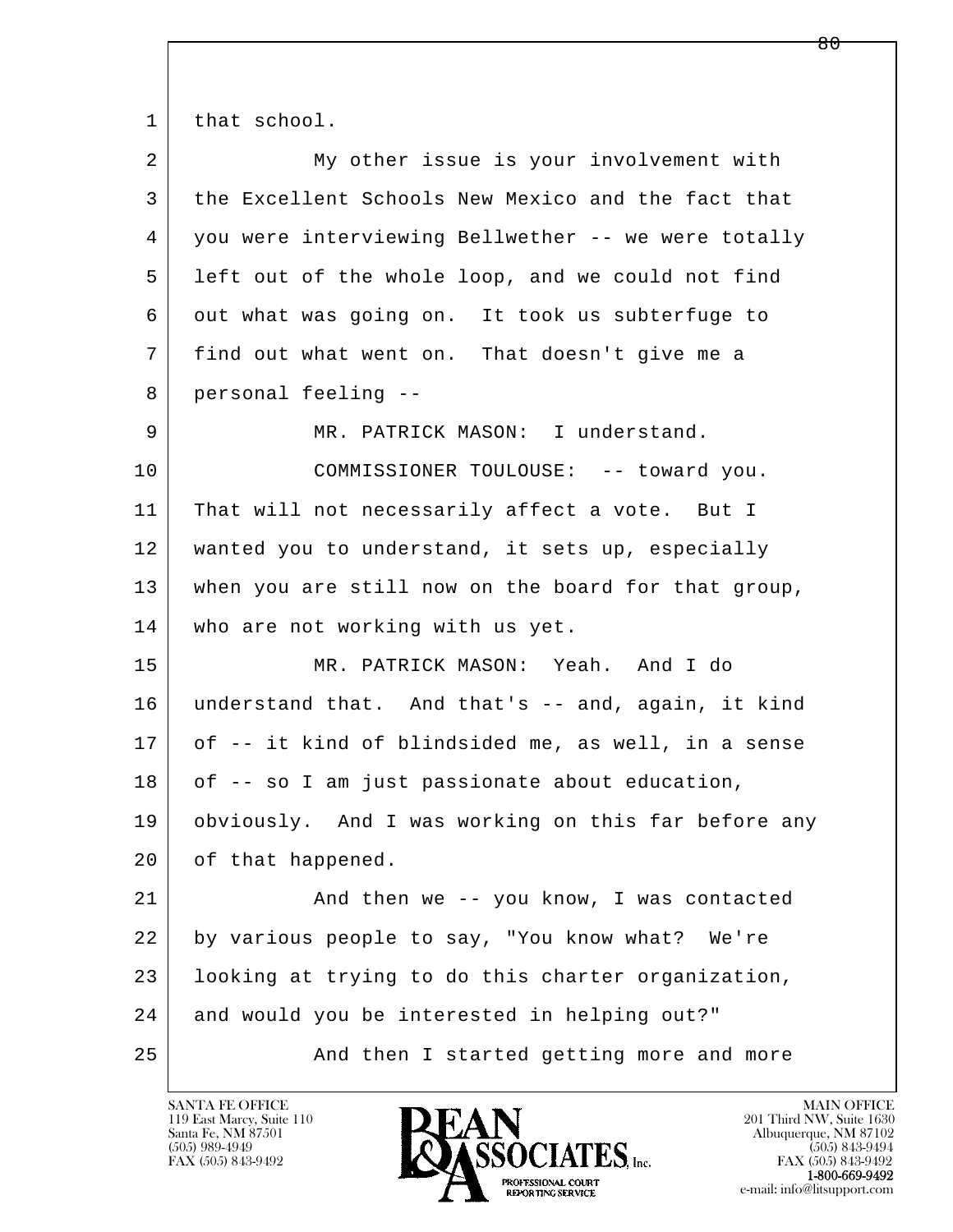1 that school.

2 My other issue is your involvement with

3 the Excellent Schools New Mexico and the fact that

4 you were interviewing Bellwether -- we were totally

5 left out of the whole loop, and we could not find

6 out what was going on. It took us subterfuge to

7 find out what went on. That doesn't give me a

8 personal feeling --

9 MR. PATRICK MASON: I understand.

10 COMMISSIONER TOULOUSE: -- toward you.

11 That will not necessarily affect a vote. But I

12 wanted you to understand, it sets up, especially

13 when you are still now on the board for that group,

14 who are not working with us yet.

15 MR. PATRICK MASON: Yeah. And I do

16 understand that. And that's -- and, again, it kind

17 of -- it kind of blindsided me, as well, in a sense

18 of -- so I am just passionate about education,

19 obviously. And I was working on this far before any

20 of that happened.

21 And then we -- you know, I was contacted

22 by various people to say, "You know what? We're

23 looking at trying to do this charter organization,

24 and would you be interested in helping out?"

25 And then I started getting more and more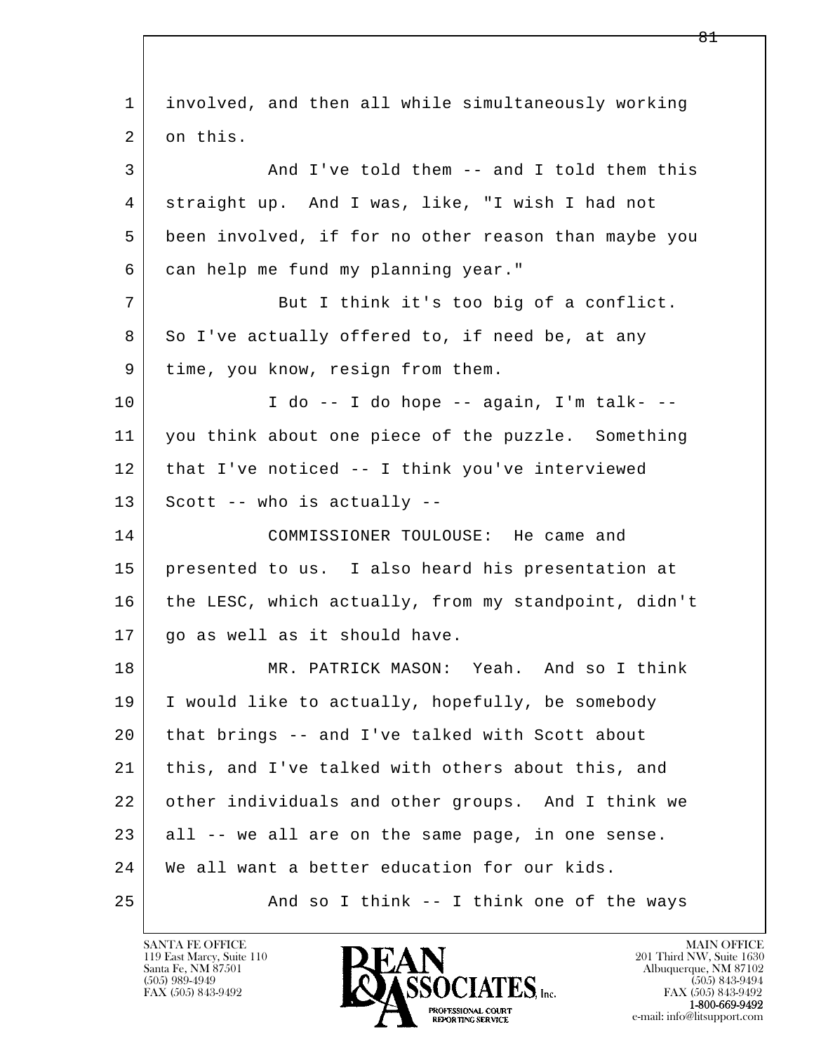involved, and then all while simultaneously working on this.

And I've told them -- and I told them this straight up. And I was, like, "I wish I had not been involved, if for no other reason than maybe you can help me fund my planning year."

But I think it's too big of a conflict. So I've actually offered to, if need be, at any time, you know, resign from them.

I do -- I do hope -- again, I'm talk- -- you think about one piece of the puzzle. Something that I've noticed -- I think you've interviewed Scott -- who is actually --

COMMISSIONER TOULOUSE: He came and presented to us. I also heard his presentation at the LESC, which actually, from my standpoint, didn't go as well as it should have.

MR. PATRICK MASON: Yeah. And so I think I would like to actually, hopefully, be somebody that brings -- and I've talked with Scott about this, and I've talked with others about this, and other individuals and other groups. And I think we all -- we all are on the same page, in one sense. We all want a better education for our kids.

And so I think -- I think one of the ways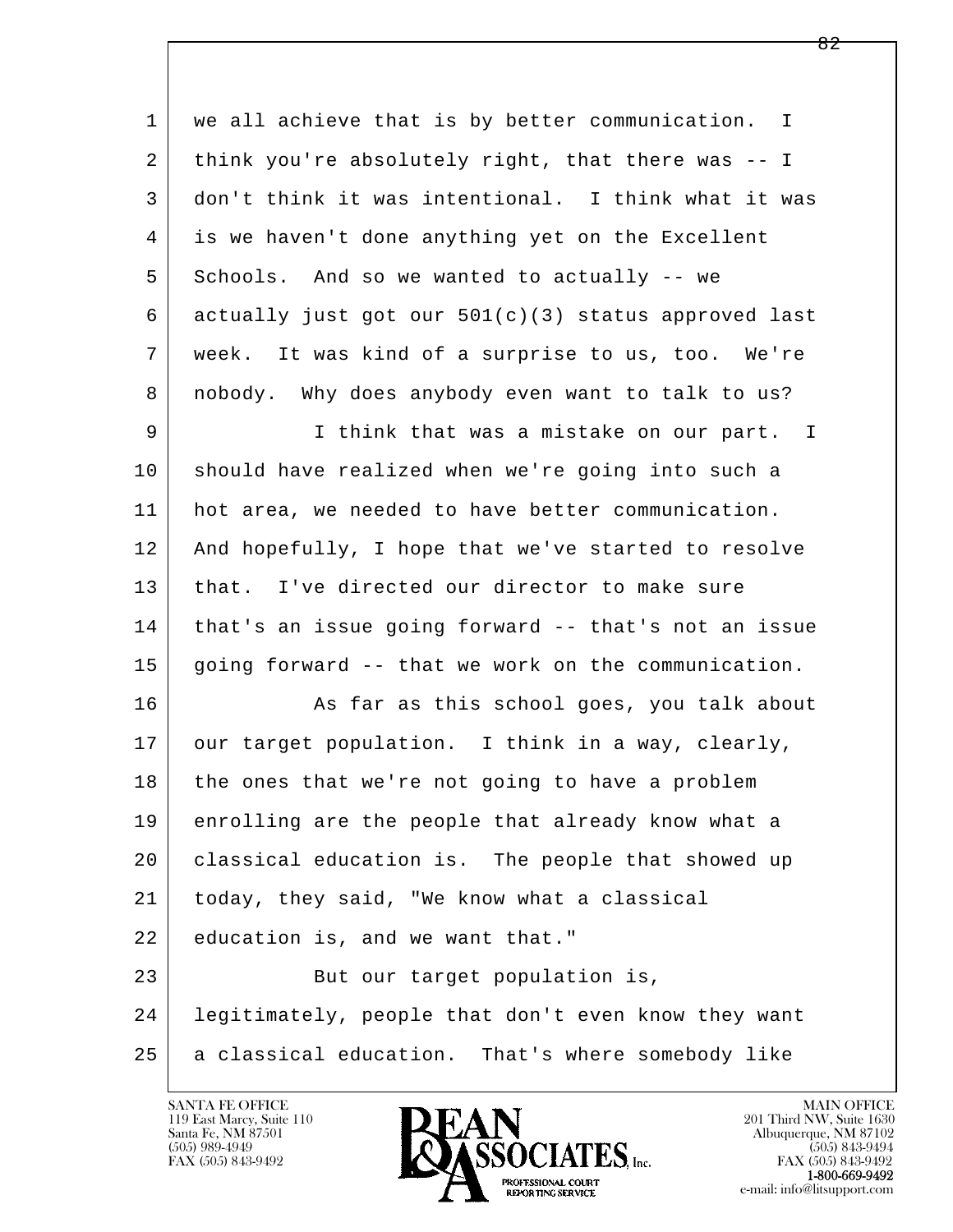we all achieve that is by better communication. I think you're absolutely right, that there was -- I don't think it was intentional. I think what it was is we haven't done anything yet on the Excellent Schools. And so we wanted to actually -- we actually just got our 501(c)(3) status approved last week. It was kind of a surprise to us, too. We're nobody. Why does anybody even want to talk to us?

I think that was a mistake on our part. I should have realized when we're going into such a hot area, we needed to have better communication. And hopefully, I hope that we've started to resolve that. I've directed our director to make sure that's an issue going forward -- that's not an issue going forward -- that we work on the communication.

As far as this school goes, you talk about our target population. I think in a way, clearly, the ones that we're not going to have a problem enrolling are the people that already know what a classical education is. The people that showed up today, they said, "We know what a classical education is, and we want that."

But our target population is, legitimately, people that don't even know they want a classical education. That's where somebody like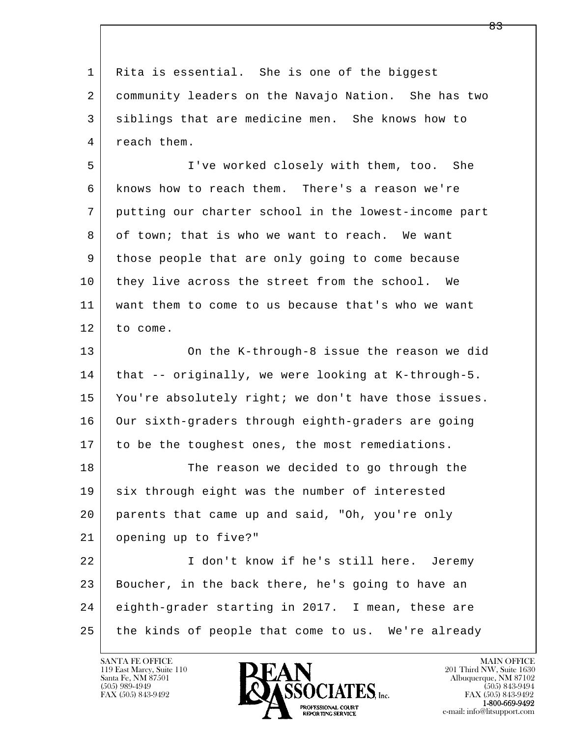1 Rita is essential. She is one of the biggest
2 community leaders on the Navajo Nation. She has two
3 siblings that are medicine men. She knows how to
4 reach them.

5 I've worked closely with them, too. She
6 knows how to reach them. There's a reason we're
7 putting our charter school in the lowest-income part
8 of town; that is who we want to reach. We want
9 those people that are only going to come because
10 they live across the street from the school. We
11 want them to come to us because that's who we want
12 to come.

13 On the K-through-8 issue the reason we did
14 that -- originally, we were looking at K-through-5.
15 You're absolutely right; we don't have those issues.
16 Our sixth-graders through eighth-graders are going
17 to be the toughest ones, the most remediations.

18 The reason we decided to go through the
19 six through eight was the number of interested
20 parents that came up and said, "Oh, you're only
21 opening up to five?"

22 I don't know if he's still here. Jeremy
23 Boucher, in the back there, he's going to have an
24 eighth-grader starting in 2017. I mean, these are
25 the kinds of people that come to us. We're already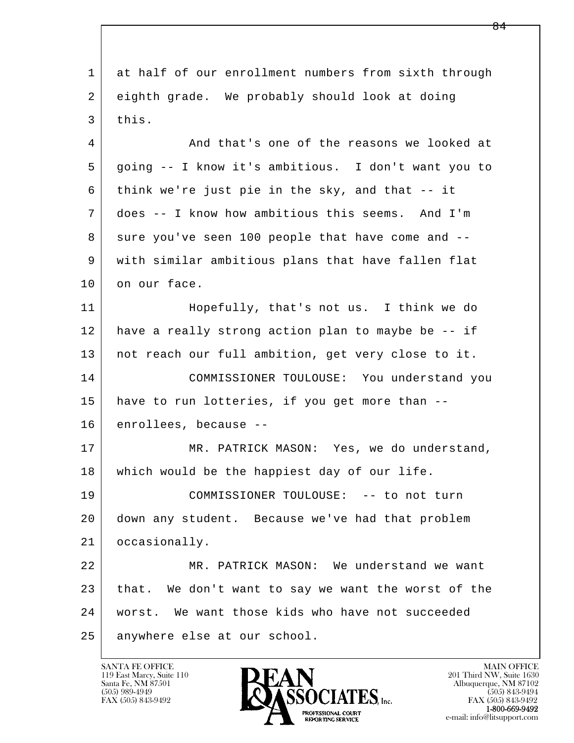1 at half of our enrollment numbers from sixth through
2 eighth grade. We probably should look at doing
3 this.

4 And that's one of the reasons we looked at
5 going -- I know it's ambitious. I don't want you to
6 think we're just pie in the sky, and that -- it
7 does -- I know how ambitious this seems. And I'm
8 sure you've seen 100 people that have come and --
9 with similar ambitious plans that have fallen flat
10 on our face.

11 Hopefully, that's not us. I think we do
12 have a really strong action plan to maybe be -- if
13 not reach our full ambition, get very close to it.

14 COMMISSIONER TOULOUSE: You understand you
15 have to run lotteries, if you get more than --
16 enrollees, because --

17 MR. PATRICK MASON: Yes, we do understand,
18 which would be the happiest day of our life.

19 COMMISSIONER TOULOUSE: -- to not turn
20 down any student. Because we've had that problem
21 occasionally.

22 MR. PATRICK MASON: We understand we want
23 that. We don't want to say we want the worst of the
24 worst. We want those kids who have not succeeded
25 anywhere else at our school.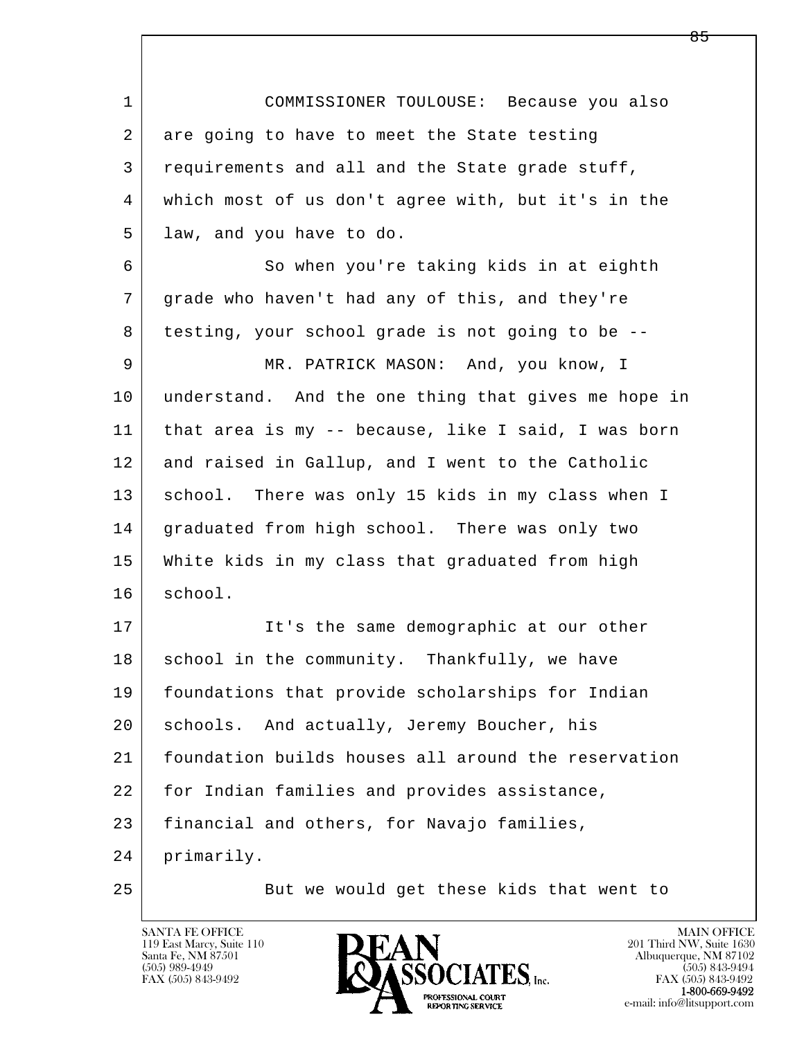COMMISSIONER TOULOUSE: Because you also are going to have to meet the State testing requirements and all and the State grade stuff, which most of us don't agree with, but it's in the law, and you have to do.

So when you're taking kids in at eighth grade who haven't had any of this, and they're testing, your school grade is not going to be --

MR. PATRICK MASON: And, you know, I understand. And the one thing that gives me hope in that area is my -- because, like I said, I was born and raised in Gallup, and I went to the Catholic school. There was only 15 kids in my class when I graduated from high school. There was only two White kids in my class that graduated from high school.

It's the same demographic at our other school in the community. Thankfully, we have foundations that provide scholarships for Indian schools. And actually, Jeremy Boucher, his foundation builds houses all around the reservation for Indian families and provides assistance, financial and others, for Navajo families, primarily.

But we would get these kids that went to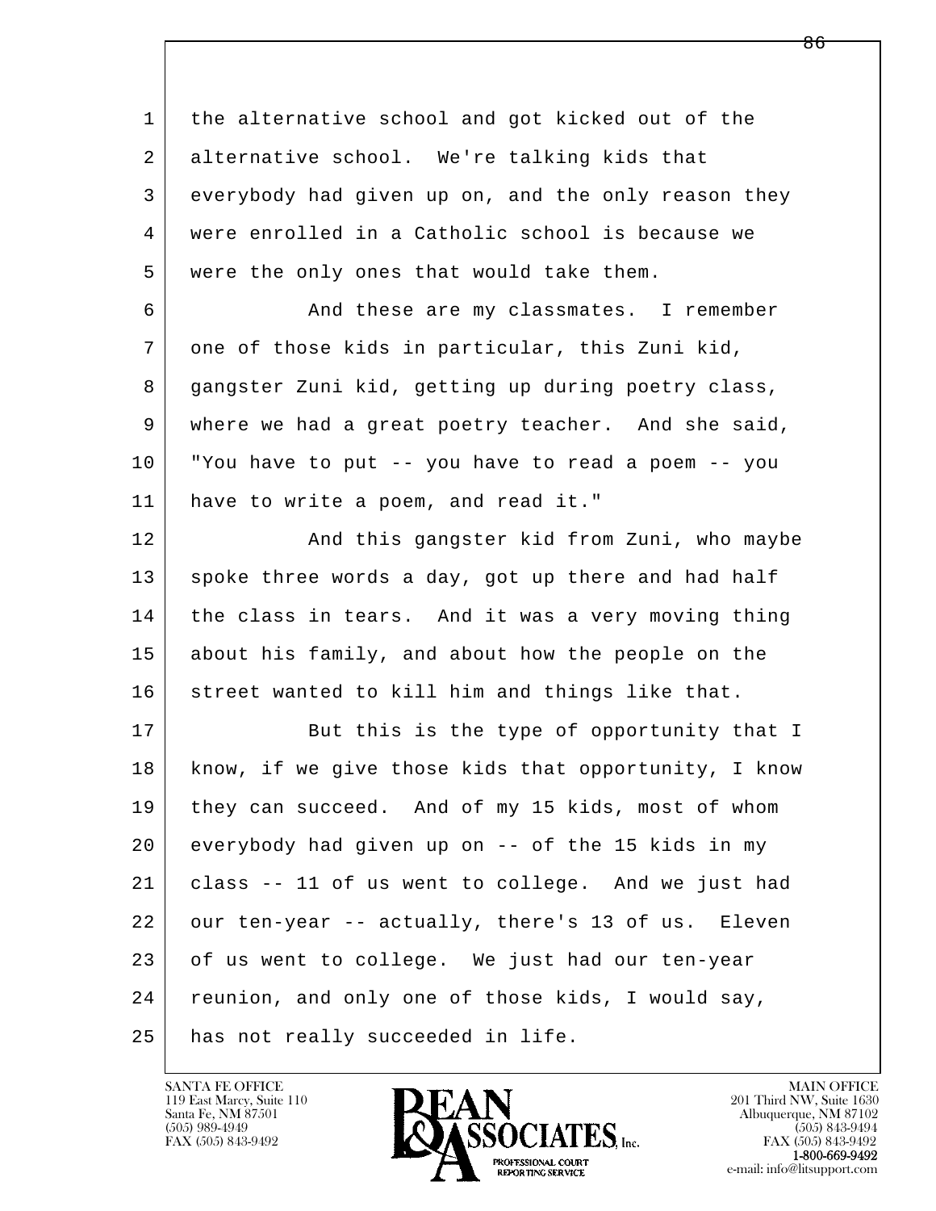the alternative school and got kicked out of the alternative school. We're talking kids that everybody had given up on, and the only reason they were enrolled in a Catholic school is because we were the only ones that would take them.

And these are my classmates. I remember one of those kids in particular, this Zuni kid, gangster Zuni kid, getting up during poetry class, where we had a great poetry teacher. And she said, "You have to put -- you have to read a poem -- you have to write a poem, and read it."

And this gangster kid from Zuni, who maybe spoke three words a day, got up there and had half the class in tears. And it was a very moving thing about his family, and about how the people on the street wanted to kill him and things like that.

But this is the type of opportunity that I know, if we give those kids that opportunity, I know they can succeed. And of my 15 kids, most of whom everybody had given up on -- of the 15 kids in my class -- 11 of us went to college. And we just had our ten-year -- actually, there's 13 of us. Eleven of us went to college. We just had our ten-year reunion, and only one of those kids, I would say, has not really succeeded in life.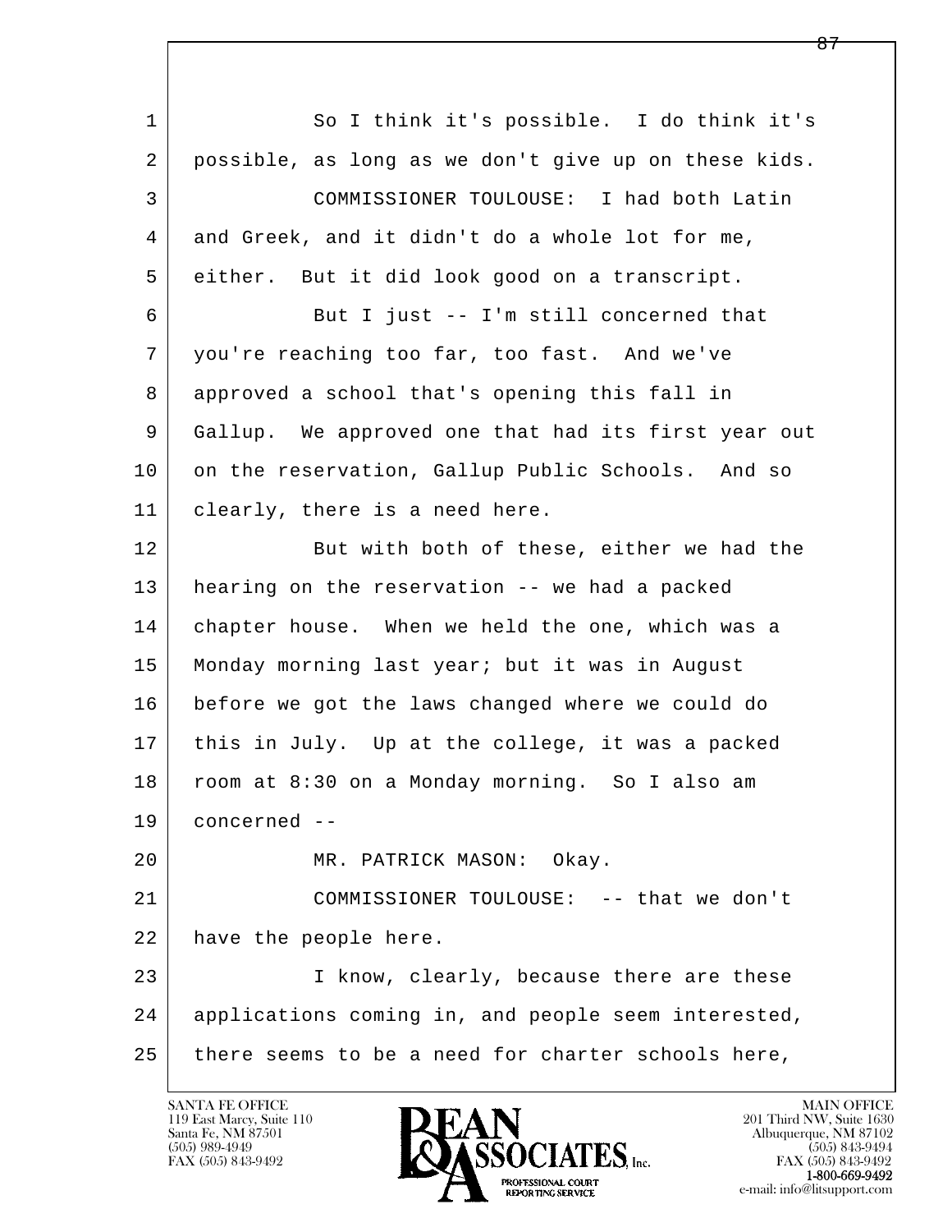1 So I think it's possible. I do think it's
2 possible, as long as we don't give up on these kids.
3 COMMISSIONER TOULOUSE: I had both Latin
4 and Greek, and it didn't do a whole lot for me,
5 either. But it did look good on a transcript.
6 But I just -- I'm still concerned that
7 you're reaching too far, too fast. And we've
8 approved a school that's opening this fall in
9 Gallup. We approved one that had its first year out
10 on the reservation, Gallup Public Schools. And so
11 clearly, there is a need here.
12 But with both of these, either we had the
13 hearing on the reservation -- we had a packed
14 chapter house. When we held the one, which was a
15 Monday morning last year; but it was in August
16 before we got the laws changed where we could do
17 this in July. Up at the college, it was a packed
18 room at 8:30 on a Monday morning. So I also am
19 concerned --
20 MR. PATRICK MASON: Okay.
21 COMMISSIONER TOULOUSE: -- that we don't
22 have the people here.
23 I know, clearly, because there are these
24 applications coming in, and people seem interested,
25 there seems to be a need for charter schools here,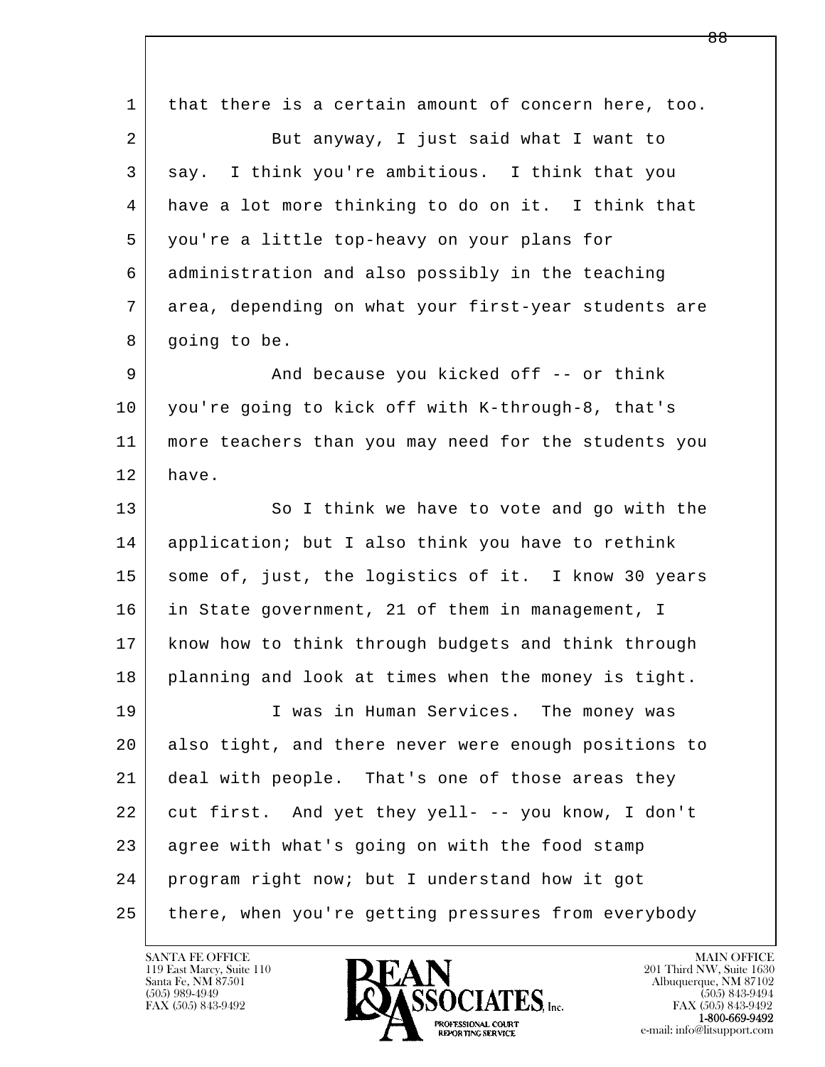1 that there is a certain amount of concern here, too.

2 But anyway, I just said what I want to

3 say. I think you're ambitious. I think that you

4 have a lot more thinking to do on it. I think that

5 you're a little top-heavy on your plans for

6 administration and also possibly in the teaching

7 area, depending on what your first-year students are

8 going to be.

9 And because you kicked off -- or think

10 you're going to kick off with K-through-8, that's

11 more teachers than you may need for the students you

12 have.

13 So I think we have to vote and go with the

14 application; but I also think you have to rethink

15 some of, just, the logistics of it. I know 30 years

16 in State government, 21 of them in management, I

17 know how to think through budgets and think through

18 planning and look at times when the money is tight.

19 I was in Human Services. The money was

20 also tight, and there never were enough positions to

21 deal with people. That's one of those areas they

22 cut first. And yet they yell- -- you know, I don't

23 agree with what's going on with the food stamp

24 program right now; but I understand how it got

25 there, when you're getting pressures from everybody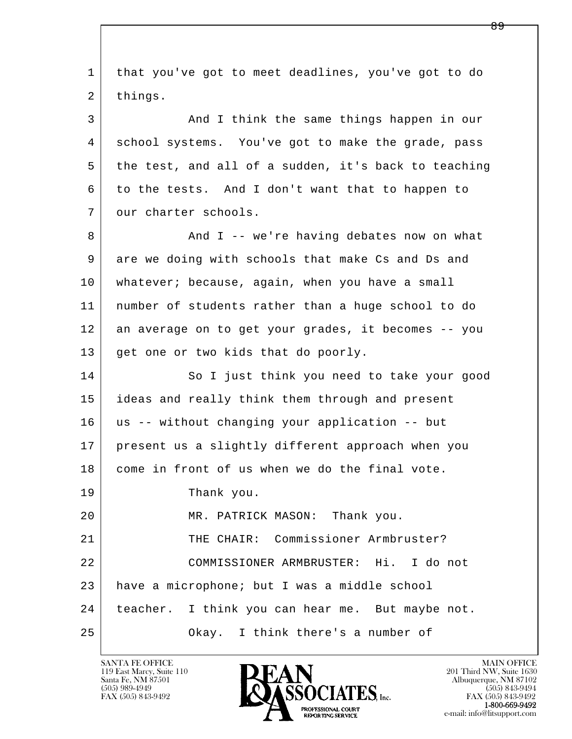that you've got to meet deadlines, you've got to do things.

And I think the same things happen in our school systems. You've got to make the grade, pass the test, and all of a sudden, it's back to teaching to the tests. And I don't want that to happen to our charter schools.

And I -- we're having debates now on what are we doing with schools that make Cs and Ds and whatever; because, again, when you have a small number of students rather than a huge school to do an average on to get your grades, it becomes -- you get one or two kids that do poorly.

So I just think you need to take your good ideas and really think them through and present us -- without changing your application -- but present us a slightly different approach when you come in front of us when we do the final vote.

Thank you.

MR. PATRICK MASON: Thank you.

THE CHAIR: Commissioner Armbruster?

COMMISSIONER ARMBRUSTER: Hi. I do not have a microphone; but I was a middle school teacher. I think you can hear me. But maybe not.

Okay. I think there's a number of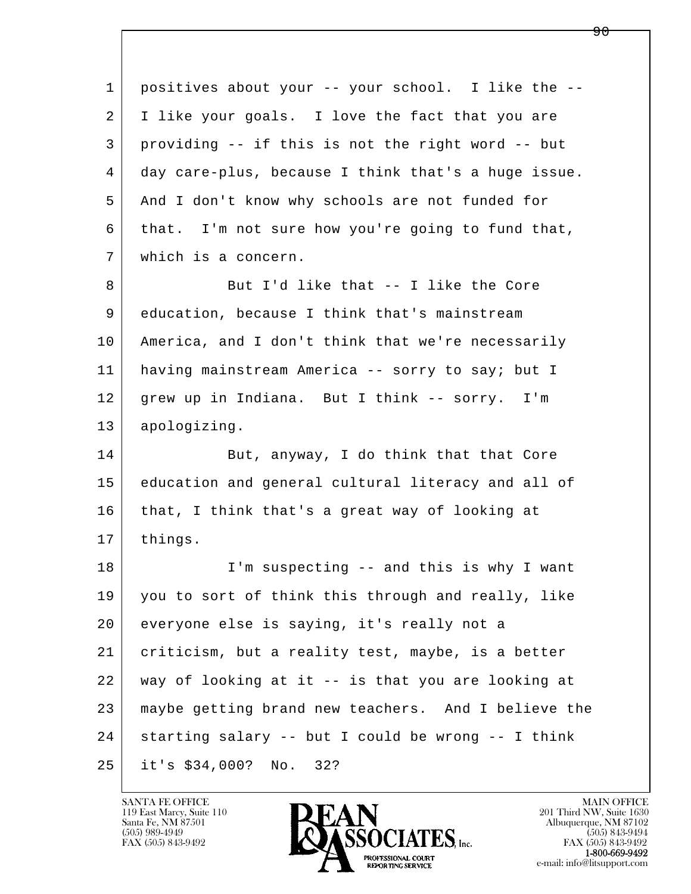1 positives about your -- your school. I like the --
2 I like your goals. I love the fact that you are
3 providing -- if this is not the right word -- but
4 day care-plus, because I think that's a huge issue.
5 And I don't know why schools are not funded for
6 that. I'm not sure how you're going to fund that,
7 which is a concern.

8 But I'd like that -- I like the Core
9 education, because I think that's mainstream
10 America, and I don't think that we're necessarily
11 having mainstream America -- sorry to say; but I
12 grew up in Indiana. But I think -- sorry. I'm
13 apologizing.

14 But, anyway, I do think that that Core
15 education and general cultural literacy and all of
16 that, I think that's a great way of looking at
17 things.

18 I'm suspecting -- and this is why I want
19 you to sort of think this through and really, like
20 everyone else is saying, it's really not a
21 criticism, but a reality test, maybe, is a better
22 way of looking at it -- is that you are looking at
23 maybe getting brand new teachers. And I believe the
24 starting salary -- but I could be wrong -- I think
25 it's $34,000? No. 32?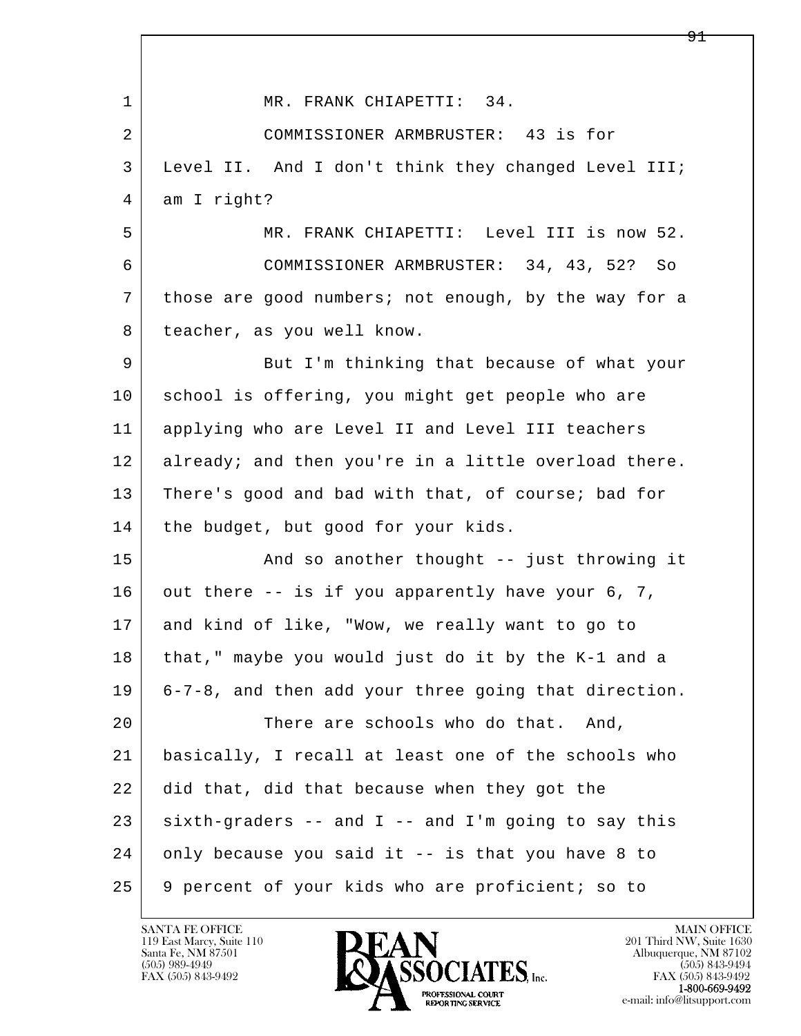MR. FRANK CHIAPETTI: 34.

COMMISSIONER ARMBRUSTER: 43 is for Level II. And I don't think they changed Level III; am I right?

MR. FRANK CHIAPETTI: Level III is now 52.

COMMISSIONER ARMBRUSTER: 34, 43, 52? So those are good numbers; not enough, by the way for a teacher, as you well know.

But I'm thinking that because of what your school is offering, you might get people who are applying who are Level II and Level III teachers already; and then you're in a little overload there. There's good and bad with that, of course; bad for the budget, but good for your kids.

And so another thought -- just throwing it out there -- is if you apparently have your 6, 7, and kind of like, "Wow, we really want to go to that," maybe you would just do it by the K-1 and a 6-7-8, and then add your three going that direction.

There are schools who do that. And, basically, I recall at least one of the schools who did that, did that because when they got the sixth-graders -- and I -- and I'm going to say this only because you said it -- is that you have 8 to 9 percent of your kids who are proficient; so to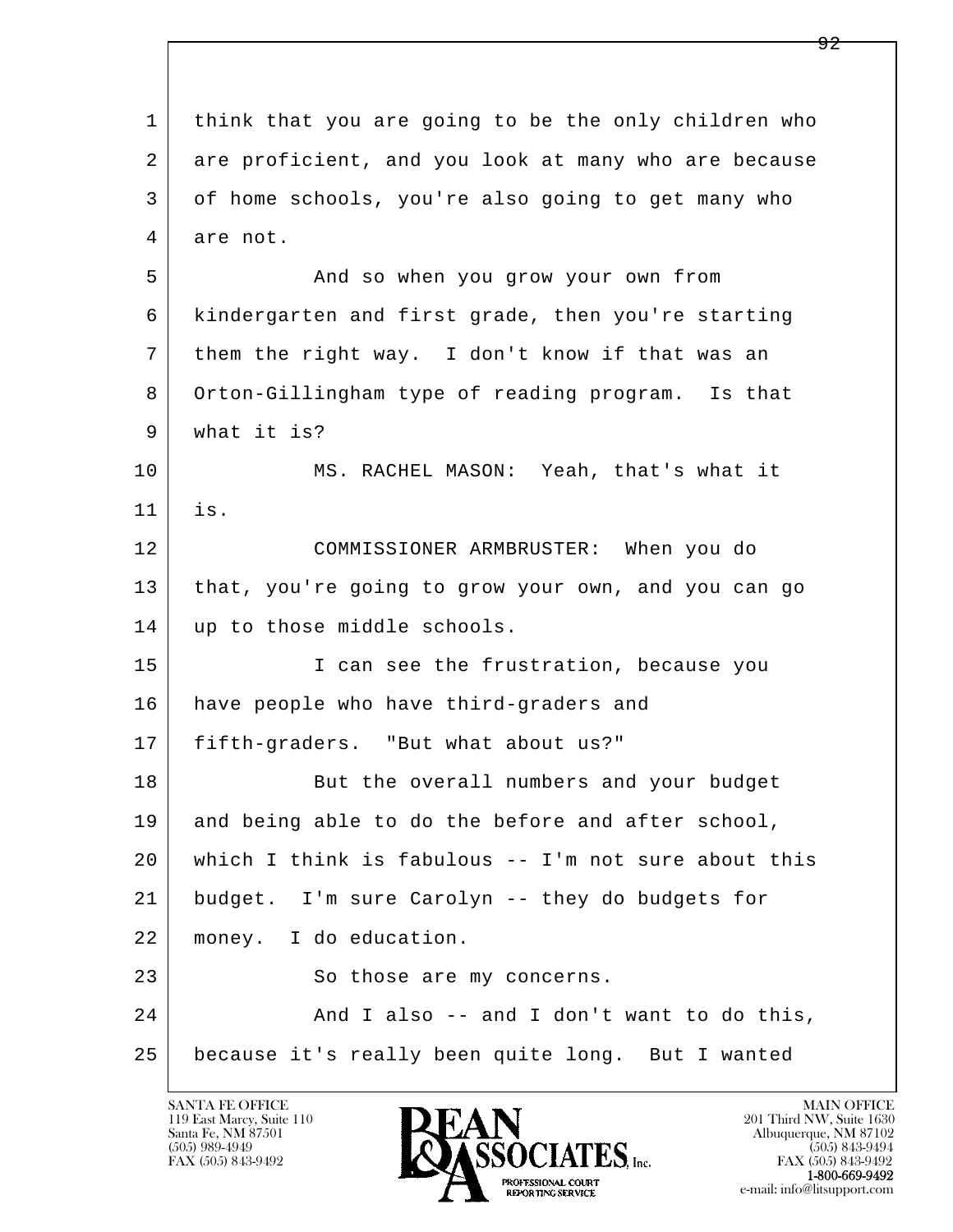1 think that you are going to be the only children who
2 are proficient, and you look at many who are because
3 of home schools, you're also going to get many who
4 are not.

5 And so when you grow your own from
6 kindergarten and first grade, then you're starting
7 them the right way. I don't know if that was an
8 Orton-Gillingham type of reading program. Is that
9 what it is?

10 MS. RACHEL MASON: Yeah, that's what it
11 is.

12 COMMISSIONER ARMBRUSTER: When you do
13 that, you're going to grow your own, and you can go
14 up to those middle schools.

15 I can see the frustration, because you
16 have people who have third-graders and
17 fifth-graders. "But what about us?"

18 But the overall numbers and your budget
19 and being able to do the before and after school,
20 which I think is fabulous -- I'm not sure about this
21 budget. I'm sure Carolyn -- they do budgets for
22 money. I do education.

23 So those are my concerns.

24 And I also -- and I don't want to do this,
25 because it's really been quite long. But I wanted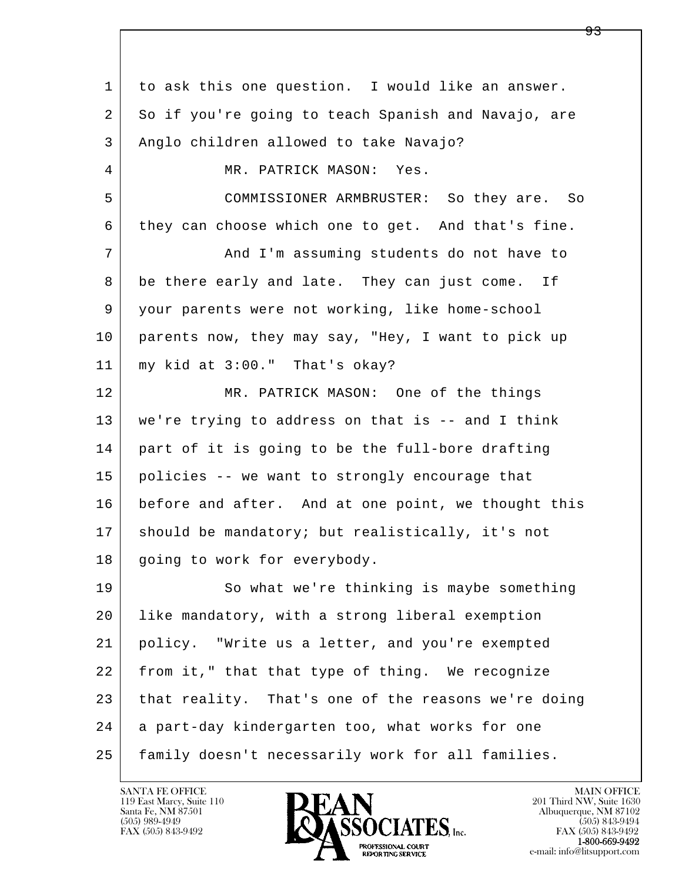to ask this one question. I would like an answer. So if you're going to teach Spanish and Navajo, are Anglo children allowed to take Navajo?

MR. PATRICK MASON: Yes.

COMMISSIONER ARMBRUSTER: So they are. So they can choose which one to get. And that's fine.

And I'm assuming students do not have to be there early and late. They can just come. If your parents were not working, like home-school parents now, they may say, "Hey, I want to pick up my kid at 3:00." That's okay?

MR. PATRICK MASON: One of the things we're trying to address on that is -- and I think part of it is going to be the full-bore drafting policies -- we want to strongly encourage that before and after. And at one point, we thought this should be mandatory; but realistically, it's not going to work for everybody.

So what we're thinking is maybe something like mandatory, with a strong liberal exemption policy. "Write us a letter, and you're exempted from it," that that type of thing. We recognize that reality. That's one of the reasons we're doing a part-day kindergarten too, what works for one family doesn't necessarily work for all families.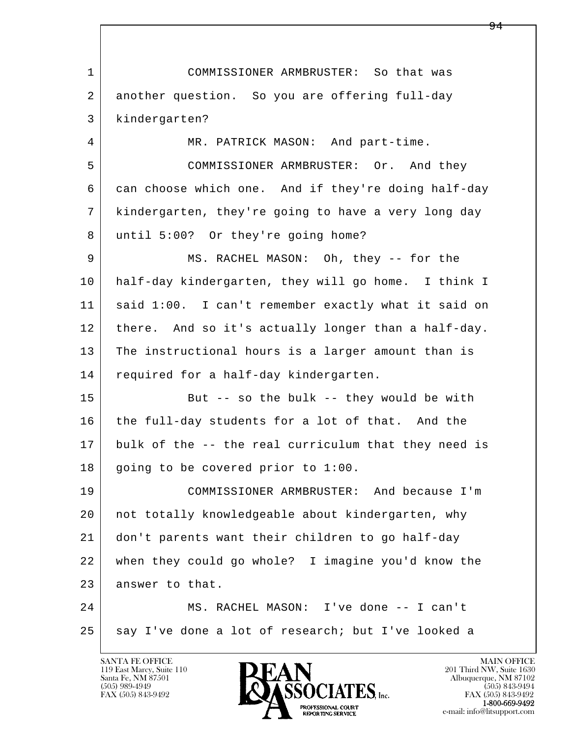1 COMMISSIONER ARMBRUSTER: So that was
2 another question. So you are offering full-day
3 kindergarten?
4 MR. PATRICK MASON: And part-time.
5 COMMISSIONER ARMBRUSTER: Or. And they
6 can choose which one. And if they're doing half-day
7 kindergarten, they're going to have a very long day
8 until 5:00? Or they're going home?
9 MS. RACHEL MASON: Oh, they -- for the
10 half-day kindergarten, they will go home. I think I
11 said 1:00. I can't remember exactly what it said on
12 there. And so it's actually longer than a half-day.
13 The instructional hours is a larger amount than is
14 required for a half-day kindergarten.
15 But -- so the bulk -- they would be with
16 the full-day students for a lot of that. And the
17 bulk of the -- the real curriculum that they need is
18 going to be covered prior to 1:00.
19 COMMISSIONER ARMBRUSTER: And because I'm
20 not totally knowledgeable about kindergarten, why
21 don't parents want their children to go half-day
22 when they could go whole? I imagine you'd know the
23 answer to that.
24 MS. RACHEL MASON: I've done -- I can't
25 say I've done a lot of research; but I've looked a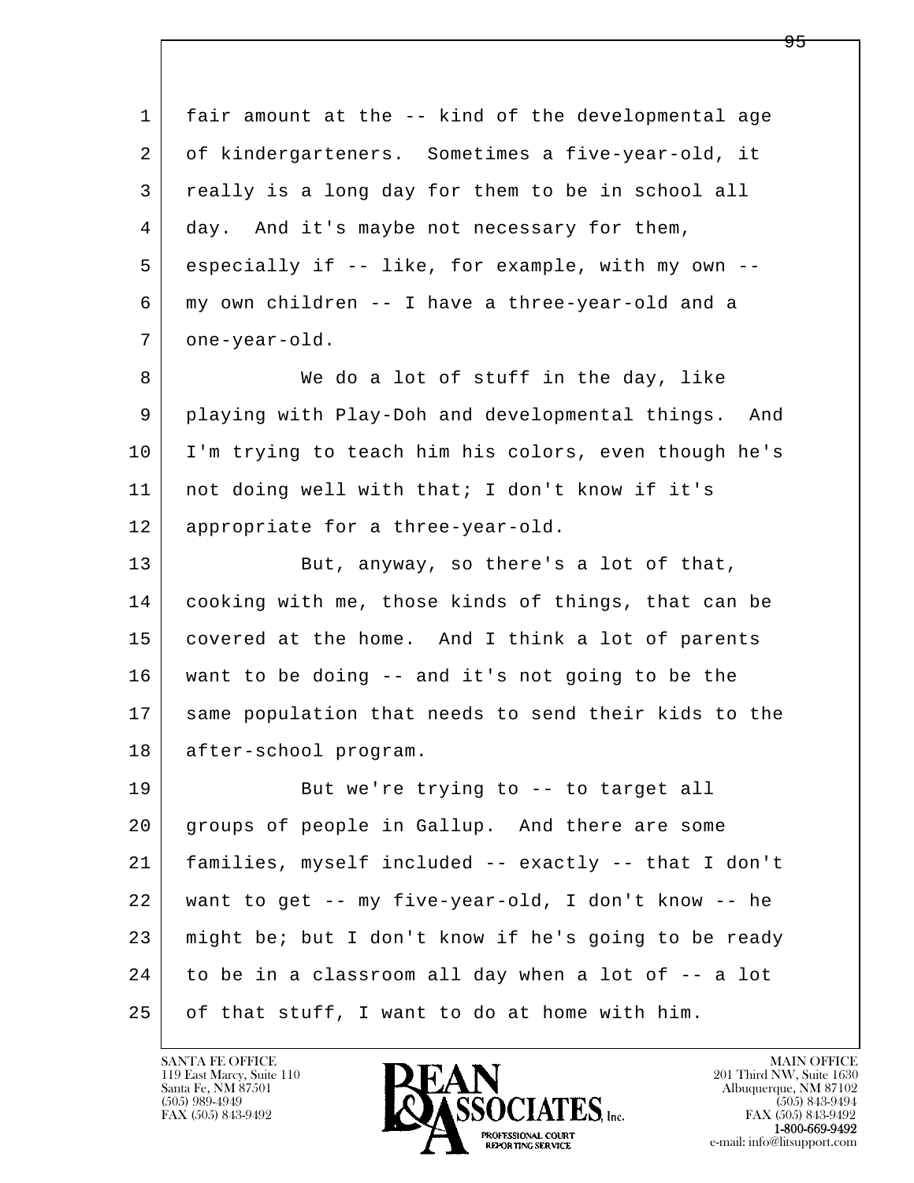fair amount at the -- kind of the developmental age of kindergarteners. Sometimes a five-year-old, it really is a long day for them to be in school all day. And it's maybe not necessary for them, especially if -- like, for example, with my own -- my own children -- I have a three-year-old and a one-year-old.

We do a lot of stuff in the day, like playing with Play-Doh and developmental things. And I'm trying to teach him his colors, even though he's not doing well with that; I don't know if it's appropriate for a three-year-old.

But, anyway, so there's a lot of that, cooking with me, those kinds of things, that can be covered at the home. And I think a lot of parents want to be doing -- and it's not going to be the same population that needs to send their kids to the after-school program.

But we're trying to -- to target all groups of people in Gallup. And there are some families, myself included -- exactly -- that I don't want to get -- my five-year-old, I don't know -- he might be; but I don't know if he's going to be ready to be in a classroom all day when a lot of -- a lot of that stuff, I want to do at home with him.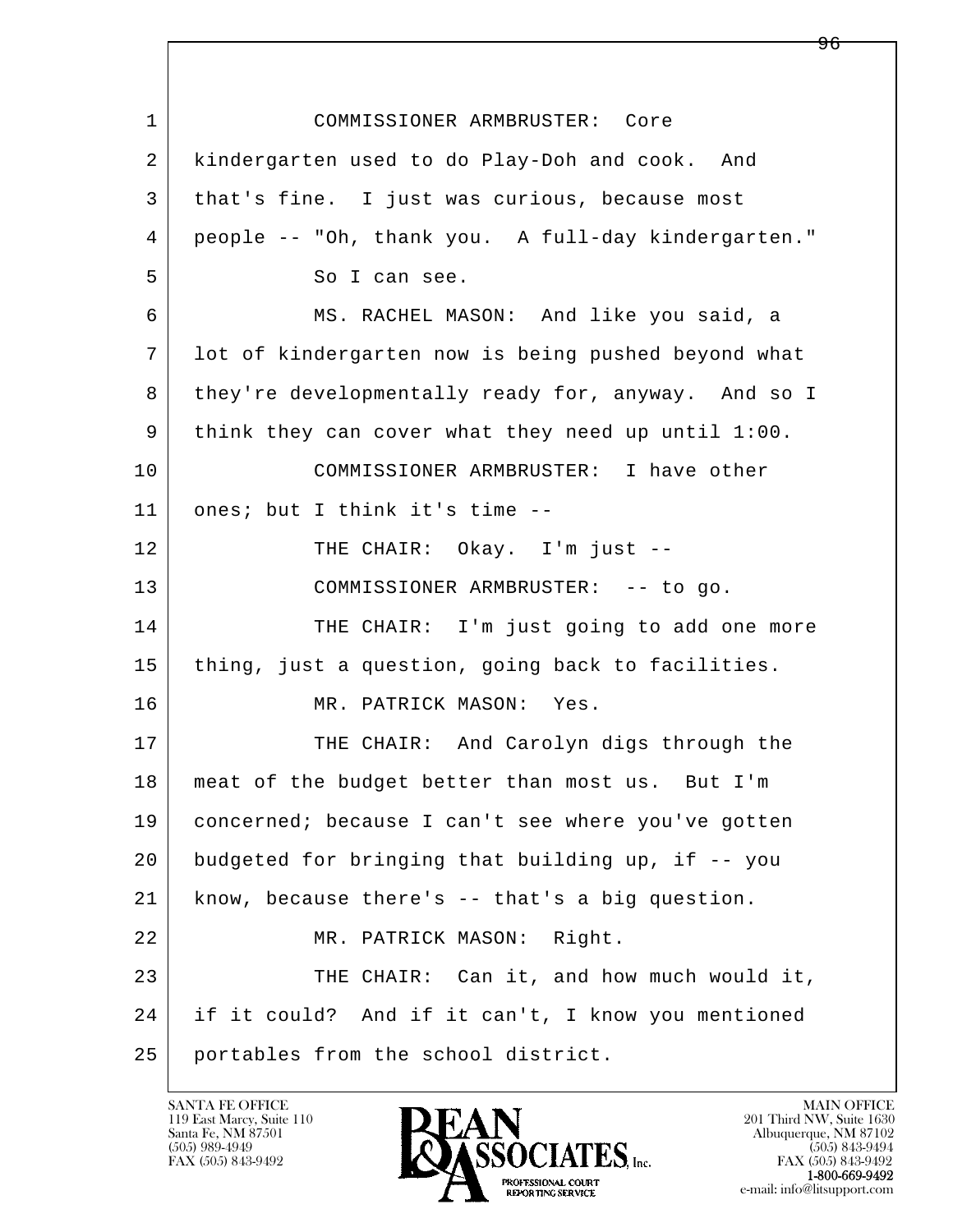1 COMMISSIONER ARMBRUSTER: Core
2 kindergarten used to do Play-Doh and cook. And
3 that's fine. I just was curious, because most
4 people -- "Oh, thank you. A full-day kindergarten."
5 So I can see.
6 MS. RACHEL MASON: And like you said, a
7 lot of kindergarten now is being pushed beyond what
8 they're developmentally ready for, anyway. And so I
9 think they can cover what they need up until 1:00.
10 COMMISSIONER ARMBRUSTER: I have other
11 ones; but I think it's time --
12 THE CHAIR: Okay. I'm just --
13 COMMISSIONER ARMBRUSTER: -- to go.
14 THE CHAIR: I'm just going to add one more
15 thing, just a question, going back to facilities.
16 MR. PATRICK MASON: Yes.
17 THE CHAIR: And Carolyn digs through the
18 meat of the budget better than most us. But I'm
19 concerned; because I can't see where you've gotten
20 budgeted for bringing that building up, if -- you
21 know, because there's -- that's a big question.
22 MR. PATRICK MASON: Right.
23 THE CHAIR: Can it, and how much would it,
24 if it could? And if it can't, I know you mentioned
25 portables from the school district.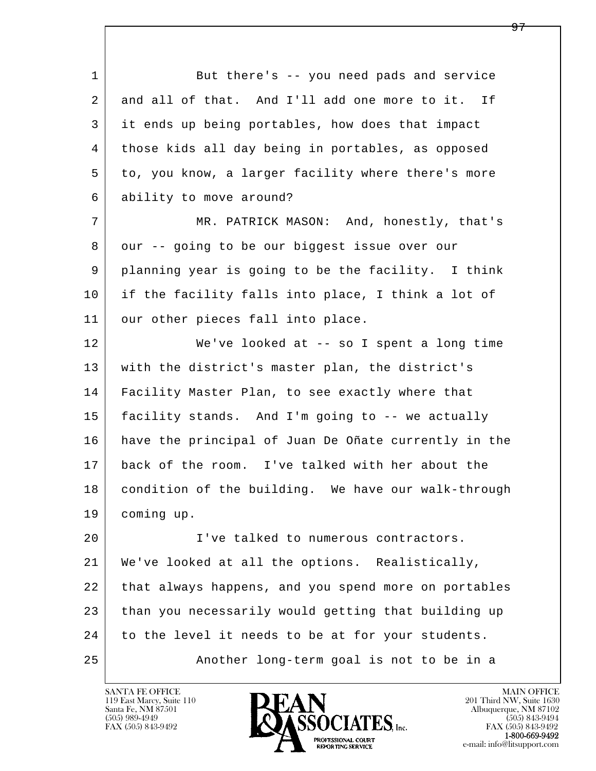1 But there's -- you need pads and service
2 and all of that. And I'll add one more to it. If
3 it ends up being portables, how does that impact
4 those kids all day being in portables, as opposed
5 to, you know, a larger facility where there's more
6 ability to move around?

7 MR. PATRICK MASON: And, honestly, that's
8 our -- going to be our biggest issue over our
9 planning year is going to be the facility. I think
10 if the facility falls into place, I think a lot of
11 our other pieces fall into place.

12 We've looked at -- so I spent a long time
13 with the district's master plan, the district's
14 Facility Master Plan, to see exactly where that
15 facility stands. And I'm going to -- we actually
16 have the principal of Juan De Oñate currently in the
17 back of the room. I've talked with her about the
18 condition of the building. We have our walk-through
19 coming up.

20 I've talked to numerous contractors.
21 We've looked at all the options. Realistically,
22 that always happens, and you spend more on portables
23 than you necessarily would getting that building up
24 to the level it needs to be at for your students.

25 Another long-term goal is not to be in a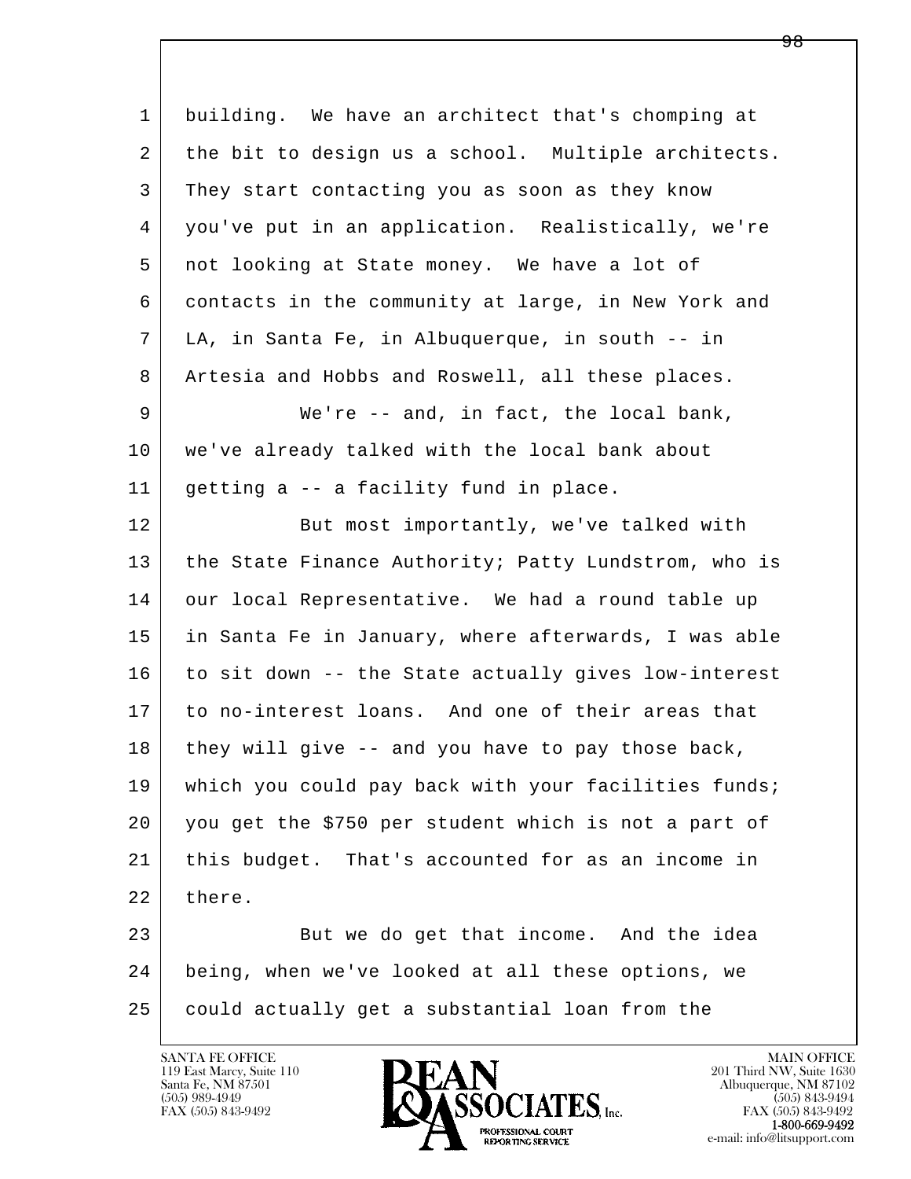1 building. We have an architect that's chomping at
2 the bit to design us a school. Multiple architects.
3 They start contacting you as soon as they know
4 you've put in an application. Realistically, we're
5 not looking at State money. We have a lot of
6 contacts in the community at large, in New York and
7 LA, in Santa Fe, in Albuquerque, in south -- in
8 Artesia and Hobbs and Roswell, all these places.

9 We're -- and, in fact, the local bank,
10 we've already talked with the local bank about
11 getting a -- a facility fund in place.

12 But most importantly, we've talked with
13 the State Finance Authority; Patty Lundstrom, who is
14 our local Representative. We had a round table up
15 in Santa Fe in January, where afterwards, I was able
16 to sit down -- the State actually gives low-interest
17 to no-interest loans. And one of their areas that
18 they will give -- and you have to pay those back,
19 which you could pay back with your facilities funds;
20 you get the $750 per student which is not a part of
21 this budget. That's accounted for as an income in
22 there.

23 But we do get that income. And the idea
24 being, when we've looked at all these options, we
25 could actually get a substantial loan from the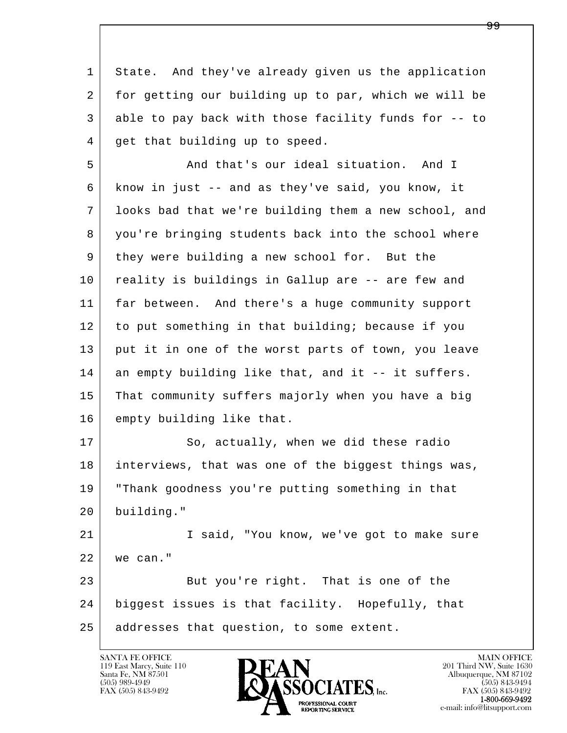State. And they've already given us the application for getting our building up to par, which we will be able to pay back with those facility funds for -- to get that building up to speed.

And that's our ideal situation. And I know in just -- and as they've said, you know, it looks bad that we're building them a new school, and you're bringing students back into the school where they were building a new school for. But the reality is buildings in Gallup are -- are few and far between. And there's a huge community support to put something in that building; because if you put it in one of the worst parts of town, you leave an empty building like that, and it -- it suffers. That community suffers majorly when you have a big empty building like that.

So, actually, when we did these radio interviews, that was one of the biggest things was, "Thank goodness you're putting something in that building."

I said, "You know, we've got to make sure we can."

But you're right. That is one of the biggest issues is that facility. Hopefully, that addresses that question, to some extent.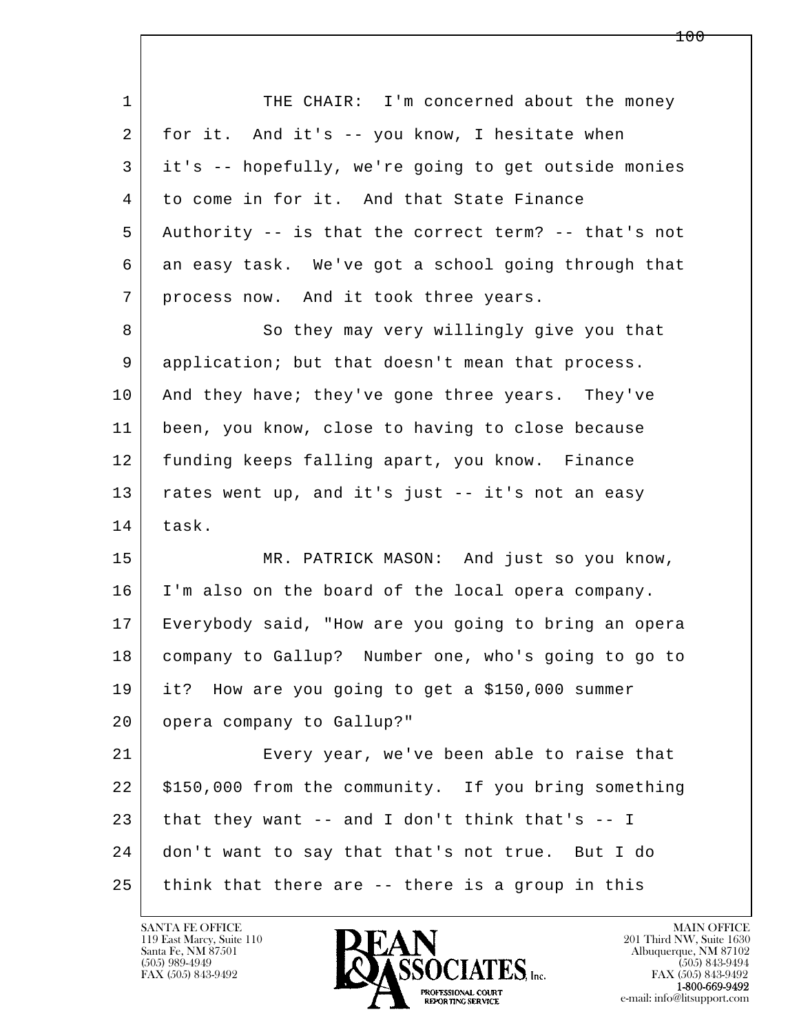THE CHAIR: I'm concerned about the money for it. And it's -- you know, I hesitate when it's -- hopefully, we're going to get outside monies to come in for it. And that State Finance Authority -- is that the correct term? -- that's not an easy task. We've got a school going through that process now. And it took three years.

So they may very willingly give you that application; but that doesn't mean that process. And they have; they've gone three years. They've been, you know, close to having to close because funding keeps falling apart, you know. Finance rates went up, and it's just -- it's not an easy task.

MR. PATRICK MASON: And just so you know, I'm also on the board of the local opera company. Everybody said, "How are you going to bring an opera company to Gallup? Number one, who's going to go to it? How are you going to get a $150,000 summer opera company to Gallup?"

Every year, we've been able to raise that $150,000 from the community. If you bring something that they want -- and I don't think that's -- I don't want to say that that's not true. But I do think that there are -- there is a group in this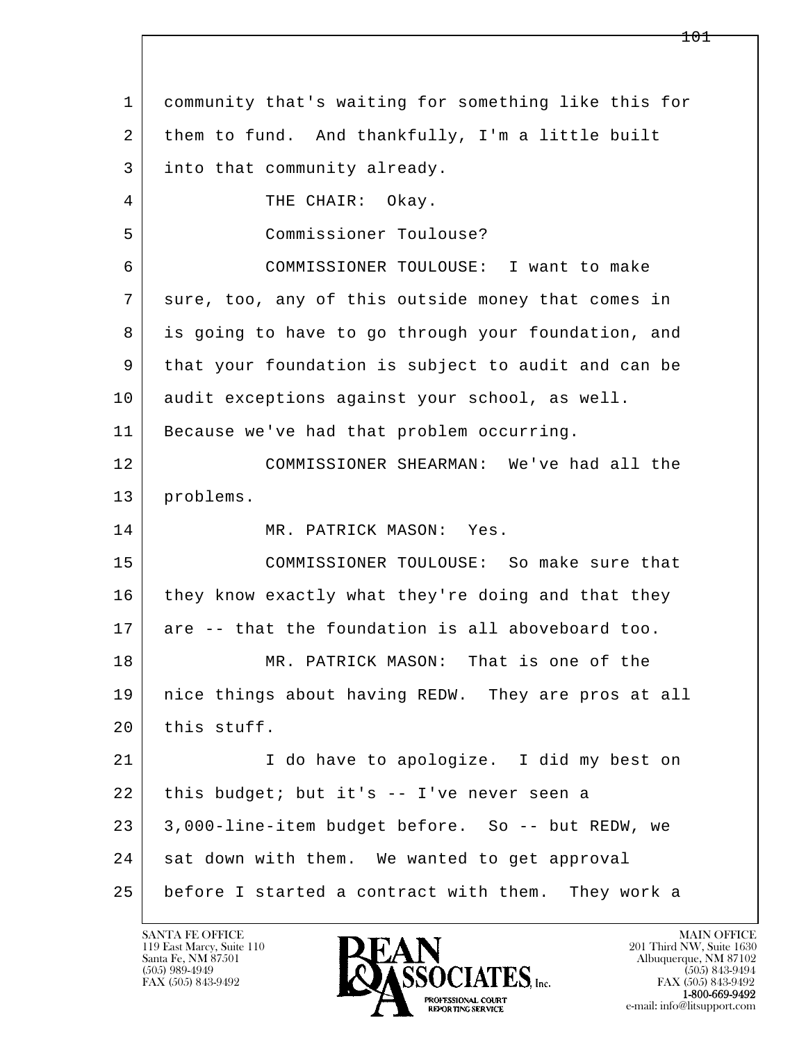community that's waiting for something like this for them to fund. And thankfully, I'm a little built into that community already.

THE CHAIR: Okay.

Commissioner Toulouse?

COMMISSIONER TOULOUSE: I want to make sure, too, any of this outside money that comes in is going to have to go through your foundation, and that your foundation is subject to audit and can be audit exceptions against your school, as well. Because we've had that problem occurring.

COMMISSIONER SHEARMAN: We've had all the problems.

MR. PATRICK MASON: Yes.

COMMISSIONER TOULOUSE: So make sure that they know exactly what they're doing and that they are -- that the foundation is all aboveboard too.

MR. PATRICK MASON: That is one of the nice things about having REDW. They are pros at all this stuff.

I do have to apologize. I did my best on this budget; but it's -- I've never seen a 3,000-line-item budget before. So -- but REDW, we sat down with them. We wanted to get approval before I started a contract with them. They work a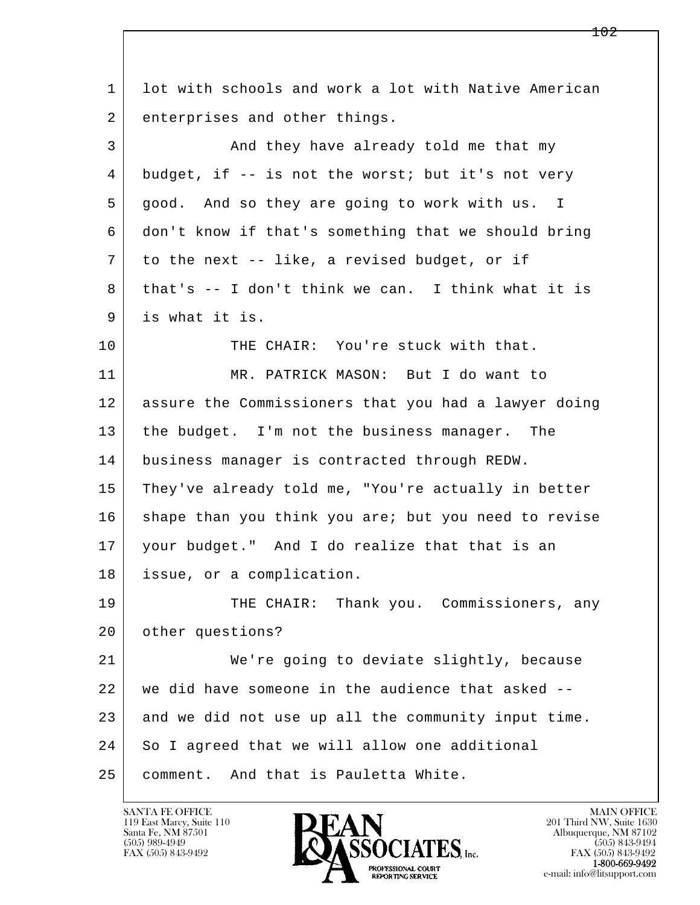1 lot with schools and work a lot with Native American
2 enterprises and other things.

3 And they have already told me that my
4 budget, if -- is not the worst; but it's not very
5 good. And so they are going to work with us. I
6 don't know if that's something that we should bring
7 to the next -- like, a revised budget, or if
8 that's -- I don't think we can. I think what it is
9 is what it is.

10 THE CHAIR: You're stuck with that.

11 MR. PATRICK MASON: But I do want to
12 assure the Commissioners that you had a lawyer doing
13 the budget. I'm not the business manager. The
14 business manager is contracted through REDW.
15 They've already told me, "You're actually in better
16 shape than you think you are; but you need to revise
17 your budget." And I do realize that that is an
18 issue, or a complication.

19 THE CHAIR: Thank you. Commissioners, any
20 other questions?

21 We're going to deviate slightly, because
22 we did have someone in the audience that asked --
23 and we did not use up all the community input time.
24 So I agreed that we will allow one additional
25 comment. And that is Pauletta White.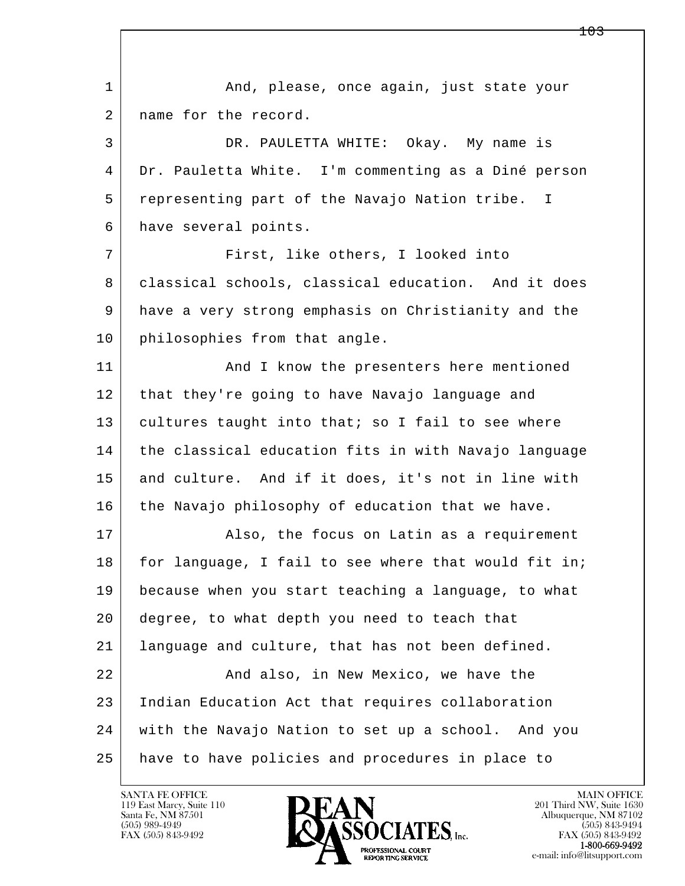And, please, once again, just state your name for the record.

DR. PAULETTA WHITE: Okay. My name is Dr. Pauletta White. I'm commenting as a Diné person representing part of the Navajo Nation tribe. I have several points.

First, like others, I looked into classical schools, classical education. And it does have a very strong emphasis on Christianity and the philosophies from that angle.

And I know the presenters here mentioned that they're going to have Navajo language and cultures taught into that; so I fail to see where the classical education fits in with Navajo language and culture. And if it does, it's not in line with the Navajo philosophy of education that we have.

Also, the focus on Latin as a requirement for language, I fail to see where that would fit in; because when you start teaching a language, to what degree, to what depth you need to teach that language and culture, that has not been defined.

And also, in New Mexico, we have the Indian Education Act that requires collaboration with the Navajo Nation to set up a school. And you have to have policies and procedures in place to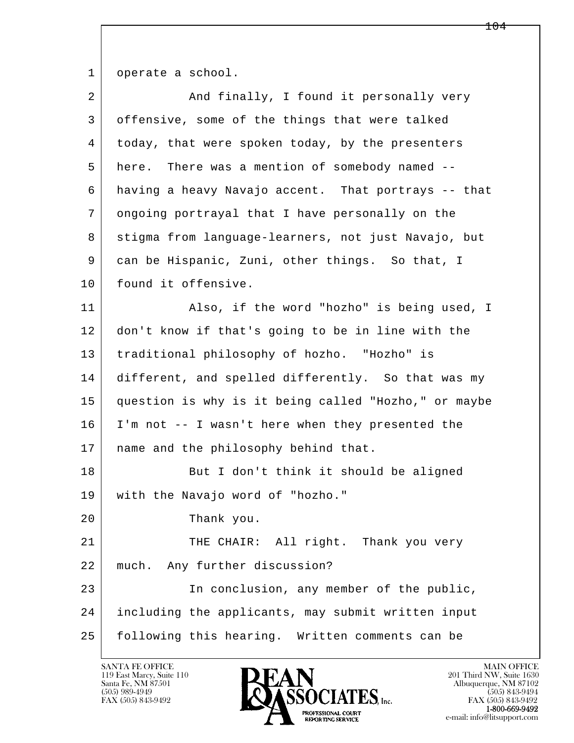1 operate a school.

2 And finally, I found it personally very

3 offensive, some of the things that were talked

4 today, that were spoken today, by the presenters

5 here. There was a mention of somebody named --

6 having a heavy Navajo accent. That portrays -- that

7 ongoing portrayal that I have personally on the

8 stigma from language-learners, not just Navajo, but

9 can be Hispanic, Zuni, other things. So that, I

10 found it offensive.

11 Also, if the word "hozho" is being used, I

12 don't know if that's going to be in line with the

13 traditional philosophy of hozho. "Hozho" is

14 different, and spelled differently. So that was my

15 question is why is it being called "Hozho," or maybe

16 I'm not -- I wasn't here when they presented the

17 name and the philosophy behind that.

18 But I don't think it should be aligned

19 with the Navajo word of "hozho."

20 Thank you.

21 THE CHAIR: All right. Thank you very

22 much. Any further discussion?

23 In conclusion, any member of the public,

24 including the applicants, may submit written input

25 following this hearing. Written comments can be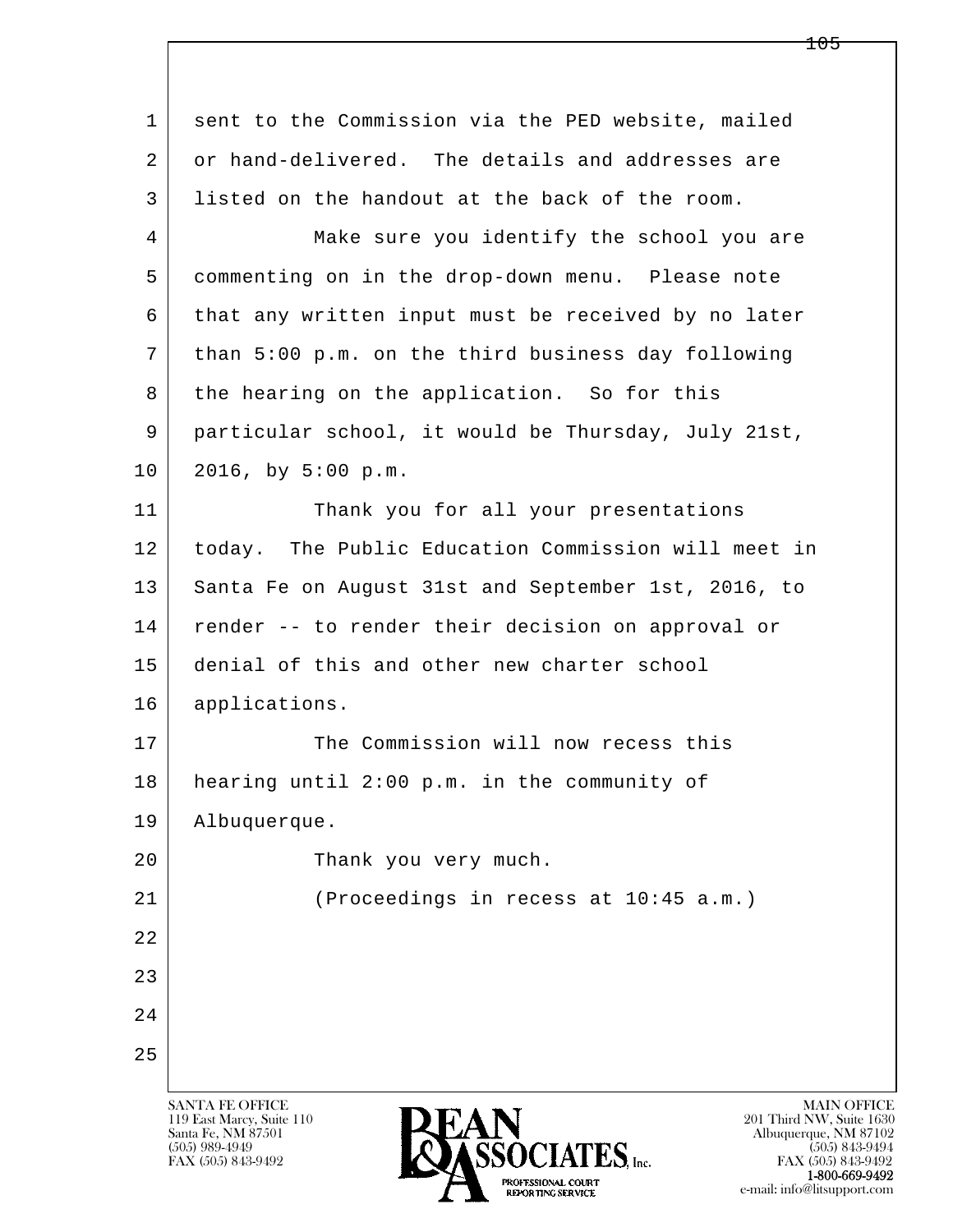sent to the Commission via the PED website, mailed or hand-delivered. The details and addresses are listed on the handout at the back of the room.

Make sure you identify the school you are commenting on in the drop-down menu. Please note that any written input must be received by no later than 5:00 p.m. on the third business day following the hearing on the application. So for this particular school, it would be Thursday, July 21st, 2016, by 5:00 p.m.

Thank you for all your presentations today. The Public Education Commission will meet in Santa Fe on August 31st and September 1st, 2016, to render -- to render their decision on approval or denial of this and other new charter school applications.

The Commission will now recess this hearing until 2:00 p.m. in the community of Albuquerque.

Thank you very much.

(Proceedings in recess at 10:45 a.m.)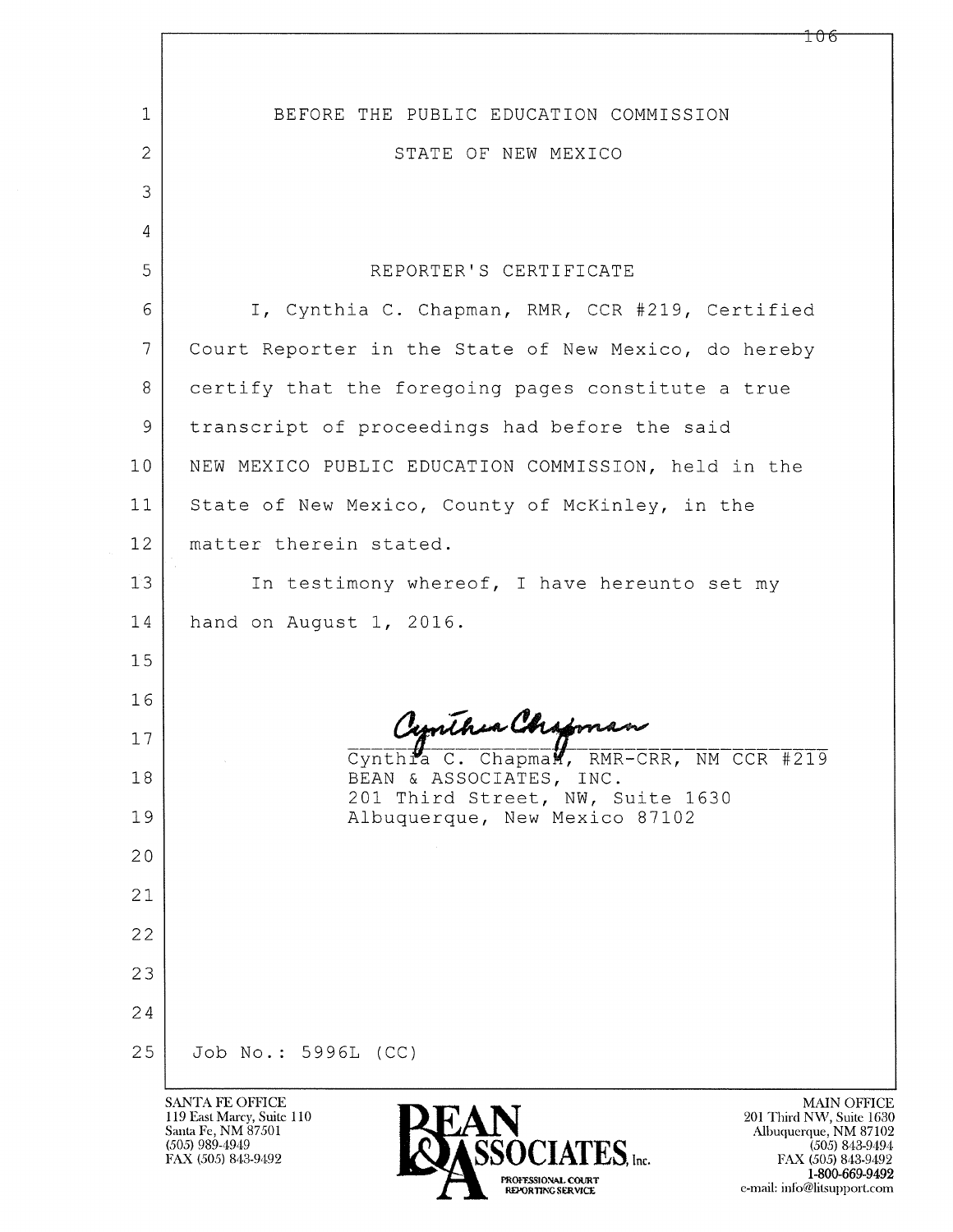BEFORE THE PUBLIC EDUCATION COMMISSION

STATE OF NEW MEXICO

REPORTER'S CERTIFICATE

I, Cynthia C. Chapman, RMR, CCR #219, Certified Court Reporter in the State of New Mexico, do hereby certify that the foregoing pages constitute a true transcript of proceedings had before the said NEW MEXICO PUBLIC EDUCATION COMMISSION, held in the State of New Mexico, County of McKinley, in the matter therein stated.

In testimony whereof, I have hereunto set my hand on August 1, 2016.

Cynthia C. Chapman, RMR-CRR, NM CCR #219
BEAN & ASSOCIATES, INC.
201 Third Street, NW, Suite 1630
Albuquerque, New Mexico 87102

Job No.: 5996L (CC)

SANTA FE OFFICE
119 East Marcy, Suite 110
Santa Fe, NM 87501
(505) 989-4949
FAX (505) 843-9492

MAIN OFFICE
201 Third NW, Suite 1630
Albuquerque, NM 87102
(505) 843-9494
FAX (505) 843-9492
1-800-669-9492
e-mail: info@litsupport.com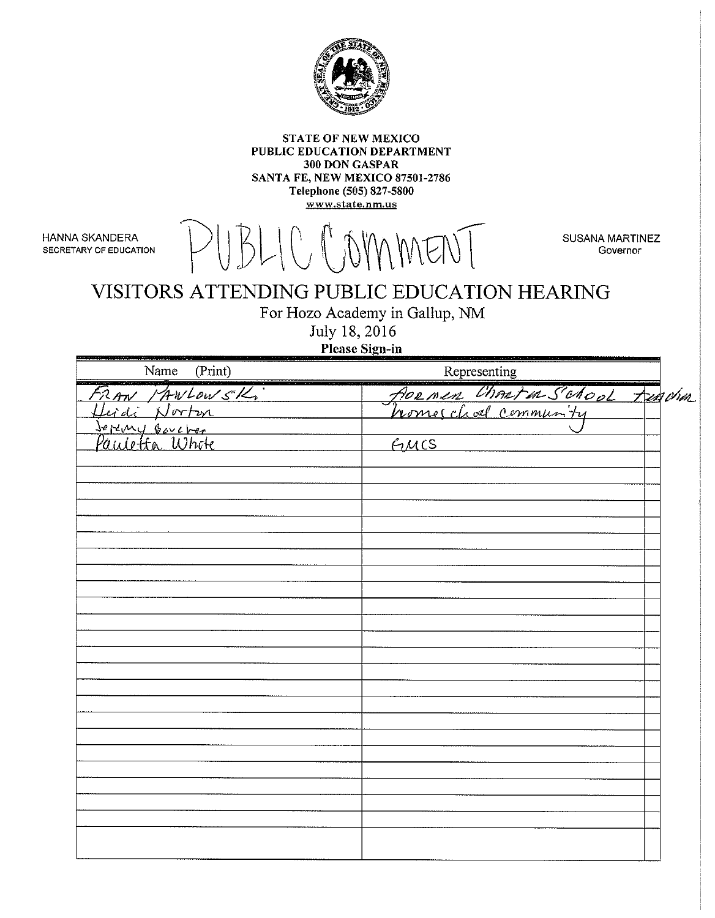**STATE OF NEW MEXICO**
**PUBLIC EDUCATION DEPARTMENT**
**300 DON GASPAR**
**SANTA FE, NEW MEXICO 87501-2786**
**Telephone (505) 827-5800**
**www.state.nm.us**

HANNA SKANDERA
SECRETARY OF EDUCATION

PUBLIC COMMENT

SUSANA MARTINEZ
Governor

# VISITORS ATTENDING PUBLIC EDUCATION HEARING

For Hozo Academy in Gallup, NM
July 18, 2016
**Please Sign-in**

| Name (Print) | Representing |
|---|---|
| FRAN PAWLOWSKI | Foermer Charter School teacher |
| Heidi Norton | homeschool community |
| Jeremy Boucher | |
| Pauletta White | GMCS |
| | |
| | |
| | |
| | |
| | |
| | |
| | |
| | |
| | |
| | |
| | |
| | |
| | |
| | |
| | |
| | |
| | |
| | |
| | |
| | |
| | |
| | |
| | |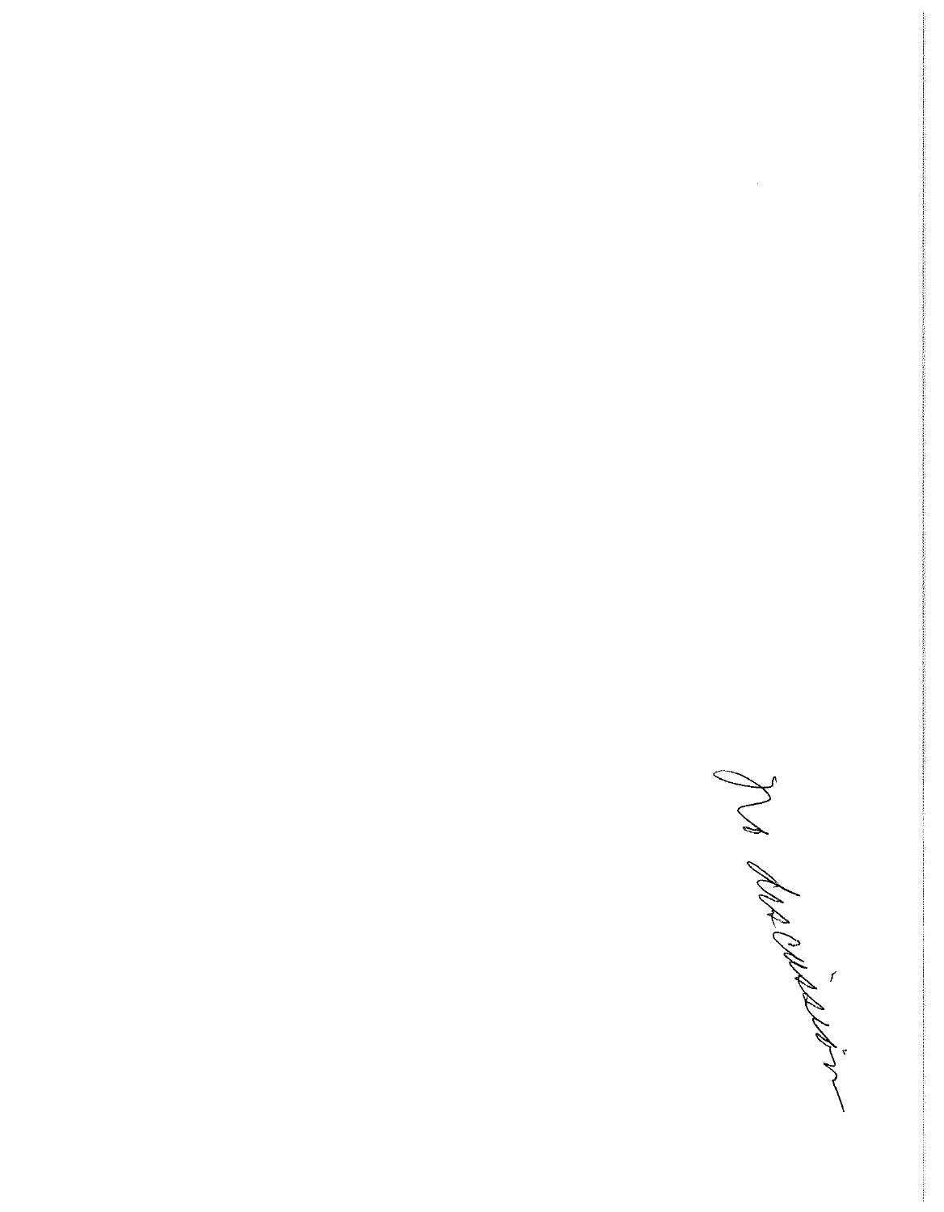No discusión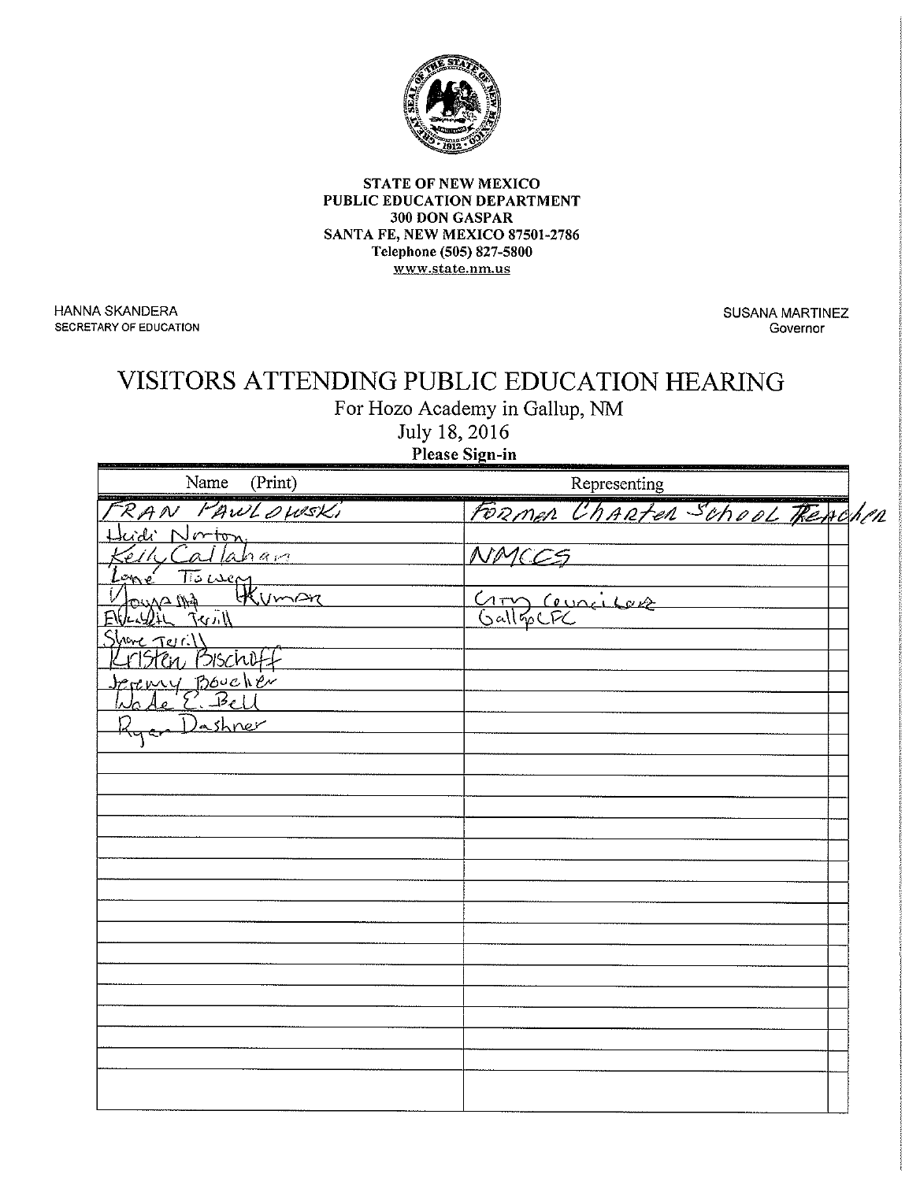**STATE OF NEW MEXICO**
**PUBLIC EDUCATION DEPARTMENT**
**300 DON GASPAR**
**SANTA FE, NEW MEXICO 87501-2786**
**Telephone (505) 827-5800**
**www.state.nm.us**

HANNA SKANDERA
SECRETARY OF EDUCATION

SUSANA MARTINEZ
Governor

# VISITORS ATTENDING PUBLIC EDUCATION HEARING

For Hozo Academy in Gallup, NM
July 18, 2016
**Please Sign-in**

| Name (Print) | Representing |
|---|---|
| FRAN PAWLOWSKI | Former Charter School Teacher |
| Heidi Norton | |
| Kelly Callahan | NMCCS |
| Lane Tower | |
| Yogash Kumar | City Councilor |
| Elizabeth Terrill | Gallup CFC |
| Shane Terrill | |
| Kristen Bischoff | |
| Jeremy Boucher | |
| Wade E. Bell | |
| Ryan Dashner | |
| | |
| | |
| | |
| | |
| | |
| | |
| | |
| | |
| | |
| | |
| | |
| | |
| | |
| | |
| | |
| | |